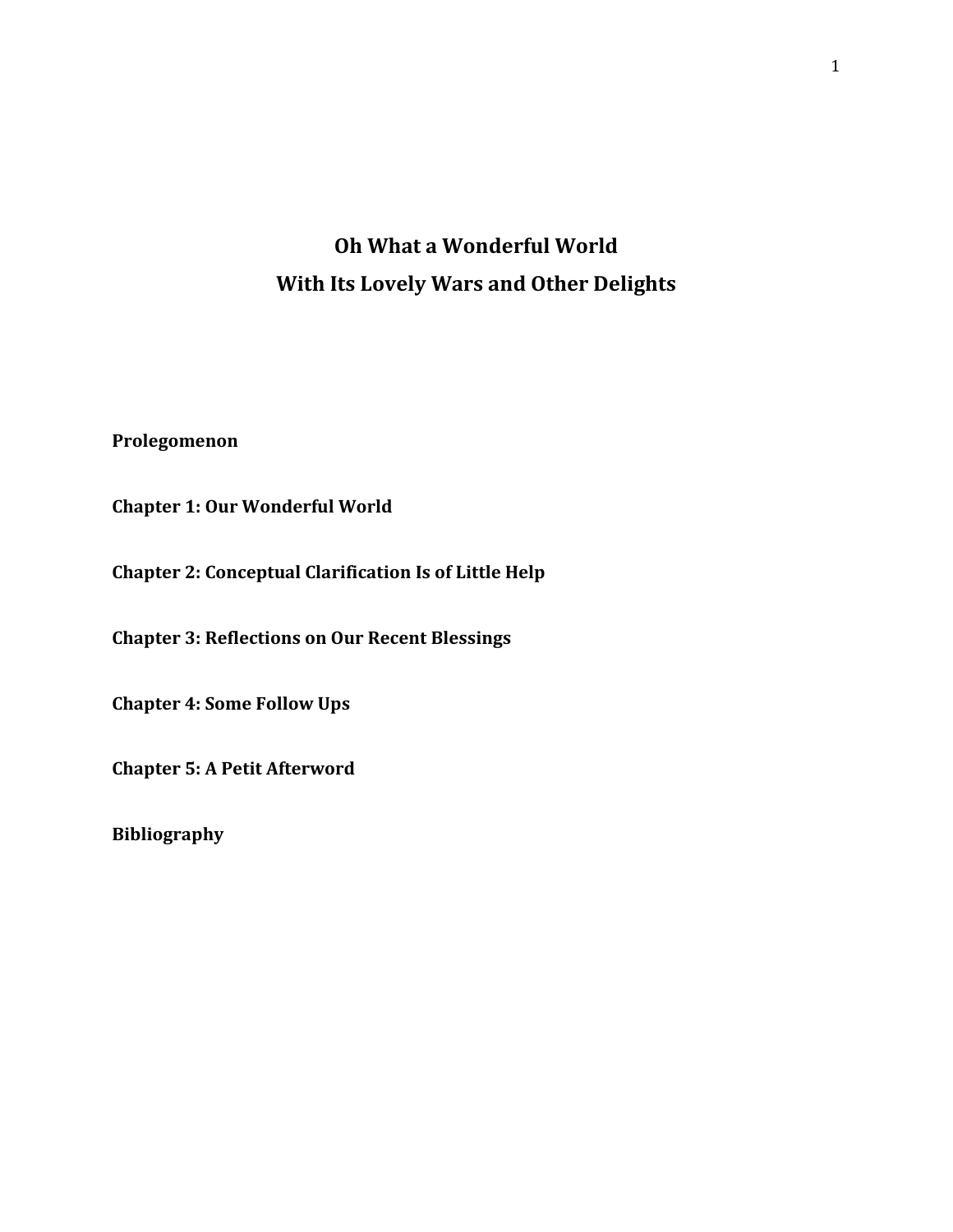# Oh What a Wonderful World
# With Its Lovely Wars and Other Delights

**Prolegomenon**

**Chapter 1: Our Wonderful World**

**Chapter 2: Conceptual Clarification Is of Little Help**

**Chapter 3: Reflections on Our Recent Blessings**

**Chapter 4: Some Follow Ups**

**Chapter 5: A Petit Afterword**

**Bibliography**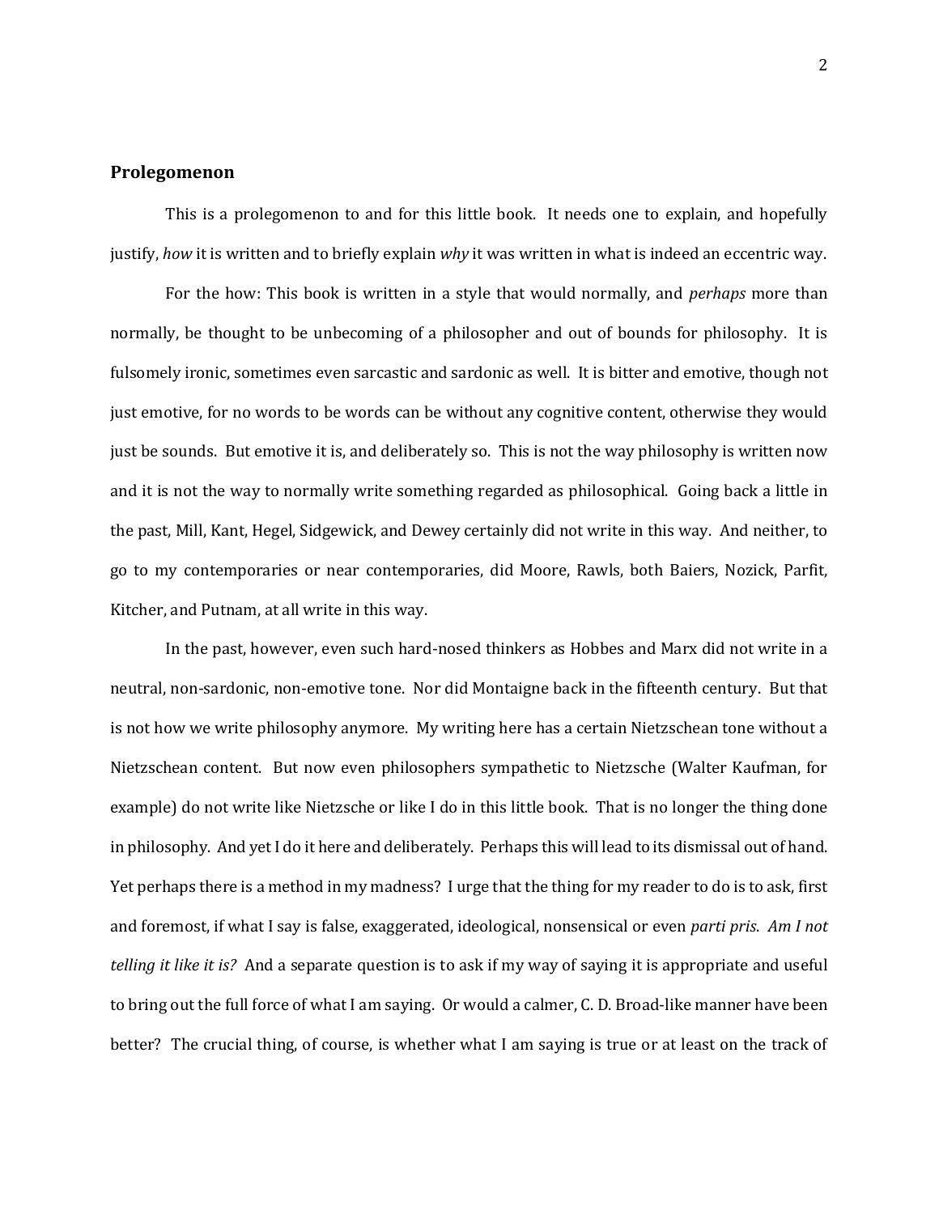## Prolegomenon

This is a prolegomenon to and for this little book. It needs one to explain, and hopefully justify, *how* it is written and to briefly explain *why* it was written in what is indeed an eccentric way.

For the how: This book is written in a style that would normally, and *perhaps* more than normally, be thought to be unbecoming of a philosopher and out of bounds for philosophy. It is fulsomely ironic, sometimes even sarcastic and sardonic as well. It is bitter and emotive, though not just emotive, for no words to be words can be without any cognitive content, otherwise they would just be sounds. But emotive it is, and deliberately so. This is not the way philosophy is written now and it is not the way to normally write something regarded as philosophical. Going back a little in the past, Mill, Kant, Hegel, Sidgewick, and Dewey certainly did not write in this way. And neither, to go to my contemporaries or near contemporaries, did Moore, Rawls, both Baiers, Nozick, Parfit, Kitcher, and Putnam, at all write in this way.

In the past, however, even such hard-nosed thinkers as Hobbes and Marx did not write in a neutral, non-sardonic, non-emotive tone. Nor did Montaigne back in the fifteenth century. But that is not how we write philosophy anymore. My writing here has a certain Nietzschean tone without a Nietzschean content. But now even philosophers sympathetic to Nietzsche (Walter Kaufman, for example) do not write like Nietzsche or like I do in this little book. That is no longer the thing done in philosophy. And yet I do it here and deliberately. Perhaps this will lead to its dismissal out of hand. Yet perhaps there is a method in my madness? I urge that the thing for my reader to do is to ask, first and foremost, if what I say is false, exaggerated, ideological, nonsensical or even *parti pris*. *Am I not telling it like it is?* And a separate question is to ask if my way of saying it is appropriate and useful to bring out the full force of what I am saying. Or would a calmer, C. D. Broad-like manner have been better? The crucial thing, of course, is whether what I am saying is true or at least on the track of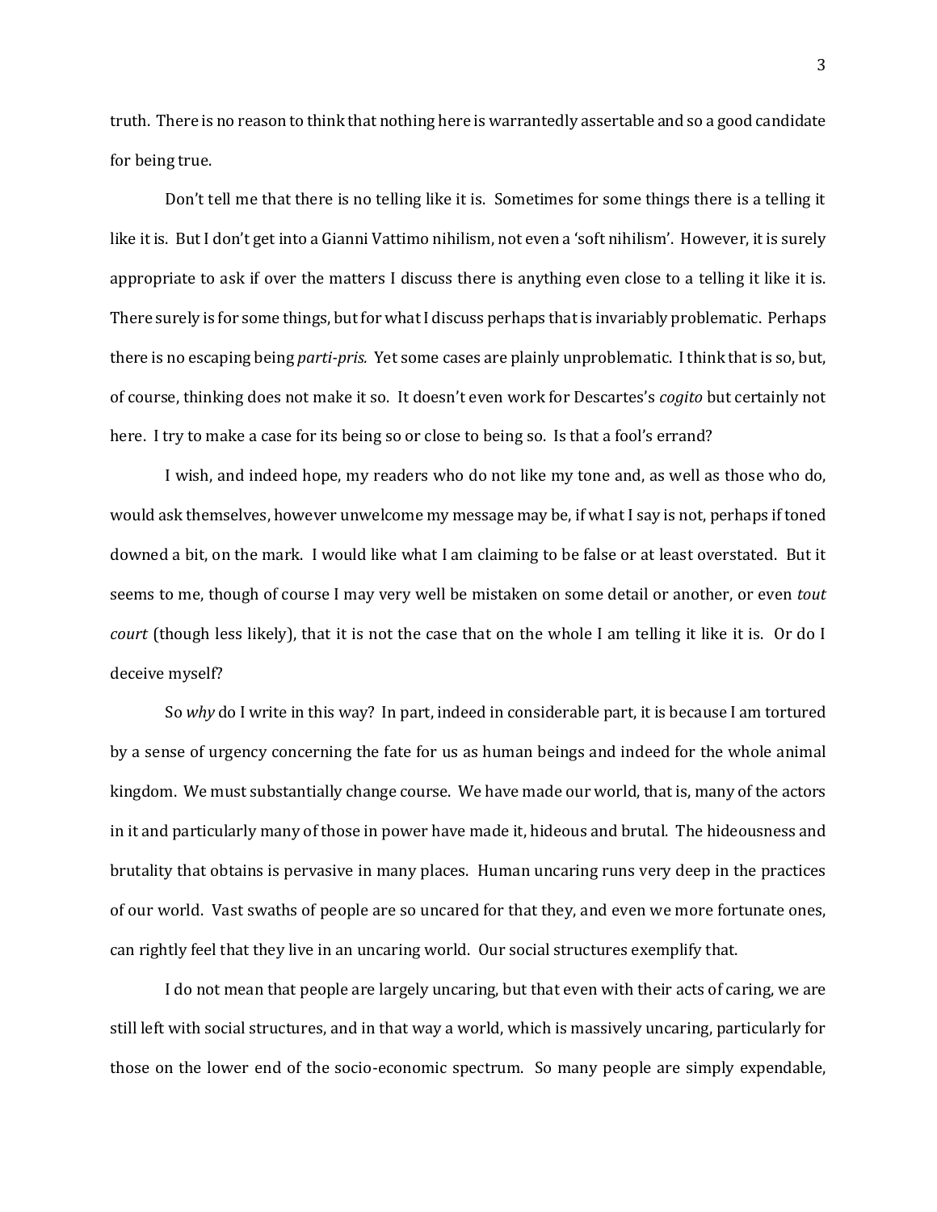truth. There is no reason to think that nothing here is warrantedly assertable and so a good candidate for being true.

Don't tell me that there is no telling like it is. Sometimes for some things there is a telling it like it is. But I don't get into a Gianni Vattimo nihilism, not even a 'soft nihilism'. However, it is surely appropriate to ask if over the matters I discuss there is anything even close to a telling it like it is. There surely is for some things, but for what I discuss perhaps that is invariably problematic. Perhaps there is no escaping being *parti-pris.* Yet some cases are plainly unproblematic. I think that is so, but, of course, thinking does not make it so. It doesn't even work for Descartes's *cogito* but certainly not here. I try to make a case for its being so or close to being so. Is that a fool's errand?

I wish, and indeed hope, my readers who do not like my tone and, as well as those who do, would ask themselves, however unwelcome my message may be, if what I say is not, perhaps if toned downed a bit, on the mark. I would like what I am claiming to be false or at least overstated. But it seems to me, though of course I may very well be mistaken on some detail or another, or even *tout court* (though less likely), that it is not the case that on the whole I am telling it like it is. Or do I deceive myself?

So *why* do I write in this way? In part, indeed in considerable part, it is because I am tortured by a sense of urgency concerning the fate for us as human beings and indeed for the whole animal kingdom. We must substantially change course. We have made our world, that is, many of the actors in it and particularly many of those in power have made it, hideous and brutal. The hideousness and brutality that obtains is pervasive in many places. Human uncaring runs very deep in the practices of our world. Vast swaths of people are so uncared for that they, and even we more fortunate ones, can rightly feel that they live in an uncaring world. Our social structures exemplify that.

I do not mean that people are largely uncaring, but that even with their acts of caring, we are still left with social structures, and in that way a world, which is massively uncaring, particularly for those on the lower end of the socio-economic spectrum. So many people are simply expendable,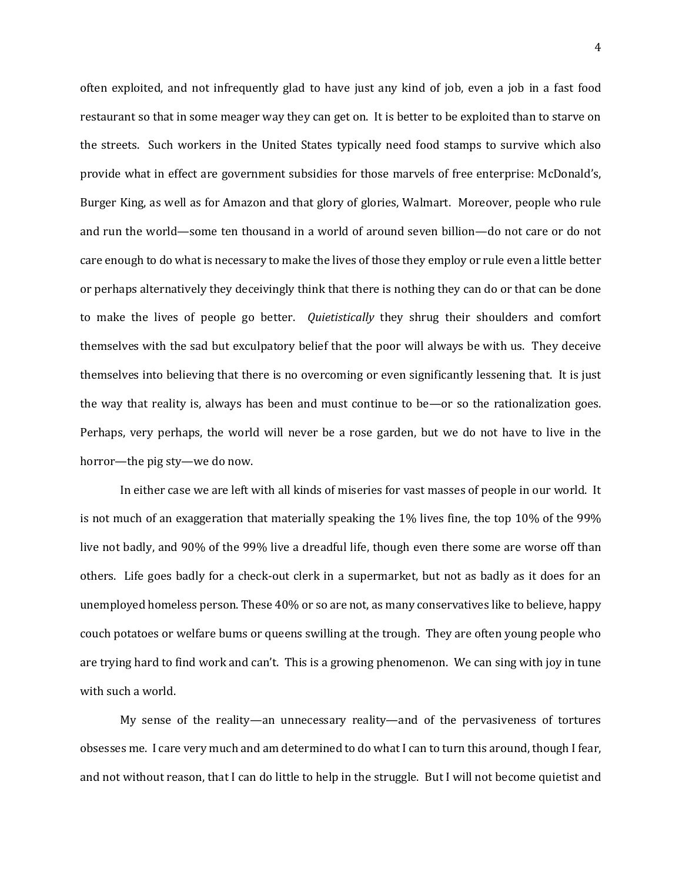often exploited, and not infrequently glad to have just any kind of job, even a job in a fast food restaurant so that in some meager way they can get on. It is better to be exploited than to starve on the streets. Such workers in the United States typically need food stamps to survive which also provide what in effect are government subsidies for those marvels of free enterprise: McDonald's, Burger King, as well as for Amazon and that glory of glories, Walmart. Moreover, people who rule and run the world—some ten thousand in a world of around seven billion—do not care or do not care enough to do what is necessary to make the lives of those they employ or rule even a little better or perhaps alternatively they deceivingly think that there is nothing they can do or that can be done to make the lives of people go better. *Quietistically* they shrug their shoulders and comfort themselves with the sad but exculpatory belief that the poor will always be with us. They deceive themselves into believing that there is no overcoming or even significantly lessening that. It is just the way that reality is, always has been and must continue to be—or so the rationalization goes. Perhaps, very perhaps, the world will never be a rose garden, but we do not have to live in the horror—the pig sty—we do now.

In either case we are left with all kinds of miseries for vast masses of people in our world. It is not much of an exaggeration that materially speaking the 1% lives fine, the top 10% of the 99% live not badly, and 90% of the 99% live a dreadful life, though even there some are worse off than others. Life goes badly for a check-out clerk in a supermarket, but not as badly as it does for an unemployed homeless person. These 40% or so are not, as many conservatives like to believe, happy couch potatoes or welfare bums or queens swilling at the trough. They are often young people who are trying hard to find work and can't. This is a growing phenomenon. We can sing with joy in tune with such a world.

My sense of the reality—an unnecessary reality—and of the pervasiveness of tortures obsesses me. I care very much and am determined to do what I can to turn this around, though I fear, and not without reason, that I can do little to help in the struggle. But I will not become quietist and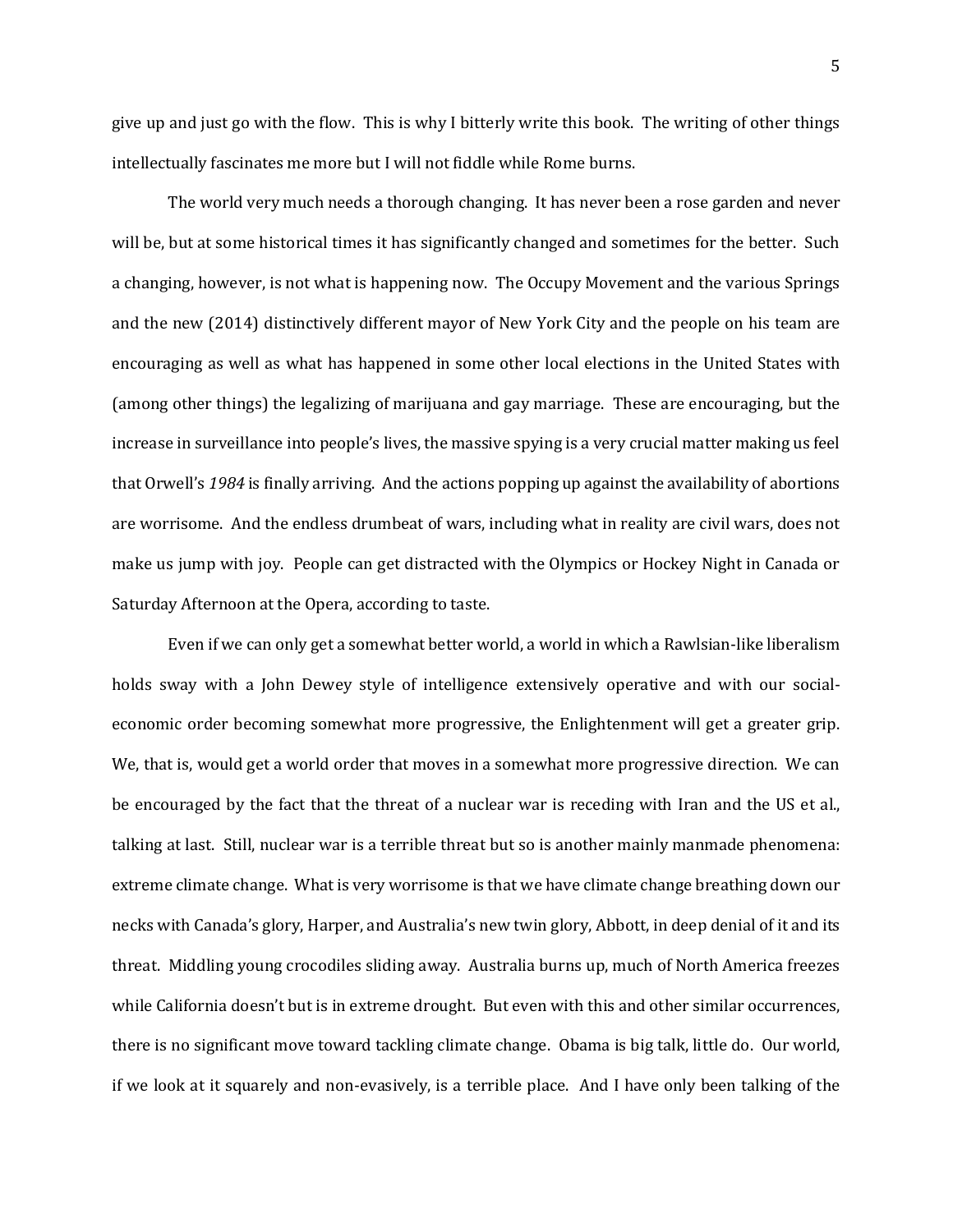give up and just go with the flow. This is why I bitterly write this book. The writing of other things intellectually fascinates me more but I will not fiddle while Rome burns.

The world very much needs a thorough changing. It has never been a rose garden and never will be, but at some historical times it has significantly changed and sometimes for the better. Such a changing, however, is not what is happening now. The Occupy Movement and the various Springs and the new (2014) distinctively different mayor of New York City and the people on his team are encouraging as well as what has happened in some other local elections in the United States with (among other things) the legalizing of marijuana and gay marriage. These are encouraging, but the increase in surveillance into people's lives, the massive spying is a very crucial matter making us feel that Orwell's *1984* is finally arriving. And the actions popping up against the availability of abortions are worrisome. And the endless drumbeat of wars, including what in reality are civil wars, does not make us jump with joy. People can get distracted with the Olympics or Hockey Night in Canada or Saturday Afternoon at the Opera, according to taste.

Even if we can only get a somewhat better world, a world in which a Rawlsian-like liberalism holds sway with a John Dewey style of intelligence extensively operative and with our social-economic order becoming somewhat more progressive, the Enlightenment will get a greater grip. We, that is, would get a world order that moves in a somewhat more progressive direction. We can be encouraged by the fact that the threat of a nuclear war is receding with Iran and the US et al., talking at last. Still, nuclear war is a terrible threat but so is another mainly manmade phenomena: extreme climate change. What is very worrisome is that we have climate change breathing down our necks with Canada's glory, Harper, and Australia's new twin glory, Abbott, in deep denial of it and its threat. Middling young crocodiles sliding away. Australia burns up, much of North America freezes while California doesn't but is in extreme drought. But even with this and other similar occurrences, there is no significant move toward tackling climate change. Obama is big talk, little do. Our world, if we look at it squarely and non-evasively, is a terrible place. And I have only been talking of the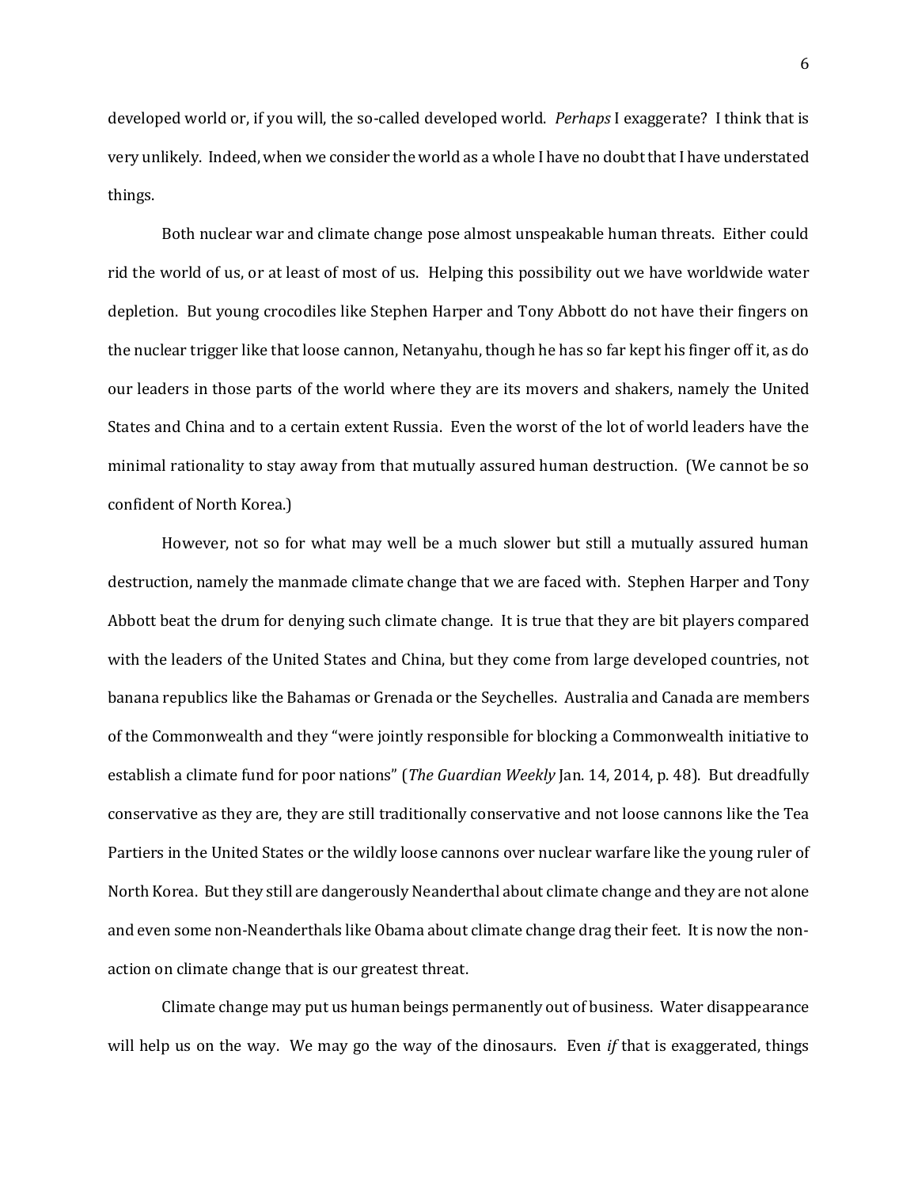developed world or, if you will, the so-called developed world. *Perhaps* I exaggerate? I think that is very unlikely. Indeed, when we consider the world as a whole I have no doubt that I have understated things.

Both nuclear war and climate change pose almost unspeakable human threats. Either could rid the world of us, or at least of most of us. Helping this possibility out we have worldwide water depletion. But young crocodiles like Stephen Harper and Tony Abbott do not have their fingers on the nuclear trigger like that loose cannon, Netanyahu, though he has so far kept his finger off it, as do our leaders in those parts of the world where they are its movers and shakers, namely the United States and China and to a certain extent Russia. Even the worst of the lot of world leaders have the minimal rationality to stay away from that mutually assured human destruction. (We cannot be so confident of North Korea.)

However, not so for what may well be a much slower but still a mutually assured human destruction, namely the manmade climate change that we are faced with. Stephen Harper and Tony Abbott beat the drum for denying such climate change. It is true that they are bit players compared with the leaders of the United States and China, but they come from large developed countries, not banana republics like the Bahamas or Grenada or the Seychelles. Australia and Canada are members of the Commonwealth and they "were jointly responsible for blocking a Commonwealth initiative to establish a climate fund for poor nations" (*The Guardian Weekly* Jan. 14, 2014, p. 48). But dreadfully conservative as they are, they are still traditionally conservative and not loose cannons like the Tea Partiers in the United States or the wildly loose cannons over nuclear warfare like the young ruler of North Korea. But they still are dangerously Neanderthal about climate change and they are not alone and even some non-Neanderthals like Obama about climate change drag their feet. It is now the non-action on climate change that is our greatest threat.

Climate change may put us human beings permanently out of business. Water disappearance will help us on the way. We may go the way of the dinosaurs. Even *if* that is exaggerated, things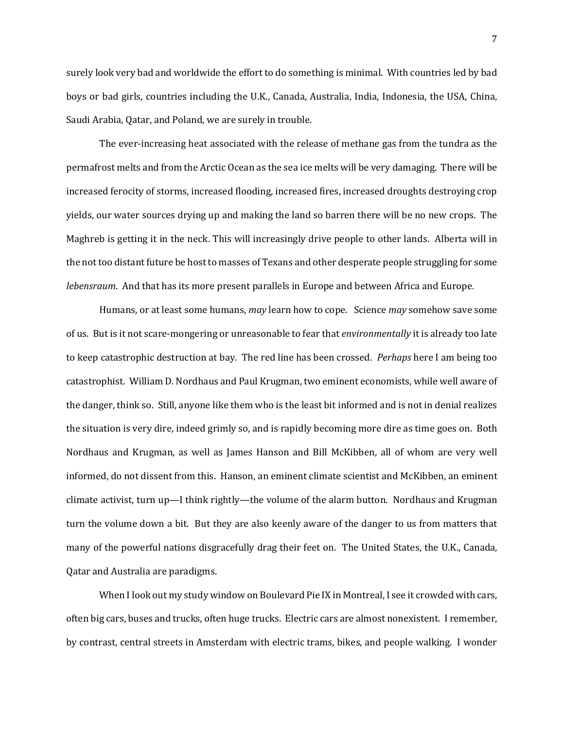surely look very bad and worldwide the effort to do something is minimal. With countries led by bad boys or bad girls, countries including the U.K., Canada, Australia, India, Indonesia, the USA, China, Saudi Arabia, Qatar, and Poland, we are surely in trouble.

The ever-increasing heat associated with the release of methane gas from the tundra as the permafrost melts and from the Arctic Ocean as the sea ice melts will be very damaging. There will be increased ferocity of storms, increased flooding, increased fires, increased droughts destroying crop yields, our water sources drying up and making the land so barren there will be no new crops. The Maghreb is getting it in the neck. This will increasingly drive people to other lands. Alberta will in the not too distant future be host to masses of Texans and other desperate people struggling for some *lebensraum*. And that has its more present parallels in Europe and between Africa and Europe.

Humans, or at least some humans, *may* learn how to cope. Science *may* somehow save some of us. But is it not scare-mongering or unreasonable to fear that *environmentally* it is already too late to keep catastrophic destruction at bay. The red line has been crossed. *Perhaps* here I am being too catastrophist. William D. Nordhaus and Paul Krugman, two eminent economists, while well aware of the danger, think so. Still, anyone like them who is the least bit informed and is not in denial realizes the situation is very dire, indeed grimly so, and is rapidly becoming more dire as time goes on. Both Nordhaus and Krugman, as well as James Hanson and Bill McKibben, all of whom are very well informed, do not dissent from this. Hanson, an eminent climate scientist and McKibben, an eminent climate activist, turn up—I think rightly—the volume of the alarm button. Nordhaus and Krugman turn the volume down a bit. But they are also keenly aware of the danger to us from matters that many of the powerful nations disgracefully drag their feet on. The United States, the U.K., Canada, Qatar and Australia are paradigms.

When I look out my study window on Boulevard Pie IX in Montreal, I see it crowded with cars, often big cars, buses and trucks, often huge trucks. Electric cars are almost nonexistent. I remember, by contrast, central streets in Amsterdam with electric trams, bikes, and people walking. I wonder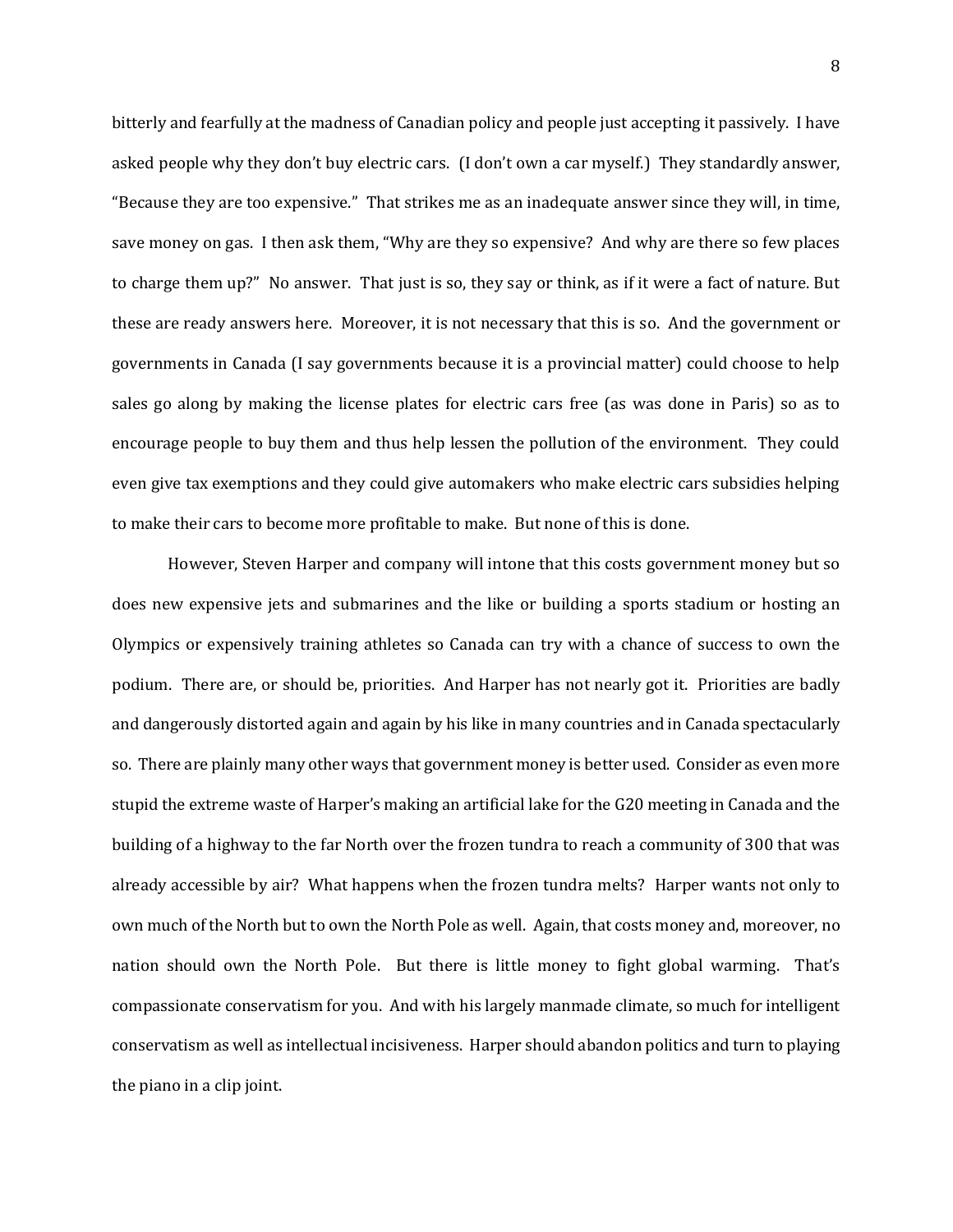bitterly and fearfully at the madness of Canadian policy and people just accepting it passively. I have asked people why they don't buy electric cars. (I don't own a car myself.) They standardly answer, "Because they are too expensive." That strikes me as an inadequate answer since they will, in time, save money on gas. I then ask them, "Why are they so expensive? And why are there so few places to charge them up?" No answer. That just is so, they say or think, as if it were a fact of nature. But these are ready answers here. Moreover, it is not necessary that this is so. And the government or governments in Canada (I say governments because it is a provincial matter) could choose to help sales go along by making the license plates for electric cars free (as was done in Paris) so as to encourage people to buy them and thus help lessen the pollution of the environment. They could even give tax exemptions and they could give automakers who make electric cars subsidies helping to make their cars to become more profitable to make. But none of this is done.

However, Steven Harper and company will intone that this costs government money but so does new expensive jets and submarines and the like or building a sports stadium or hosting an Olympics or expensively training athletes so Canada can try with a chance of success to own the podium. There are, or should be, priorities. And Harper has not nearly got it. Priorities are badly and dangerously distorted again and again by his like in many countries and in Canada spectacularly so. There are plainly many other ways that government money is better used. Consider as even more stupid the extreme waste of Harper's making an artificial lake for the G20 meeting in Canada and the building of a highway to the far North over the frozen tundra to reach a community of 300 that was already accessible by air? What happens when the frozen tundra melts? Harper wants not only to own much of the North but to own the North Pole as well. Again, that costs money and, moreover, no nation should own the North Pole. But there is little money to fight global warming. That's compassionate conservatism for you. And with his largely manmade climate, so much for intelligent conservatism as well as intellectual incisiveness. Harper should abandon politics and turn to playing the piano in a clip joint.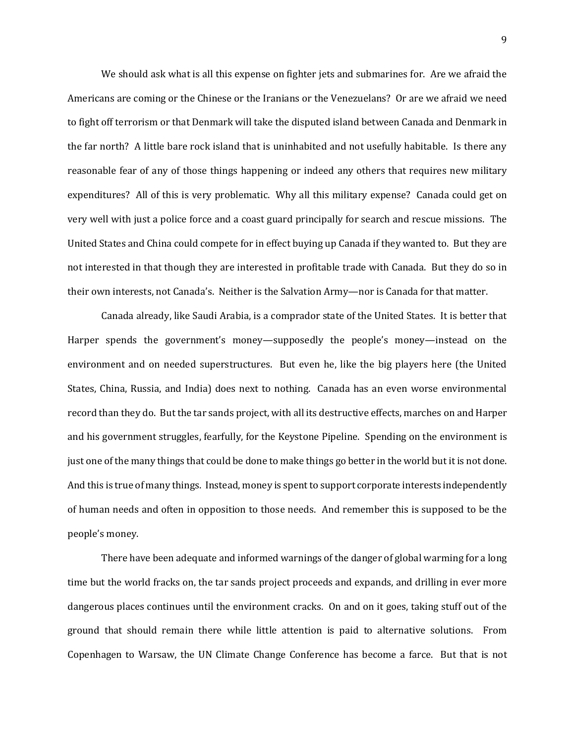We should ask what is all this expense on fighter jets and submarines for. Are we afraid the Americans are coming or the Chinese or the Iranians or the Venezuelans? Or are we afraid we need to fight off terrorism or that Denmark will take the disputed island between Canada and Denmark in the far north? A little bare rock island that is uninhabited and not usefully habitable. Is there any reasonable fear of any of those things happening or indeed any others that requires new military expenditures? All of this is very problematic. Why all this military expense? Canada could get on very well with just a police force and a coast guard principally for search and rescue missions. The United States and China could compete for in effect buying up Canada if they wanted to. But they are not interested in that though they are interested in profitable trade with Canada. But they do so in their own interests, not Canada's. Neither is the Salvation Army—nor is Canada for that matter.

Canada already, like Saudi Arabia, is a comprador state of the United States. It is better that Harper spends the government's money—supposedly the people's money—instead on the environment and on needed superstructures. But even he, like the big players here (the United States, China, Russia, and India) does next to nothing. Canada has an even worse environmental record than they do. But the tar sands project, with all its destructive effects, marches on and Harper and his government struggles, fearfully, for the Keystone Pipeline. Spending on the environment is just one of the many things that could be done to make things go better in the world but it is not done. And this is true of many things. Instead, money is spent to support corporate interests independently of human needs and often in opposition to those needs. And remember this is supposed to be the people's money.

There have been adequate and informed warnings of the danger of global warming for a long time but the world fracks on, the tar sands project proceeds and expands, and drilling in ever more dangerous places continues until the environment cracks. On and on it goes, taking stuff out of the ground that should remain there while little attention is paid to alternative solutions. From Copenhagen to Warsaw, the UN Climate Change Conference has become a farce. But that is not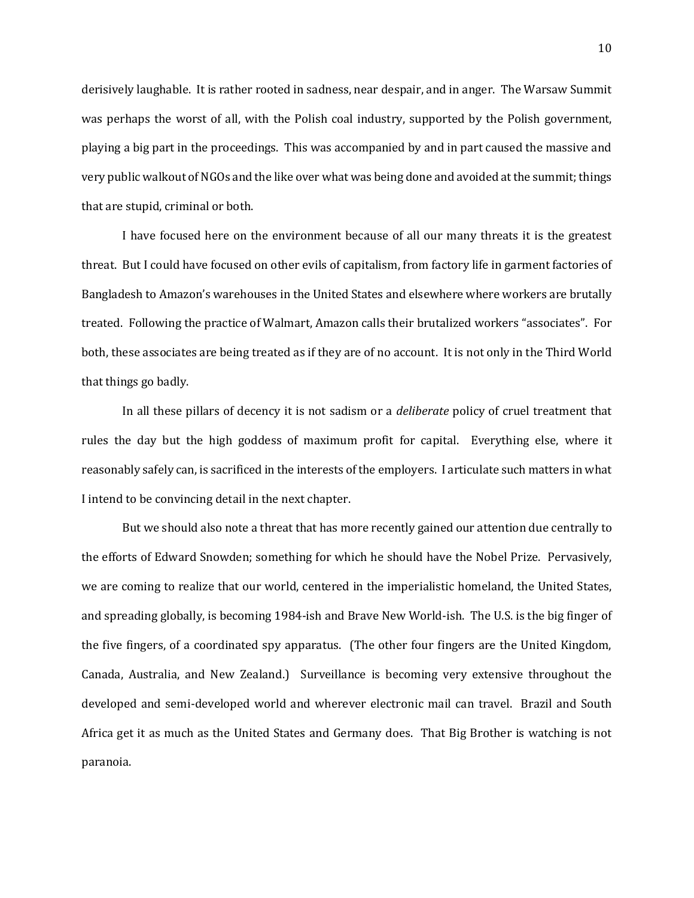derisively laughable. It is rather rooted in sadness, near despair, and in anger. The Warsaw Summit was perhaps the worst of all, with the Polish coal industry, supported by the Polish government, playing a big part in the proceedings. This was accompanied by and in part caused the massive and very public walkout of NGOs and the like over what was being done and avoided at the summit; things that are stupid, criminal or both.

I have focused here on the environment because of all our many threats it is the greatest threat. But I could have focused on other evils of capitalism, from factory life in garment factories of Bangladesh to Amazon's warehouses in the United States and elsewhere where workers are brutally treated. Following the practice of Walmart, Amazon calls their brutalized workers "associates". For both, these associates are being treated as if they are of no account. It is not only in the Third World that things go badly.

In all these pillars of decency it is not sadism or a *deliberate* policy of cruel treatment that rules the day but the high goddess of maximum profit for capital. Everything else, where it reasonably safely can, is sacrificed in the interests of the employers. I articulate such matters in what I intend to be convincing detail in the next chapter.

But we should also note a threat that has more recently gained our attention due centrally to the efforts of Edward Snowden; something for which he should have the Nobel Prize. Pervasively, we are coming to realize that our world, centered in the imperialistic homeland, the United States, and spreading globally, is becoming 1984-ish and Brave New World-ish. The U.S. is the big finger of the five fingers, of a coordinated spy apparatus. (The other four fingers are the United Kingdom, Canada, Australia, and New Zealand.) Surveillance is becoming very extensive throughout the developed and semi-developed world and wherever electronic mail can travel. Brazil and South Africa get it as much as the United States and Germany does. That Big Brother is watching is not paranoia.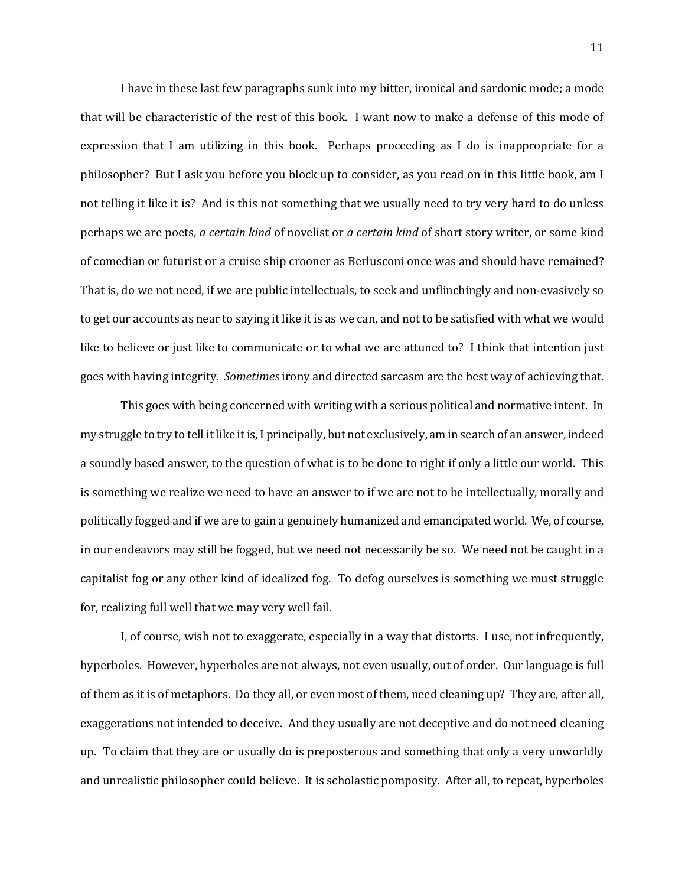I have in these last few paragraphs sunk into my bitter, ironical and sardonic mode; a mode that will be characteristic of the rest of this book. I want now to make a defense of this mode of expression that I am utilizing in this book. Perhaps proceeding as I do is inappropriate for a philosopher? But I ask you before you block up to consider, as you read on in this little book, am I not telling it like it is? And is this not something that we usually need to try very hard to do unless perhaps we are poets, *a certain kind* of novelist or *a certain kind* of short story writer, or some kind of comedian or futurist or a cruise ship crooner as Berlusconi once was and should have remained? That is, do we not need, if we are public intellectuals, to seek and unflinchingly and non-evasively so to get our accounts as near to saying it like it is as we can, and not to be satisfied with what we would like to believe or just like to communicate or to what we are attuned to? I think that intention just goes with having integrity. *Sometimes* irony and directed sarcasm are the best way of achieving that.

This goes with being concerned with writing with a serious political and normative intent. In my struggle to try to tell it like it is, I principally, but not exclusively, am in search of an answer, indeed a soundly based answer, to the question of what is to be done to right if only a little our world. This is something we realize we need to have an answer to if we are not to be intellectually, morally and politically fogged and if we are to gain a genuinely humanized and emancipated world. We, of course, in our endeavors may still be fogged, but we need not necessarily be so. We need not be caught in a capitalist fog or any other kind of idealized fog. To defog ourselves is something we must struggle for, realizing full well that we may very well fail.

I, of course, wish not to exaggerate, especially in a way that distorts. I use, not infrequently, hyperboles. However, hyperboles are not always, not even usually, out of order. Our language is full of them as it is of metaphors. Do they all, or even most of them, need cleaning up? They are, after all, exaggerations not intended to deceive. And they usually are not deceptive and do not need cleaning up. To claim that they are or usually do is preposterous and something that only a very unworldly and unrealistic philosopher could believe. It is scholastic pomposity. After all, to repeat, hyperboles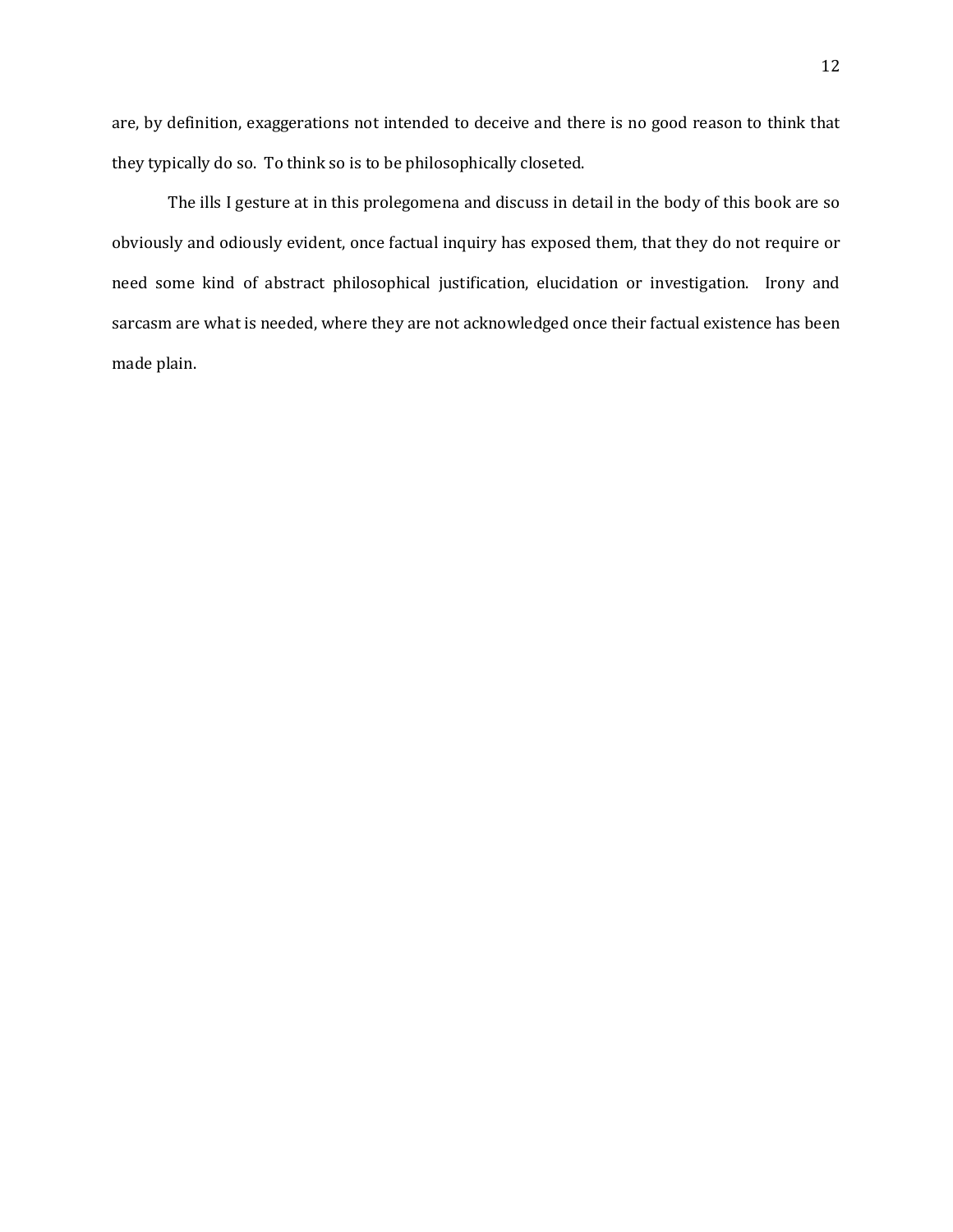are, by definition, exaggerations not intended to deceive and there is no good reason to think that they typically do so. To think so is to be philosophically closeted.

The ills I gesture at in this prolegomena and discuss in detail in the body of this book are so obviously and odiously evident, once factual inquiry has exposed them, that they do not require or need some kind of abstract philosophical justification, elucidation or investigation. Irony and sarcasm are what is needed, where they are not acknowledged once their factual existence has been made plain.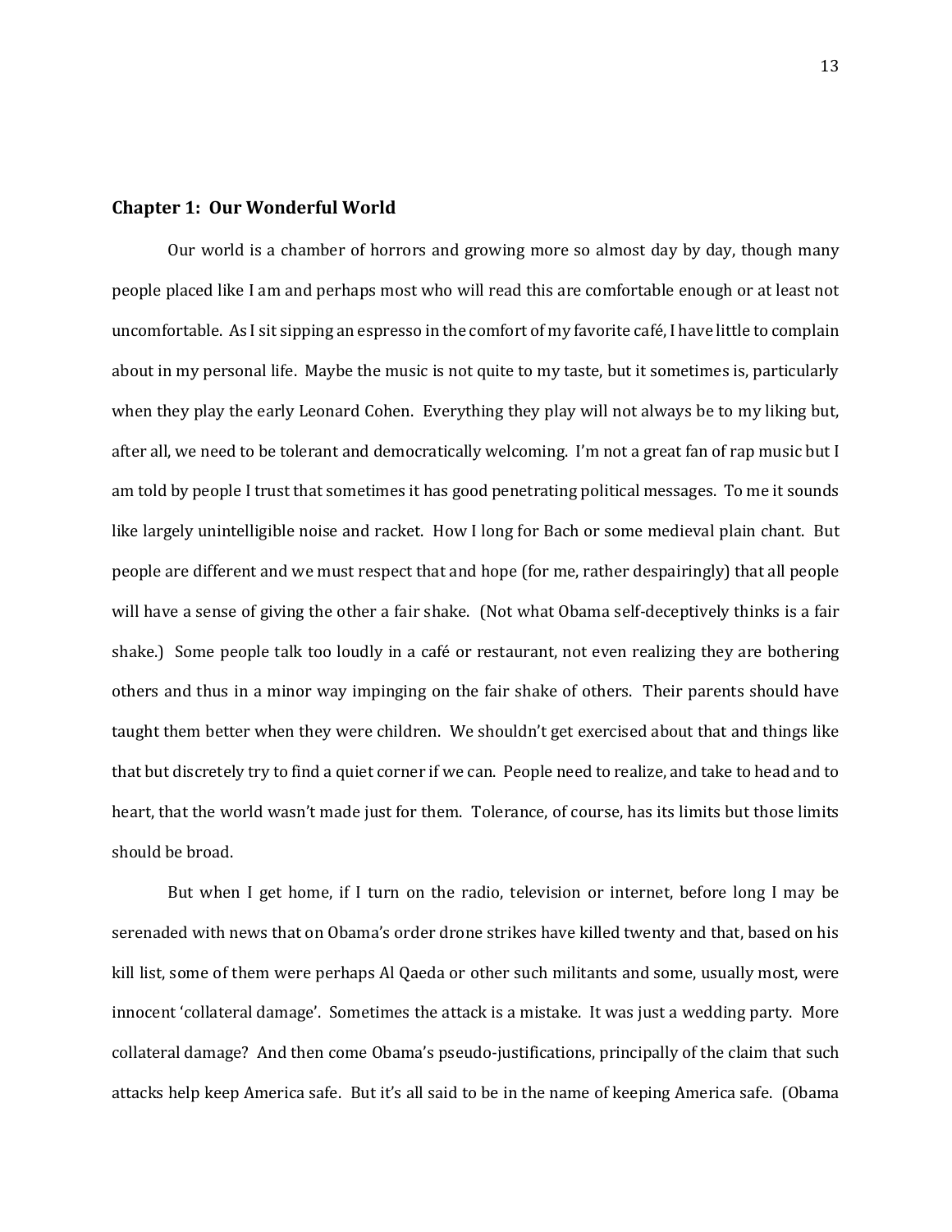## Chapter 1: Our Wonderful World

Our world is a chamber of horrors and growing more so almost day by day, though many people placed like I am and perhaps most who will read this are comfortable enough or at least not uncomfortable. As I sit sipping an espresso in the comfort of my favorite café, I have little to complain about in my personal life. Maybe the music is not quite to my taste, but it sometimes is, particularly when they play the early Leonard Cohen. Everything they play will not always be to my liking but, after all, we need to be tolerant and democratically welcoming. I'm not a great fan of rap music but I am told by people I trust that sometimes it has good penetrating political messages. To me it sounds like largely unintelligible noise and racket. How I long for Bach or some medieval plain chant. But people are different and we must respect that and hope (for me, rather despairingly) that all people will have a sense of giving the other a fair shake. (Not what Obama self-deceptively thinks is a fair shake.) Some people talk too loudly in a café or restaurant, not even realizing they are bothering others and thus in a minor way impinging on the fair shake of others. Their parents should have taught them better when they were children. We shouldn't get exercised about that and things like that but discretely try to find a quiet corner if we can. People need to realize, and take to head and to heart, that the world wasn't made just for them. Tolerance, of course, has its limits but those limits should be broad.

But when I get home, if I turn on the radio, television or internet, before long I may be serenaded with news that on Obama's order drone strikes have killed twenty and that, based on his kill list, some of them were perhaps Al Qaeda or other such militants and some, usually most, were innocent 'collateral damage'. Sometimes the attack is a mistake. It was just a wedding party. More collateral damage? And then come Obama's pseudo-justifications, principally of the claim that such attacks help keep America safe. But it's all said to be in the name of keeping America safe. (Obama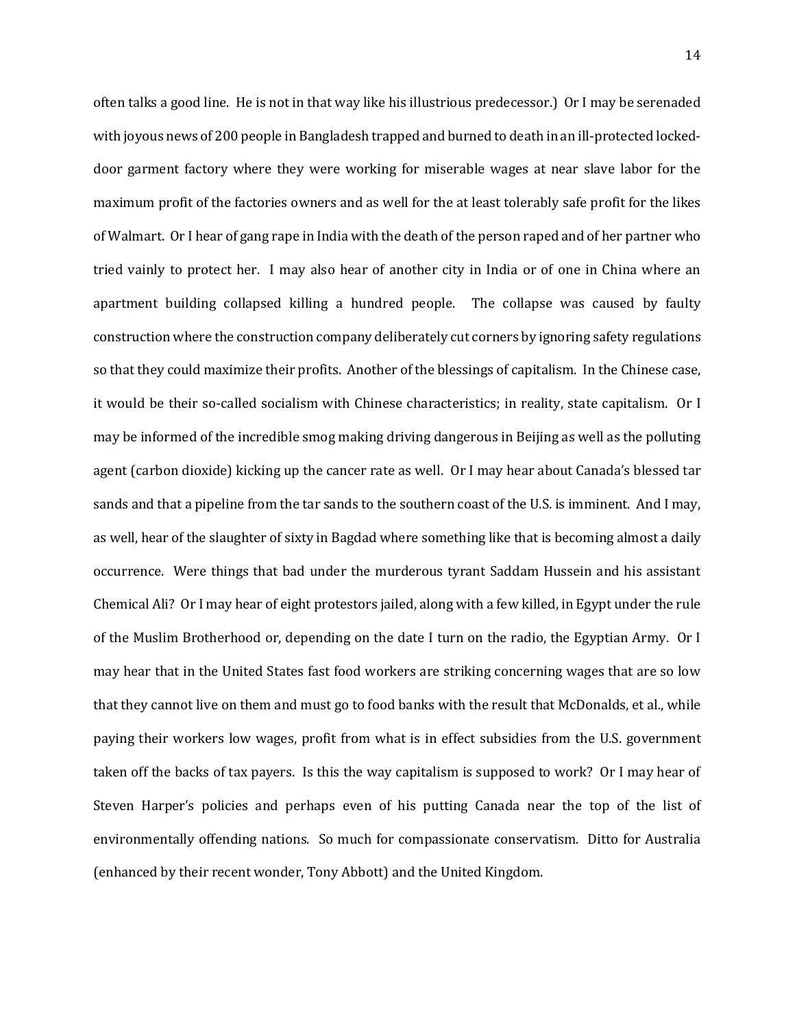often talks a good line. He is not in that way like his illustrious predecessor.) Or I may be serenaded with joyous news of 200 people in Bangladesh trapped and burned to death in an ill-protected locked-door garment factory where they were working for miserable wages at near slave labor for the maximum profit of the factories owners and as well for the at least tolerably safe profit for the likes of Walmart. Or I hear of gang rape in India with the death of the person raped and of her partner who tried vainly to protect her. I may also hear of another city in India or of one in China where an apartment building collapsed killing a hundred people. The collapse was caused by faulty construction where the construction company deliberately cut corners by ignoring safety regulations so that they could maximize their profits. Another of the blessings of capitalism. In the Chinese case, it would be their so-called socialism with Chinese characteristics; in reality, state capitalism. Or I may be informed of the incredible smog making driving dangerous in Beijing as well as the polluting agent (carbon dioxide) kicking up the cancer rate as well. Or I may hear about Canada's blessed tar sands and that a pipeline from the tar sands to the southern coast of the U.S. is imminent. And I may, as well, hear of the slaughter of sixty in Bagdad where something like that is becoming almost a daily occurrence. Were things that bad under the murderous tyrant Saddam Hussein and his assistant Chemical Ali? Or I may hear of eight protestors jailed, along with a few killed, in Egypt under the rule of the Muslim Brotherhood or, depending on the date I turn on the radio, the Egyptian Army. Or I may hear that in the United States fast food workers are striking concerning wages that are so low that they cannot live on them and must go to food banks with the result that McDonalds, et al., while paying their workers low wages, profit from what is in effect subsidies from the U.S. government taken off the backs of tax payers. Is this the way capitalism is supposed to work? Or I may hear of Steven Harper's policies and perhaps even of his putting Canada near the top of the list of environmentally offending nations. So much for compassionate conservatism. Ditto for Australia (enhanced by their recent wonder, Tony Abbott) and the United Kingdom.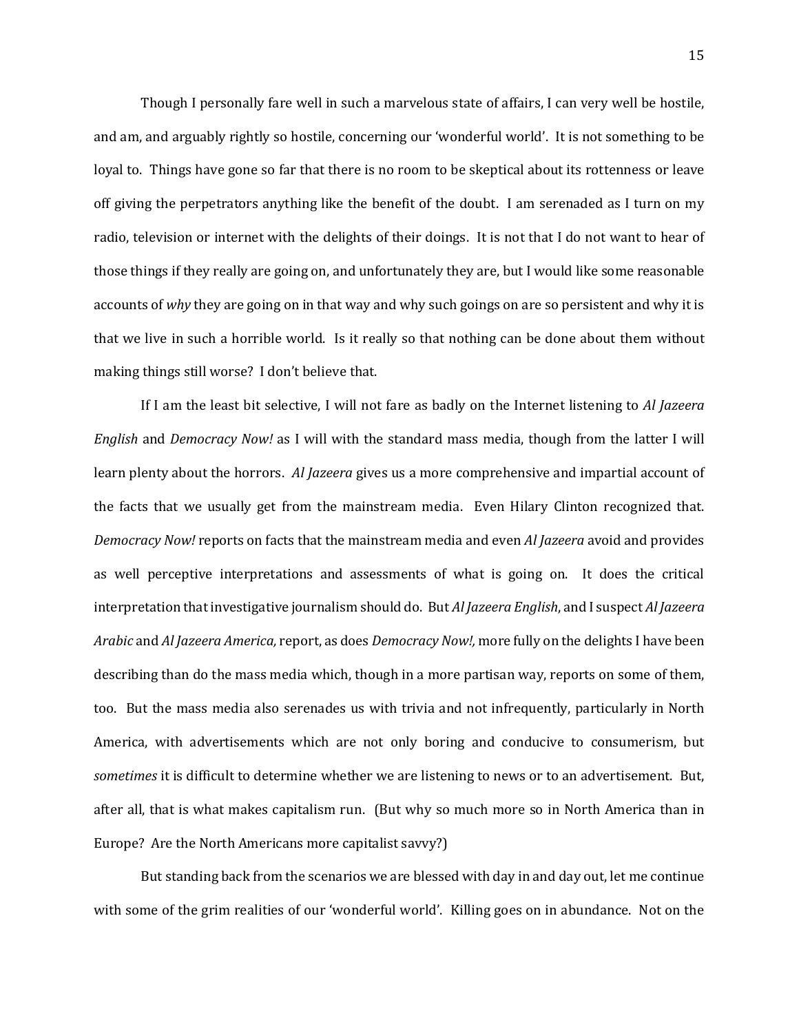Though I personally fare well in such a marvelous state of affairs, I can very well be hostile, and am, and arguably rightly so hostile, concerning our 'wonderful world'. It is not something to be loyal to. Things have gone so far that there is no room to be skeptical about its rottenness or leave off giving the perpetrators anything like the benefit of the doubt. I am serenaded as I turn on my radio, television or internet with the delights of their doings. It is not that I do not want to hear of those things if they really are going on, and unfortunately they are, but I would like some reasonable accounts of *why* they are going on in that way and why such goings on are so persistent and why it is that we live in such a horrible world. Is it really so that nothing can be done about them without making things still worse? I don't believe that.

If I am the least bit selective, I will not fare as badly on the Internet listening to *Al Jazeera English* and *Democracy Now!* as I will with the standard mass media, though from the latter I will learn plenty about the horrors. *Al Jazeera* gives us a more comprehensive and impartial account of the facts that we usually get from the mainstream media. Even Hilary Clinton recognized that. *Democracy Now!* reports on facts that the mainstream media and even *Al Jazeera* avoid and provides as well perceptive interpretations and assessments of what is going on. It does the critical interpretation that investigative journalism should do. But *Al Jazeera English*, and I suspect *Al Jazeera Arabic* and *Al Jazeera America,* report, as does *Democracy Now!,* more fully on the delights I have been describing than do the mass media which, though in a more partisan way, reports on some of them, too. But the mass media also serenades us with trivia and not infrequently, particularly in North America, with advertisements which are not only boring and conducive to consumerism, but *sometimes* it is difficult to determine whether we are listening to news or to an advertisement. But, after all, that is what makes capitalism run. (But why so much more so in North America than in Europe? Are the North Americans more capitalist savvy?)

But standing back from the scenarios we are blessed with day in and day out, let me continue with some of the grim realities of our 'wonderful world'. Killing goes on in abundance. Not on the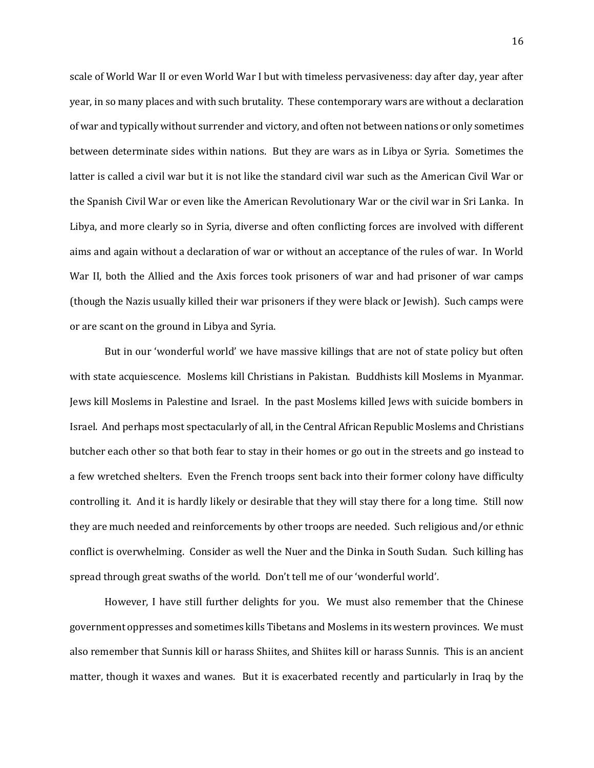scale of World War II or even World War I but with timeless pervasiveness: day after day, year after year, in so many places and with such brutality. These contemporary wars are without a declaration of war and typically without surrender and victory, and often not between nations or only sometimes between determinate sides within nations. But they are wars as in Libya or Syria. Sometimes the latter is called a civil war but it is not like the standard civil war such as the American Civil War or the Spanish Civil War or even like the American Revolutionary War or the civil war in Sri Lanka. In Libya, and more clearly so in Syria, diverse and often conflicting forces are involved with different aims and again without a declaration of war or without an acceptance of the rules of war. In World War II, both the Allied and the Axis forces took prisoners of war and had prisoner of war camps (though the Nazis usually killed their war prisoners if they were black or Jewish). Such camps were or are scant on the ground in Libya and Syria.

But in our 'wonderful world' we have massive killings that are not of state policy but often with state acquiescence. Moslems kill Christians in Pakistan. Buddhists kill Moslems in Myanmar. Jews kill Moslems in Palestine and Israel. In the past Moslems killed Jews with suicide bombers in Israel. And perhaps most spectacularly of all, in the Central African Republic Moslems and Christians butcher each other so that both fear to stay in their homes or go out in the streets and go instead to a few wretched shelters. Even the French troops sent back into their former colony have difficulty controlling it. And it is hardly likely or desirable that they will stay there for a long time. Still now they are much needed and reinforcements by other troops are needed. Such religious and/or ethnic conflict is overwhelming. Consider as well the Nuer and the Dinka in South Sudan. Such killing has spread through great swaths of the world. Don't tell me of our 'wonderful world'.

However, I have still further delights for you. We must also remember that the Chinese government oppresses and sometimes kills Tibetans and Moslems in its western provinces. We must also remember that Sunnis kill or harass Shiites, and Shiites kill or harass Sunnis. This is an ancient matter, though it waxes and wanes. But it is exacerbated recently and particularly in Iraq by the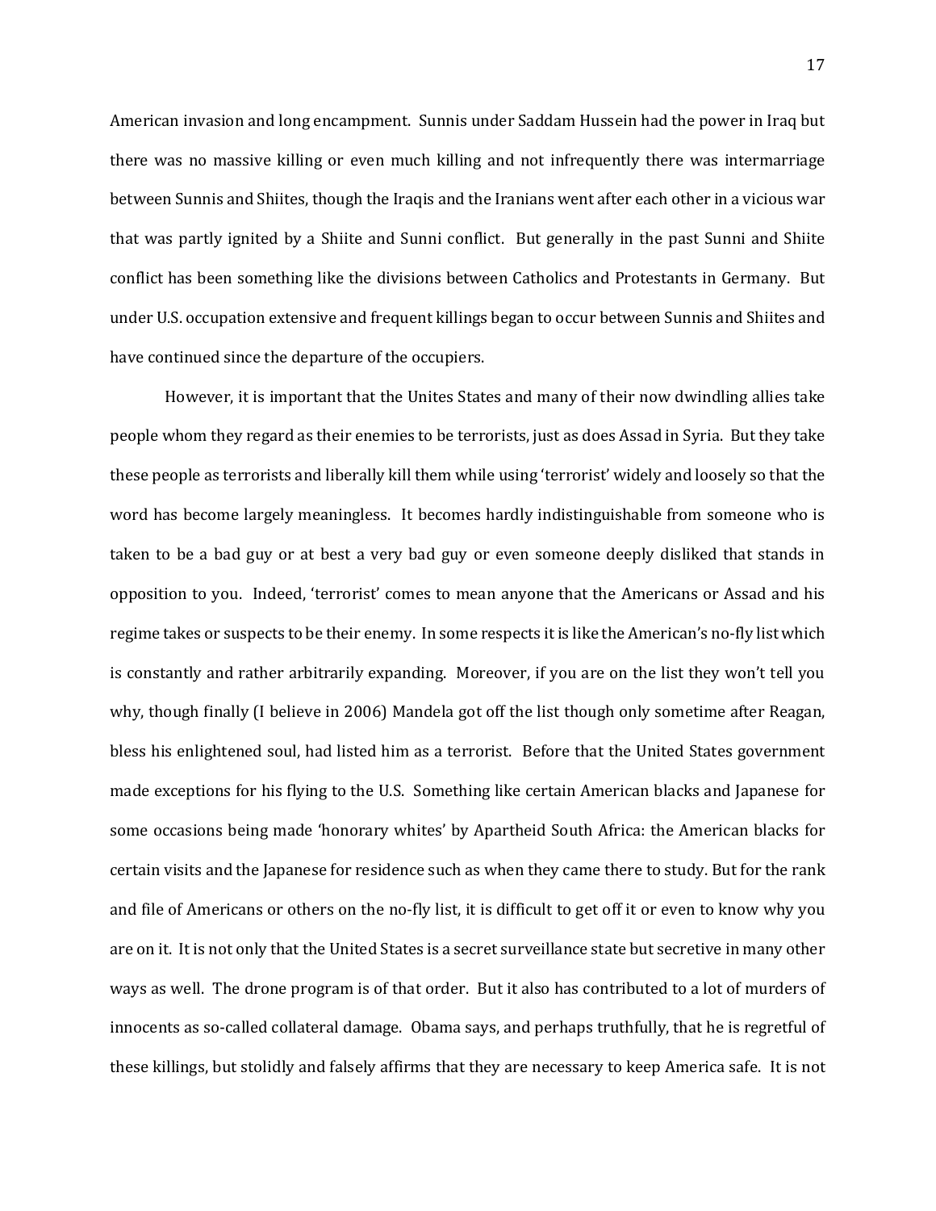American invasion and long encampment. Sunnis under Saddam Hussein had the power in Iraq but there was no massive killing or even much killing and not infrequently there was intermarriage between Sunnis and Shiites, though the Iraqis and the Iranians went after each other in a vicious war that was partly ignited by a Shiite and Sunni conflict. But generally in the past Sunni and Shiite conflict has been something like the divisions between Catholics and Protestants in Germany. But under U.S. occupation extensive and frequent killings began to occur between Sunnis and Shiites and have continued since the departure of the occupiers.

However, it is important that the Unites States and many of their now dwindling allies take people whom they regard as their enemies to be terrorists, just as does Assad in Syria. But they take these people as terrorists and liberally kill them while using 'terrorist' widely and loosely so that the word has become largely meaningless. It becomes hardly indistinguishable from someone who is taken to be a bad guy or at best a very bad guy or even someone deeply disliked that stands in opposition to you. Indeed, 'terrorist' comes to mean anyone that the Americans or Assad and his regime takes or suspects to be their enemy. In some respects it is like the American's no-fly list which is constantly and rather arbitrarily expanding. Moreover, if you are on the list they won't tell you why, though finally (I believe in 2006) Mandela got off the list though only sometime after Reagan, bless his enlightened soul, had listed him as a terrorist. Before that the United States government made exceptions for his flying to the U.S. Something like certain American blacks and Japanese for some occasions being made 'honorary whites' by Apartheid South Africa: the American blacks for certain visits and the Japanese for residence such as when they came there to study. But for the rank and file of Americans or others on the no-fly list, it is difficult to get off it or even to know why you are on it. It is not only that the United States is a secret surveillance state but secretive in many other ways as well. The drone program is of that order. But it also has contributed to a lot of murders of innocents as so-called collateral damage. Obama says, and perhaps truthfully, that he is regretful of these killings, but stolidly and falsely affirms that they are necessary to keep America safe. It is not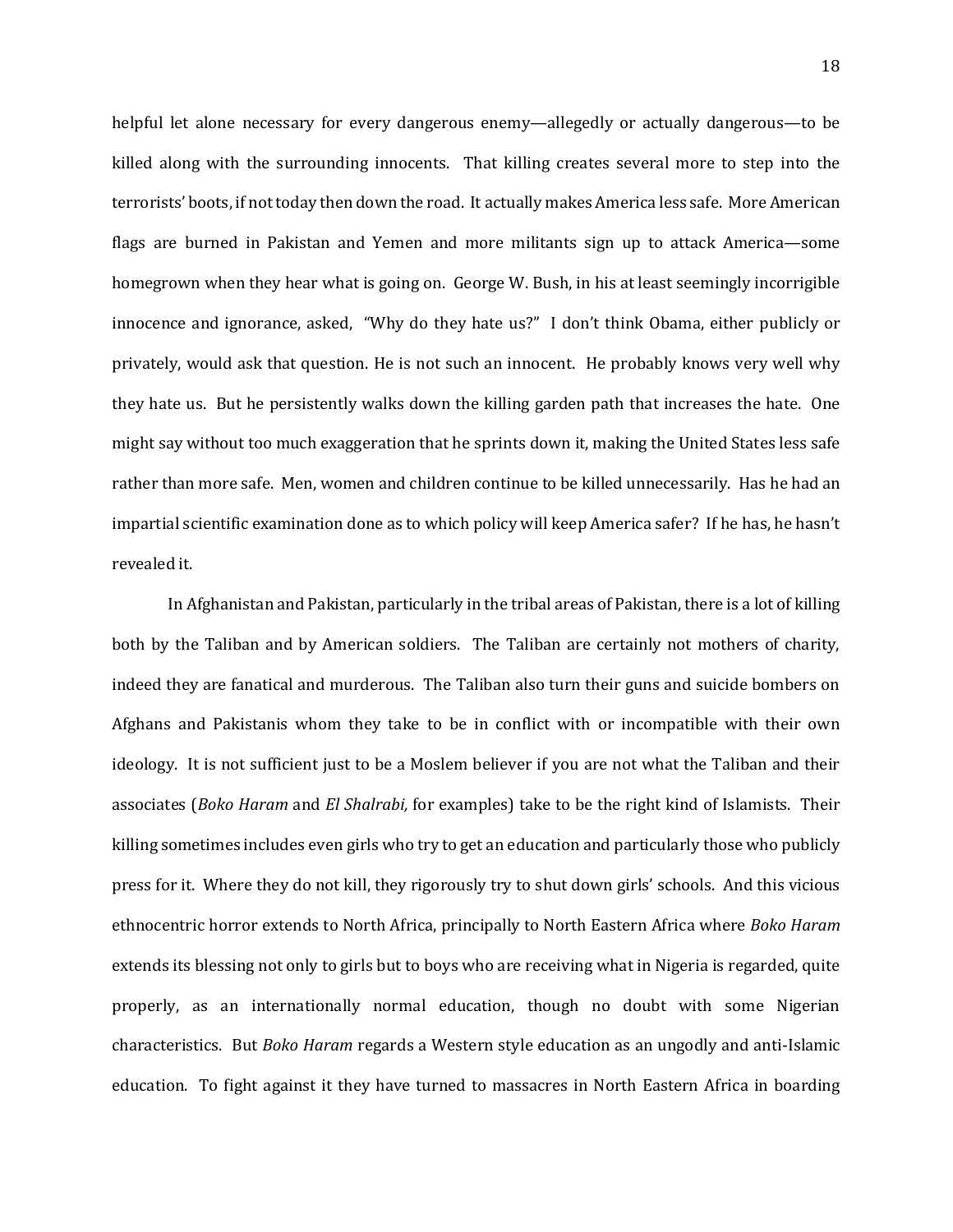helpful let alone necessary for every dangerous enemy—allegedly or actually dangerous—to be killed along with the surrounding innocents. That killing creates several more to step into the terrorists' boots, if not today then down the road. It actually makes America less safe. More American flags are burned in Pakistan and Yemen and more militants sign up to attack America—some homegrown when they hear what is going on. George W. Bush, in his at least seemingly incorrigible innocence and ignorance, asked, "Why do they hate us?" I don't think Obama, either publicly or privately, would ask that question. He is not such an innocent. He probably knows very well why they hate us. But he persistently walks down the killing garden path that increases the hate. One might say without too much exaggeration that he sprints down it, making the United States less safe rather than more safe. Men, women and children continue to be killed unnecessarily. Has he had an impartial scientific examination done as to which policy will keep America safer? If he has, he hasn't revealed it.

In Afghanistan and Pakistan, particularly in the tribal areas of Pakistan, there is a lot of killing both by the Taliban and by American soldiers. The Taliban are certainly not mothers of charity, indeed they are fanatical and murderous. The Taliban also turn their guns and suicide bombers on Afghans and Pakistanis whom they take to be in conflict with or incompatible with their own ideology. It is not sufficient just to be a Moslem believer if you are not what the Taliban and their associates (*Boko Haram* and *El Shalrabi,* for examples) take to be the right kind of Islamists. Their killing sometimes includes even girls who try to get an education and particularly those who publicly press for it. Where they do not kill, they rigorously try to shut down girls' schools. And this vicious ethnocentric horror extends to North Africa, principally to North Eastern Africa where *Boko Haram* extends its blessing not only to girls but to boys who are receiving what in Nigeria is regarded, quite properly, as an internationally normal education, though no doubt with some Nigerian characteristics. But *Boko Haram* regards a Western style education as an ungodly and anti-Islamic education. To fight against it they have turned to massacres in North Eastern Africa in boarding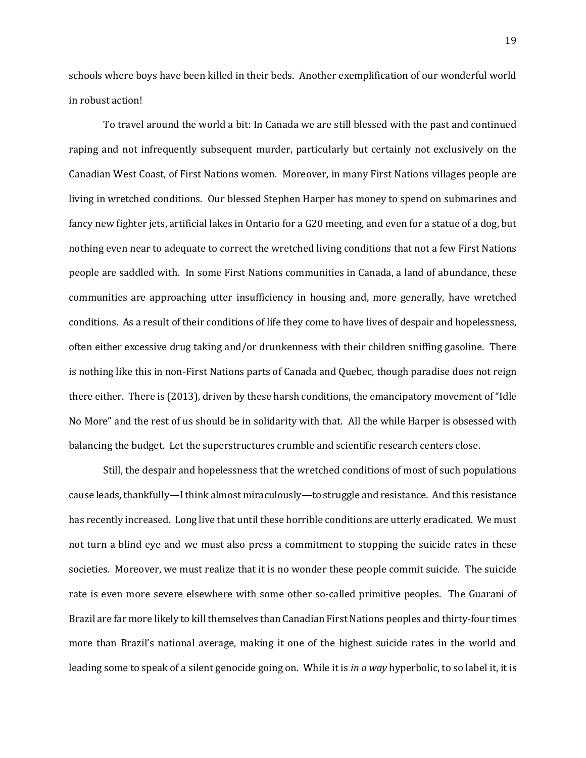schools where boys have been killed in their beds. Another exemplification of our wonderful world in robust action!

To travel around the world a bit: In Canada we are still blessed with the past and continued raping and not infrequently subsequent murder, particularly but certainly not exclusively on the Canadian West Coast, of First Nations women. Moreover, in many First Nations villages people are living in wretched conditions. Our blessed Stephen Harper has money to spend on submarines and fancy new fighter jets, artificial lakes in Ontario for a G20 meeting, and even for a statue of a dog, but nothing even near to adequate to correct the wretched living conditions that not a few First Nations people are saddled with. In some First Nations communities in Canada, a land of abundance, these communities are approaching utter insufficiency in housing and, more generally, have wretched conditions. As a result of their conditions of life they come to have lives of despair and hopelessness, often either excessive drug taking and/or drunkenness with their children sniffing gasoline. There is nothing like this in non-First Nations parts of Canada and Quebec, though paradise does not reign there either. There is (2013), driven by these harsh conditions, the emancipatory movement of "Idle No More" and the rest of us should be in solidarity with that. All the while Harper is obsessed with balancing the budget. Let the superstructures crumble and scientific research centers close.

Still, the despair and hopelessness that the wretched conditions of most of such populations cause leads, thankfully—I think almost miraculously—to struggle and resistance. And this resistance has recently increased. Long live that until these horrible conditions are utterly eradicated. We must not turn a blind eye and we must also press a commitment to stopping the suicide rates in these societies. Moreover, we must realize that it is no wonder these people commit suicide. The suicide rate is even more severe elsewhere with some other so-called primitive peoples. The Guarani of Brazil are far more likely to kill themselves than Canadian First Nations peoples and thirty-four times more than Brazil's national average, making it one of the highest suicide rates in the world and leading some to speak of a silent genocide going on. While it is *in a way* hyperbolic, to so label it, it is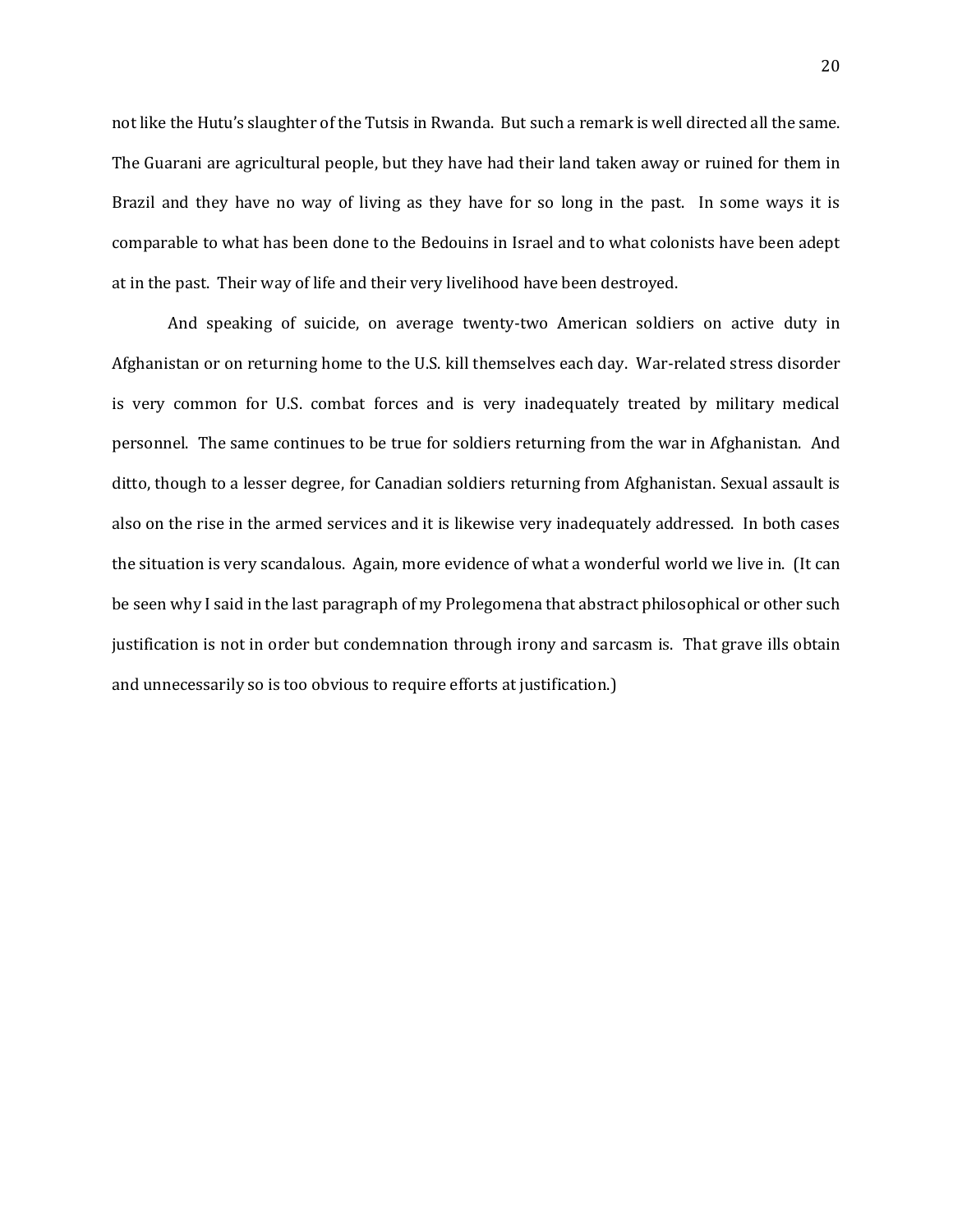not like the Hutu's slaughter of the Tutsis in Rwanda. But such a remark is well directed all the same. The Guarani are agricultural people, but they have had their land taken away or ruined for them in Brazil and they have no way of living as they have for so long in the past. In some ways it is comparable to what has been done to the Bedouins in Israel and to what colonists have been adept at in the past. Their way of life and their very livelihood have been destroyed.

And speaking of suicide, on average twenty-two American soldiers on active duty in Afghanistan or on returning home to the U.S. kill themselves each day. War-related stress disorder is very common for U.S. combat forces and is very inadequately treated by military medical personnel. The same continues to be true for soldiers returning from the war in Afghanistan. And ditto, though to a lesser degree, for Canadian soldiers returning from Afghanistan. Sexual assault is also on the rise in the armed services and it is likewise very inadequately addressed. In both cases the situation is very scandalous. Again, more evidence of what a wonderful world we live in. (It can be seen why I said in the last paragraph of my Prolegomena that abstract philosophical or other such justification is not in order but condemnation through irony and sarcasm is. That grave ills obtain and unnecessarily so is too obvious to require efforts at justification.)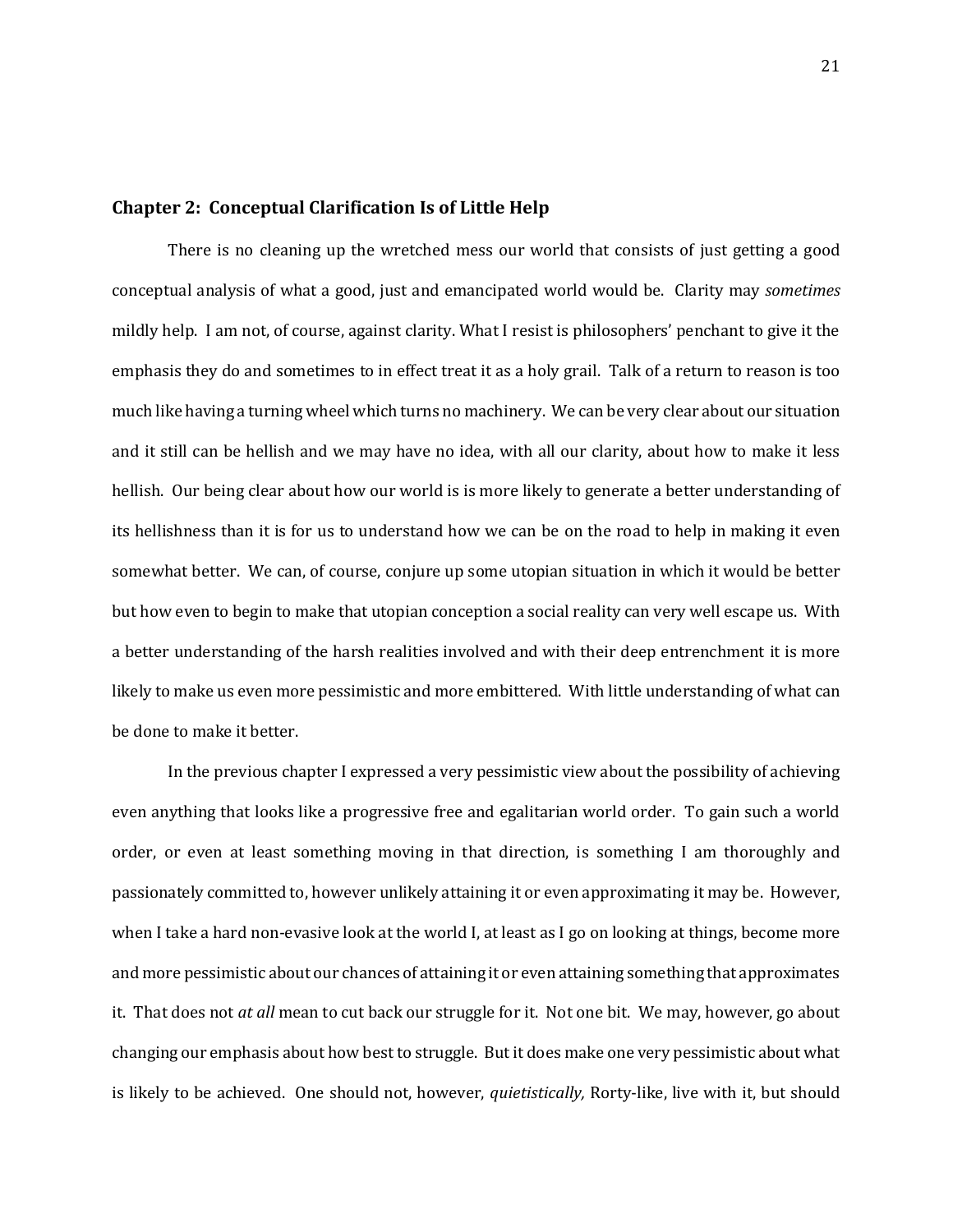## Chapter 2: Conceptual Clarification Is of Little Help

There is no cleaning up the wretched mess our world that consists of just getting a good conceptual analysis of what a good, just and emancipated world would be. Clarity may *sometimes* mildly help. I am not, of course, against clarity. What I resist is philosophers' penchant to give it the emphasis they do and sometimes to in effect treat it as a holy grail. Talk of a return to reason is too much like having a turning wheel which turns no machinery. We can be very clear about our situation and it still can be hellish and we may have no idea, with all our clarity, about how to make it less hellish. Our being clear about how our world is is more likely to generate a better understanding of its hellishness than it is for us to understand how we can be on the road to help in making it even somewhat better. We can, of course, conjure up some utopian situation in which it would be better but how even to begin to make that utopian conception a social reality can very well escape us. With a better understanding of the harsh realities involved and with their deep entrenchment it is more likely to make us even more pessimistic and more embittered. With little understanding of what can be done to make it better.

In the previous chapter I expressed a very pessimistic view about the possibility of achieving even anything that looks like a progressive free and egalitarian world order. To gain such a world order, or even at least something moving in that direction, is something I am thoroughly and passionately committed to, however unlikely attaining it or even approximating it may be. However, when I take a hard non-evasive look at the world I, at least as I go on looking at things, become more and more pessimistic about our chances of attaining it or even attaining something that approximates it. That does not *at all* mean to cut back our struggle for it. Not one bit. We may, however, go about changing our emphasis about how best to struggle. But it does make one very pessimistic about what is likely to be achieved. One should not, however, *quietistically,* Rorty-like, live with it, but should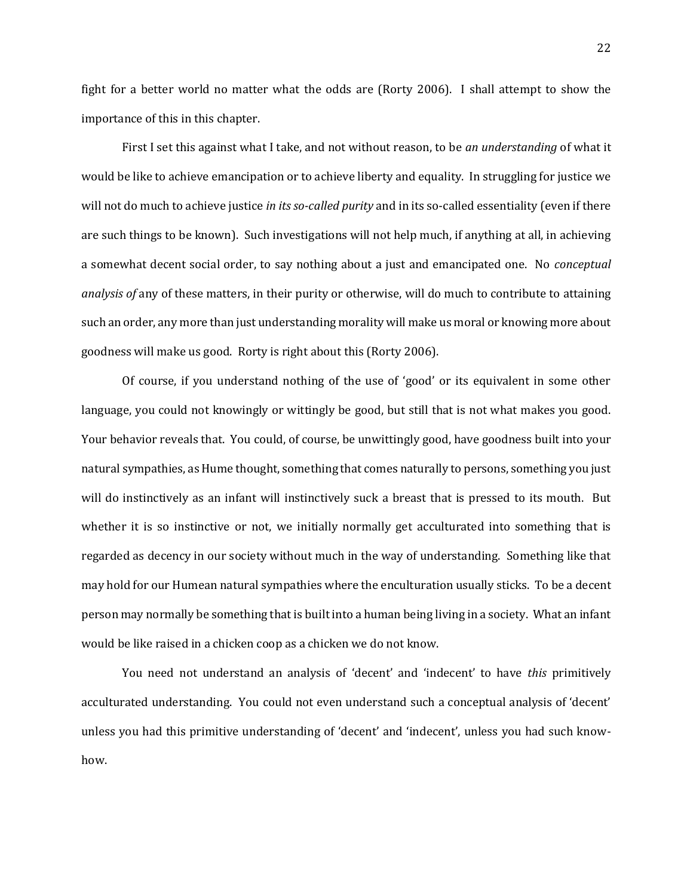fight for a better world no matter what the odds are (Rorty 2006). I shall attempt to show the importance of this in this chapter.

First I set this against what I take, and not without reason, to be *an understanding* of what it would be like to achieve emancipation or to achieve liberty and equality. In struggling for justice we will not do much to achieve justice *in its so-called purity* and in its so-called essentiality (even if there are such things to be known). Such investigations will not help much, if anything at all, in achieving a somewhat decent social order, to say nothing about a just and emancipated one. No *conceptual analysis of* any of these matters, in their purity or otherwise, will do much to contribute to attaining such an order, any more than just understanding morality will make us moral or knowing more about goodness will make us good. Rorty is right about this (Rorty 2006).

Of course, if you understand nothing of the use of 'good' or its equivalent in some other language, you could not knowingly or wittingly be good, but still that is not what makes you good. Your behavior reveals that. You could, of course, be unwittingly good, have goodness built into your natural sympathies, as Hume thought, something that comes naturally to persons, something you just will do instinctively as an infant will instinctively suck a breast that is pressed to its mouth. But whether it is so instinctive or not, we initially normally get acculturated into something that is regarded as decency in our society without much in the way of understanding. Something like that may hold for our Humean natural sympathies where the enculturation usually sticks. To be a decent person may normally be something that is built into a human being living in a society. What an infant would be like raised in a chicken coop as a chicken we do not know.

You need not understand an analysis of 'decent' and 'indecent' to have *this* primitively acculturated understanding. You could not even understand such a conceptual analysis of 'decent' unless you had this primitive understanding of 'decent' and 'indecent', unless you had such know-how.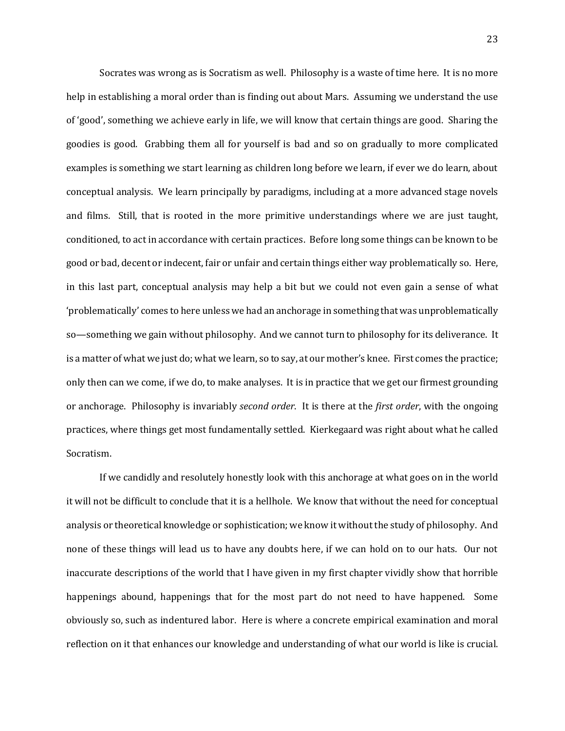Socrates was wrong as is Socratism as well. Philosophy is a waste of time here. It is no more help in establishing a moral order than is finding out about Mars. Assuming we understand the use of 'good', something we achieve early in life, we will know that certain things are good. Sharing the goodies is good. Grabbing them all for yourself is bad and so on gradually to more complicated examples is something we start learning as children long before we learn, if ever we do learn, about conceptual analysis. We learn principally by paradigms, including at a more advanced stage novels and films. Still, that is rooted in the more primitive understandings where we are just taught, conditioned, to act in accordance with certain practices. Before long some things can be known to be good or bad, decent or indecent, fair or unfair and certain things either way problematically so. Here, in this last part, conceptual analysis may help a bit but we could not even gain a sense of what 'problematically' comes to here unless we had an anchorage in something that was unproblematically so—something we gain without philosophy. And we cannot turn to philosophy for its deliverance. It is a matter of what we just do; what we learn, so to say, at our mother's knee. First comes the practice; only then can we come, if we do, to make analyses. It is in practice that we get our firmest grounding or anchorage. Philosophy is invariably *second order*. It is there at the *first order*, with the ongoing practices, where things get most fundamentally settled. Kierkegaard was right about what he called Socratism.

If we candidly and resolutely honestly look with this anchorage at what goes on in the world it will not be difficult to conclude that it is a hellhole. We know that without the need for conceptual analysis or theoretical knowledge or sophistication; we know it without the study of philosophy. And none of these things will lead us to have any doubts here, if we can hold on to our hats. Our not inaccurate descriptions of the world that I have given in my first chapter vividly show that horrible happenings abound, happenings that for the most part do not need to have happened. Some obviously so, such as indentured labor. Here is where a concrete empirical examination and moral reflection on it that enhances our knowledge and understanding of what our world is like is crucial.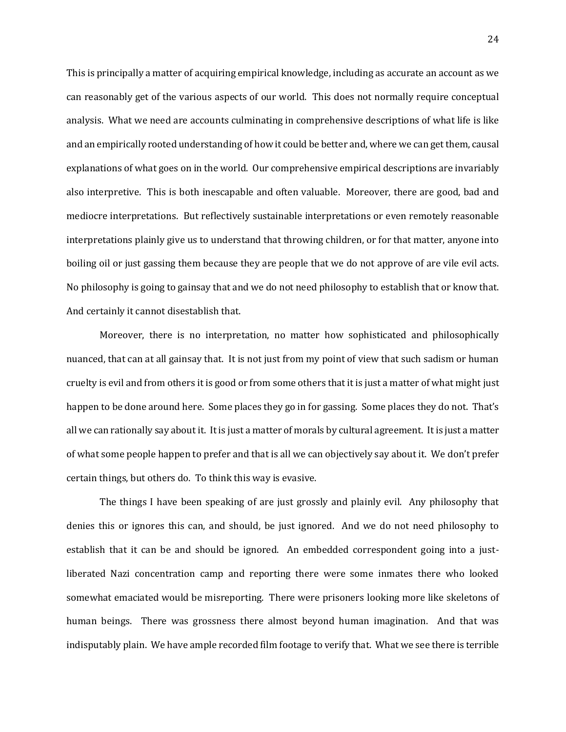This is principally a matter of acquiring empirical knowledge, including as accurate an account as we can reasonably get of the various aspects of our world. This does not normally require conceptual analysis. What we need are accounts culminating in comprehensive descriptions of what life is like and an empirically rooted understanding of how it could be better and, where we can get them, causal explanations of what goes on in the world. Our comprehensive empirical descriptions are invariably also interpretive. This is both inescapable and often valuable. Moreover, there are good, bad and mediocre interpretations. But reflectively sustainable interpretations or even remotely reasonable interpretations plainly give us to understand that throwing children, or for that matter, anyone into boiling oil or just gassing them because they are people that we do not approve of are vile evil acts. No philosophy is going to gainsay that and we do not need philosophy to establish that or know that. And certainly it cannot disestablish that.

Moreover, there is no interpretation, no matter how sophisticated and philosophically nuanced, that can at all gainsay that. It is not just from my point of view that such sadism or human cruelty is evil and from others it is good or from some others that it is just a matter of what might just happen to be done around here. Some places they go in for gassing. Some places they do not. That's all we can rationally say about it. It is just a matter of morals by cultural agreement. It is just a matter of what some people happen to prefer and that is all we can objectively say about it. We don't prefer certain things, but others do. To think this way is evasive.

The things I have been speaking of are just grossly and plainly evil. Any philosophy that denies this or ignores this can, and should, be just ignored. And we do not need philosophy to establish that it can be and should be ignored. An embedded correspondent going into a just-liberated Nazi concentration camp and reporting there were some inmates there who looked somewhat emaciated would be misreporting. There were prisoners looking more like skeletons of human beings. There was grossness there almost beyond human imagination. And that was indisputably plain. We have ample recorded film footage to verify that. What we see there is terrible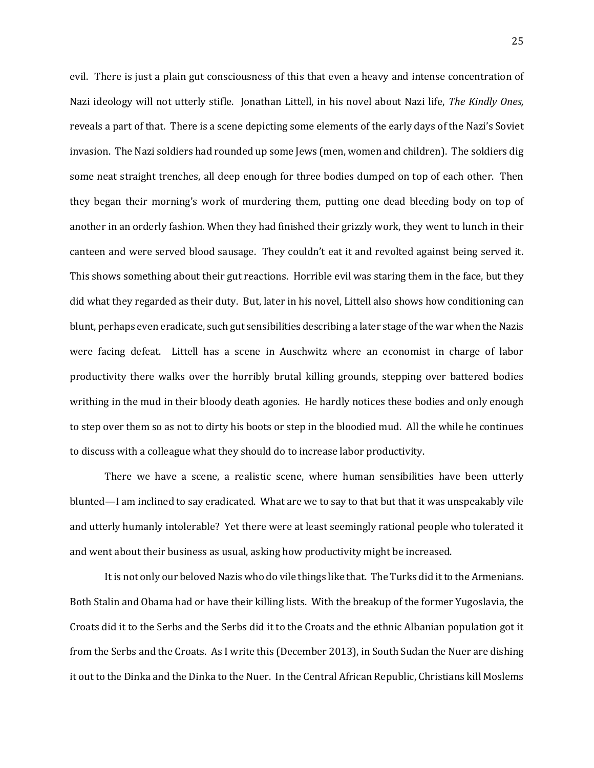evil. There is just a plain gut consciousness of this that even a heavy and intense concentration of Nazi ideology will not utterly stifle. Jonathan Littell, in his novel about Nazi life, *The Kindly Ones,* reveals a part of that. There is a scene depicting some elements of the early days of the Nazi's Soviet invasion. The Nazi soldiers had rounded up some Jews (men, women and children). The soldiers dig some neat straight trenches, all deep enough for three bodies dumped on top of each other. Then they began their morning's work of murdering them, putting one dead bleeding body on top of another in an orderly fashion. When they had finished their grizzly work, they went to lunch in their canteen and were served blood sausage. They couldn't eat it and revolted against being served it. This shows something about their gut reactions. Horrible evil was staring them in the face, but they did what they regarded as their duty. But, later in his novel, Littell also shows how conditioning can blunt, perhaps even eradicate, such gut sensibilities describing a later stage of the war when the Nazis were facing defeat. Littell has a scene in Auschwitz where an economist in charge of labor productivity there walks over the horribly brutal killing grounds, stepping over battered bodies writhing in the mud in their bloody death agonies. He hardly notices these bodies and only enough to step over them so as not to dirty his boots or step in the bloodied mud. All the while he continues to discuss with a colleague what they should do to increase labor productivity.

There we have a scene, a realistic scene, where human sensibilities have been utterly blunted—I am inclined to say eradicated. What are we to say to that but that it was unspeakably vile and utterly humanly intolerable? Yet there were at least seemingly rational people who tolerated it and went about their business as usual, asking how productivity might be increased.

It is not only our beloved Nazis who do vile things like that. The Turks did it to the Armenians. Both Stalin and Obama had or have their killing lists. With the breakup of the former Yugoslavia, the Croats did it to the Serbs and the Serbs did it to the Croats and the ethnic Albanian population got it from the Serbs and the Croats. As I write this (December 2013), in South Sudan the Nuer are dishing it out to the Dinka and the Dinka to the Nuer. In the Central African Republic, Christians kill Moslems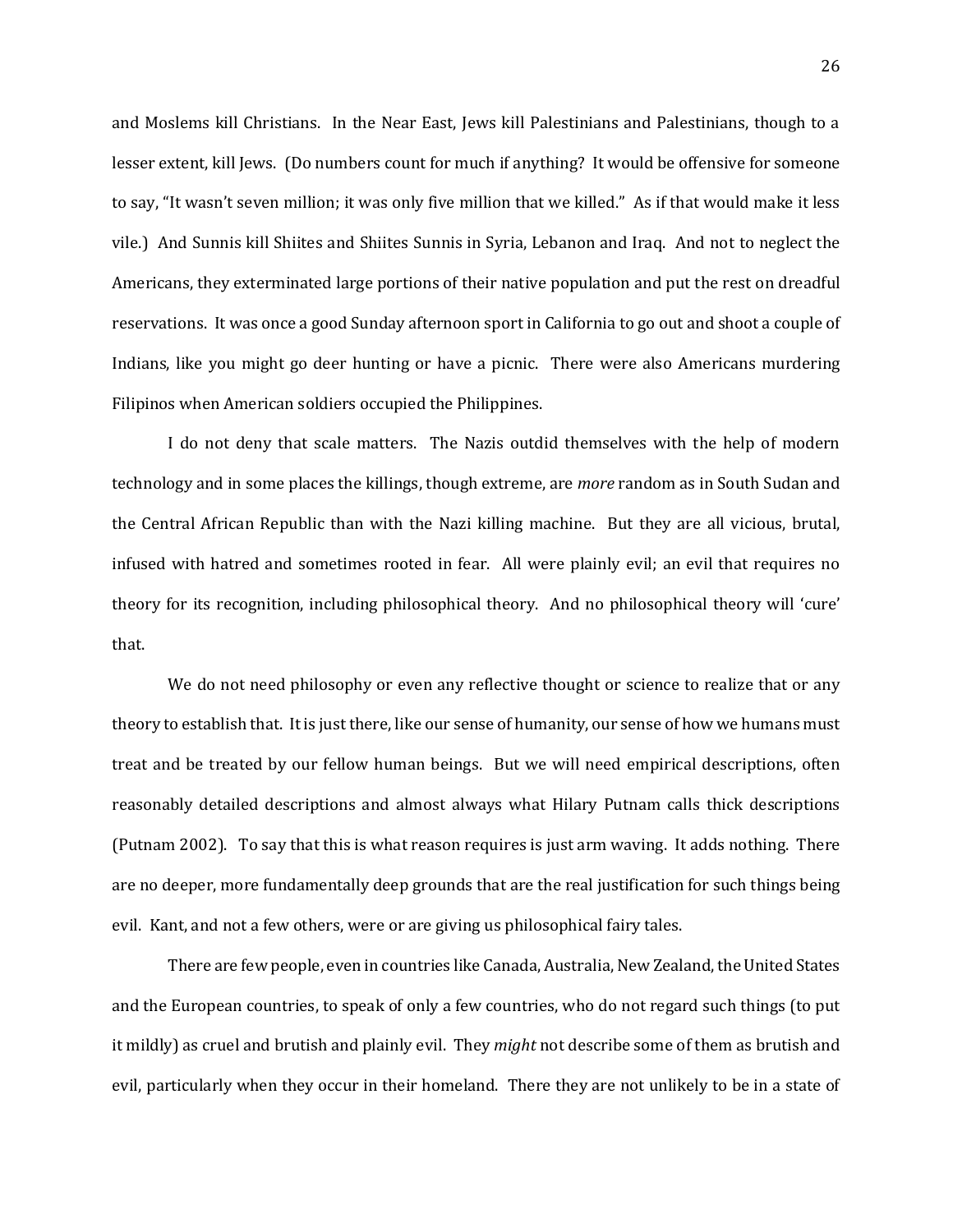and Moslems kill Christians. In the Near East, Jews kill Palestinians and Palestinians, though to a lesser extent, kill Jews. (Do numbers count for much if anything? It would be offensive for someone to say, "It wasn't seven million; it was only five million that we killed." As if that would make it less vile.) And Sunnis kill Shiites and Shiites Sunnis in Syria, Lebanon and Iraq. And not to neglect the Americans, they exterminated large portions of their native population and put the rest on dreadful reservations. It was once a good Sunday afternoon sport in California to go out and shoot a couple of Indians, like you might go deer hunting or have a picnic. There were also Americans murdering Filipinos when American soldiers occupied the Philippines.

I do not deny that scale matters. The Nazis outdid themselves with the help of modern technology and in some places the killings, though extreme, are *more* random as in South Sudan and the Central African Republic than with the Nazi killing machine. But they are all vicious, brutal, infused with hatred and sometimes rooted in fear. All were plainly evil; an evil that requires no theory for its recognition, including philosophical theory. And no philosophical theory will 'cure' that.

We do not need philosophy or even any reflective thought or science to realize that or any theory to establish that. It is just there, like our sense of humanity, our sense of how we humans must treat and be treated by our fellow human beings. But we will need empirical descriptions, often reasonably detailed descriptions and almost always what Hilary Putnam calls thick descriptions (Putnam 2002). To say that this is what reason requires is just arm waving. It adds nothing. There are no deeper, more fundamentally deep grounds that are the real justification for such things being evil. Kant, and not a few others, were or are giving us philosophical fairy tales.

There are few people, even in countries like Canada, Australia, New Zealand, the United States and the European countries, to speak of only a few countries, who do not regard such things (to put it mildly) as cruel and brutish and plainly evil. They *might* not describe some of them as brutish and evil, particularly when they occur in their homeland. There they are not unlikely to be in a state of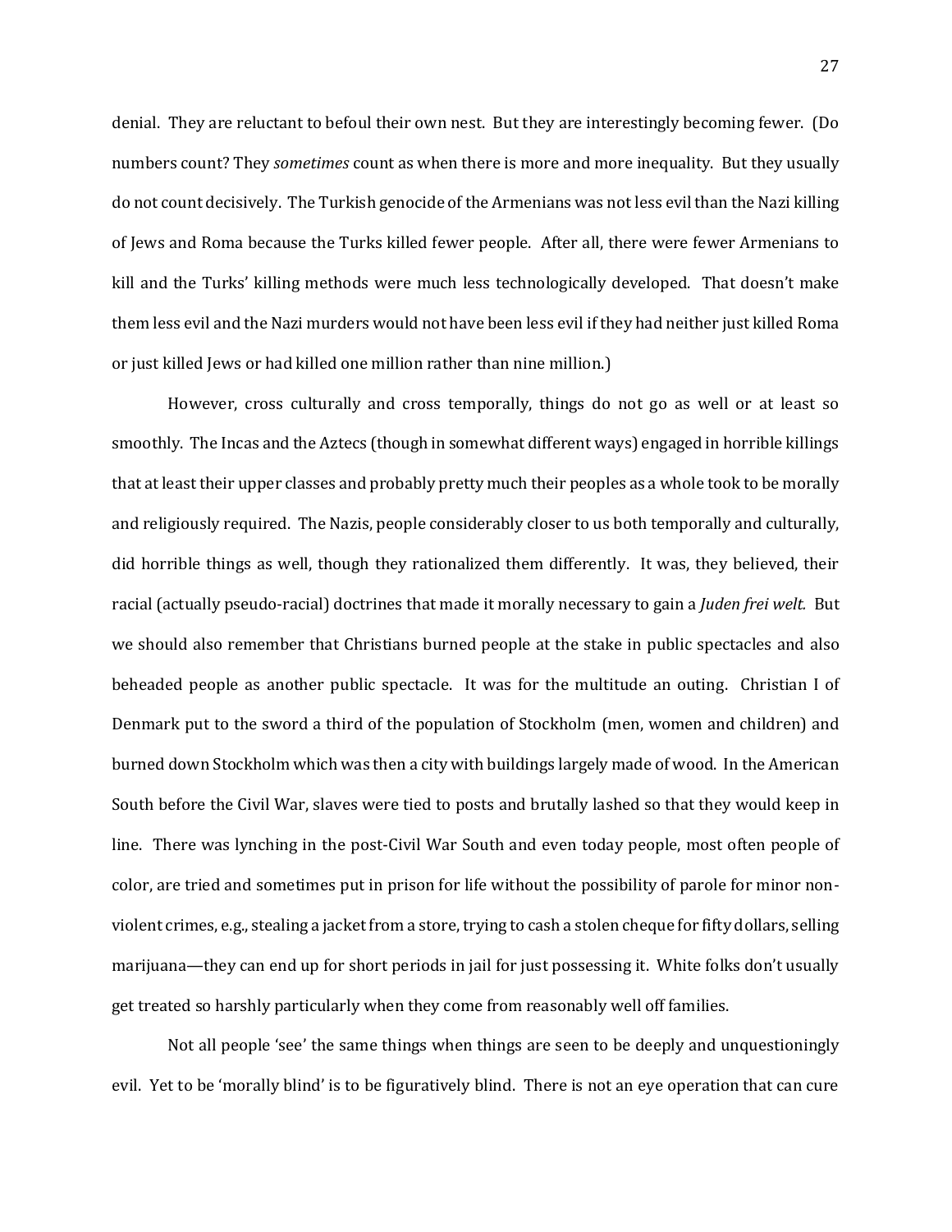denial. They are reluctant to befoul their own nest. But they are interestingly becoming fewer. (Do numbers count? They *sometimes* count as when there is more and more inequality. But they usually do not count decisively. The Turkish genocide of the Armenians was not less evil than the Nazi killing of Jews and Roma because the Turks killed fewer people. After all, there were fewer Armenians to kill and the Turks' killing methods were much less technologically developed. That doesn't make them less evil and the Nazi murders would not have been less evil if they had neither just killed Roma or just killed Jews or had killed one million rather than nine million.)

However, cross culturally and cross temporally, things do not go as well or at least so smoothly. The Incas and the Aztecs (though in somewhat different ways) engaged in horrible killings that at least their upper classes and probably pretty much their peoples as a whole took to be morally and religiously required. The Nazis, people considerably closer to us both temporally and culturally, did horrible things as well, though they rationalized them differently. It was, they believed, their racial (actually pseudo-racial) doctrines that made it morally necessary to gain a *Juden frei welt.* But we should also remember that Christians burned people at the stake in public spectacles and also beheaded people as another public spectacle. It was for the multitude an outing. Christian I of Denmark put to the sword a third of the population of Stockholm (men, women and children) and burned down Stockholm which was then a city with buildings largely made of wood. In the American South before the Civil War, slaves were tied to posts and brutally lashed so that they would keep in line. There was lynching in the post-Civil War South and even today people, most often people of color, are tried and sometimes put in prison for life without the possibility of parole for minor non-violent crimes, e.g., stealing a jacket from a store, trying to cash a stolen cheque for fifty dollars, selling marijuana—they can end up for short periods in jail for just possessing it. White folks don't usually get treated so harshly particularly when they come from reasonably well off families.

Not all people 'see' the same things when things are seen to be deeply and unquestioningly evil. Yet to be 'morally blind' is to be figuratively blind. There is not an eye operation that can cure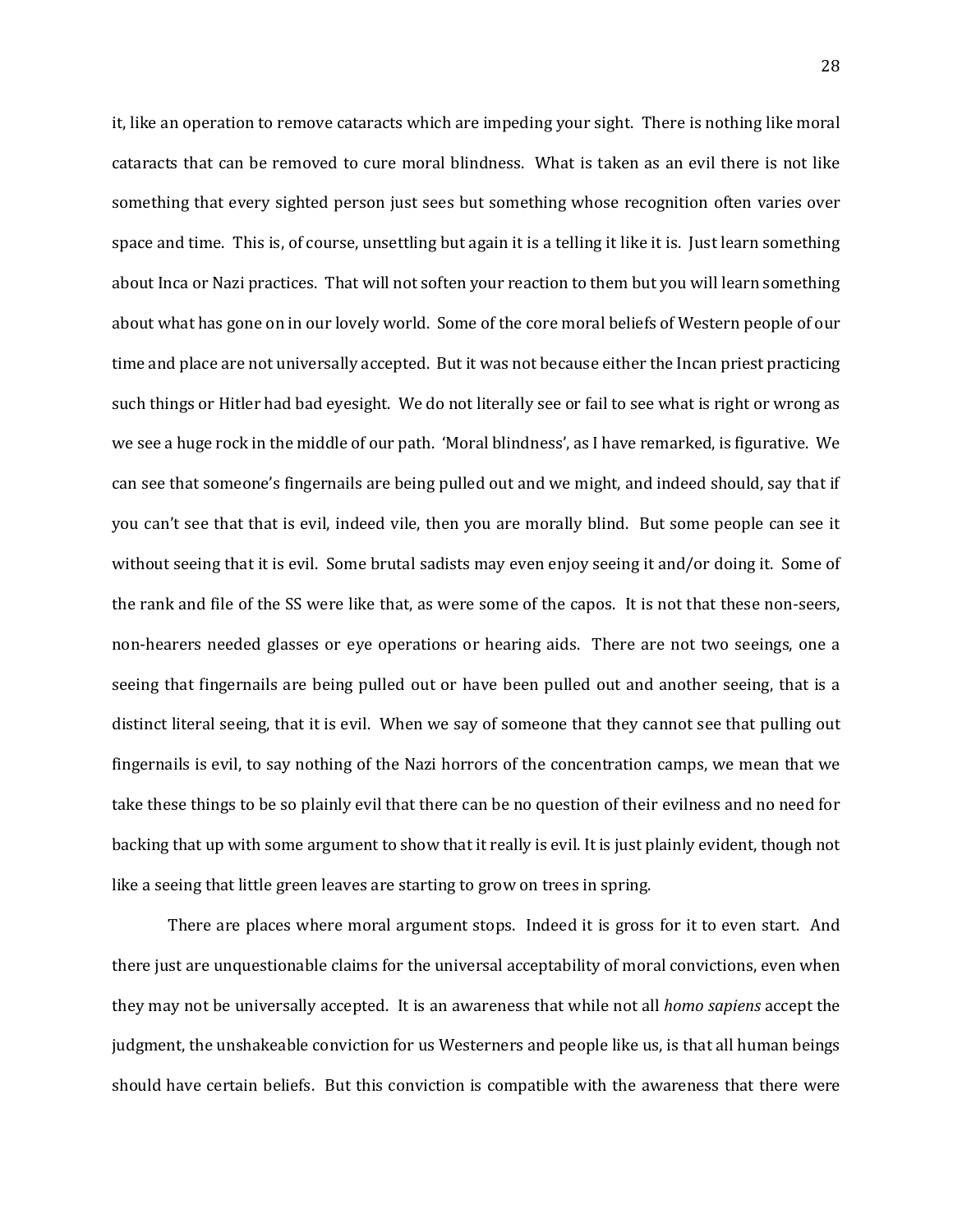it, like an operation to remove cataracts which are impeding your sight. There is nothing like moral cataracts that can be removed to cure moral blindness. What is taken as an evil there is not like something that every sighted person just sees but something whose recognition often varies over space and time. This is, of course, unsettling but again it is a telling it like it is. Just learn something about Inca or Nazi practices. That will not soften your reaction to them but you will learn something about what has gone on in our lovely world. Some of the core moral beliefs of Western people of our time and place are not universally accepted. But it was not because either the Incan priest practicing such things or Hitler had bad eyesight. We do not literally see or fail to see what is right or wrong as we see a huge rock in the middle of our path. 'Moral blindness', as I have remarked, is figurative. We can see that someone's fingernails are being pulled out and we might, and indeed should, say that if you can't see that that is evil, indeed vile, then you are morally blind. But some people can see it without seeing that it is evil. Some brutal sadists may even enjoy seeing it and/or doing it. Some of the rank and file of the SS were like that, as were some of the capos. It is not that these non-seers, non-hearers needed glasses or eye operations or hearing aids. There are not two seeings, one a seeing that fingernails are being pulled out or have been pulled out and another seeing, that is a distinct literal seeing, that it is evil. When we say of someone that they cannot see that pulling out fingernails is evil, to say nothing of the Nazi horrors of the concentration camps, we mean that we take these things to be so plainly evil that there can be no question of their evilness and no need for backing that up with some argument to show that it really is evil. It is just plainly evident, though not like a seeing that little green leaves are starting to grow on trees in spring.

There are places where moral argument stops. Indeed it is gross for it to even start. And there just are unquestionable claims for the universal acceptability of moral convictions, even when they may not be universally accepted. It is an awareness that while not all *homo sapiens* accept the judgment, the unshakeable conviction for us Westerners and people like us, is that all human beings should have certain beliefs. But this conviction is compatible with the awareness that there were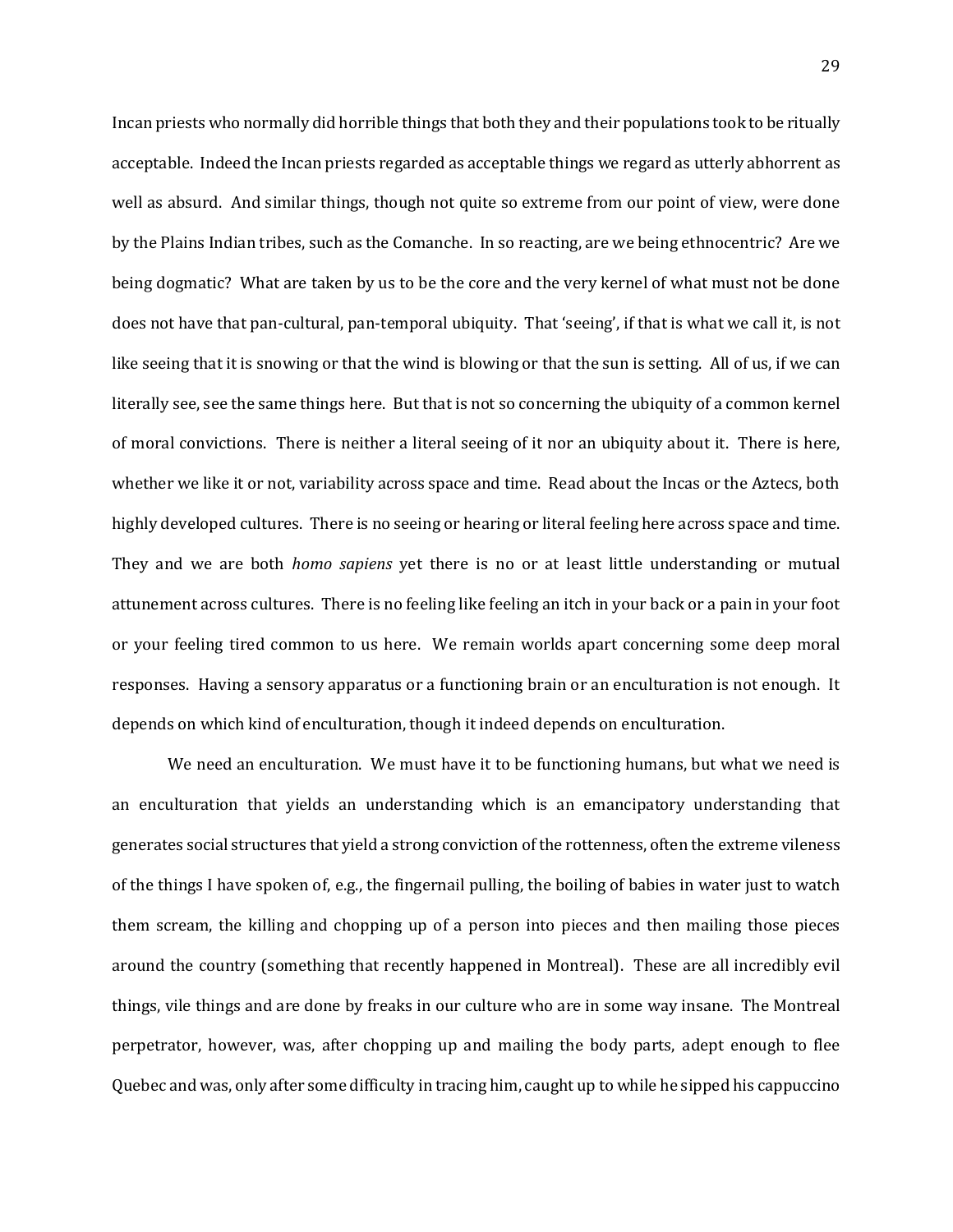Incan priests who normally did horrible things that both they and their populations took to be ritually acceptable. Indeed the Incan priests regarded as acceptable things we regard as utterly abhorrent as well as absurd. And similar things, though not quite so extreme from our point of view, were done by the Plains Indian tribes, such as the Comanche. In so reacting, are we being ethnocentric? Are we being dogmatic? What are taken by us to be the core and the very kernel of what must not be done does not have that pan-cultural, pan-temporal ubiquity. That 'seeing', if that is what we call it, is not like seeing that it is snowing or that the wind is blowing or that the sun is setting. All of us, if we can literally see, see the same things here. But that is not so concerning the ubiquity of a common kernel of moral convictions. There is neither a literal seeing of it nor an ubiquity about it. There is here, whether we like it or not, variability across space and time. Read about the Incas or the Aztecs, both highly developed cultures. There is no seeing or hearing or literal feeling here across space and time. They and we are both *homo sapiens* yet there is no or at least little understanding or mutual attunement across cultures. There is no feeling like feeling an itch in your back or a pain in your foot or your feeling tired common to us here. We remain worlds apart concerning some deep moral responses. Having a sensory apparatus or a functioning brain or an enculturation is not enough. It depends on which kind of enculturation, though it indeed depends on enculturation.

We need an enculturation. We must have it to be functioning humans, but what we need is an enculturation that yields an understanding which is an emancipatory understanding that generates social structures that yield a strong conviction of the rottenness, often the extreme vileness of the things I have spoken of, e.g., the fingernail pulling, the boiling of babies in water just to watch them scream, the killing and chopping up of a person into pieces and then mailing those pieces around the country (something that recently happened in Montreal). These are all incredibly evil things, vile things and are done by freaks in our culture who are in some way insane. The Montreal perpetrator, however, was, after chopping up and mailing the body parts, adept enough to flee Quebec and was, only after some difficulty in tracing him, caught up to while he sipped his cappuccino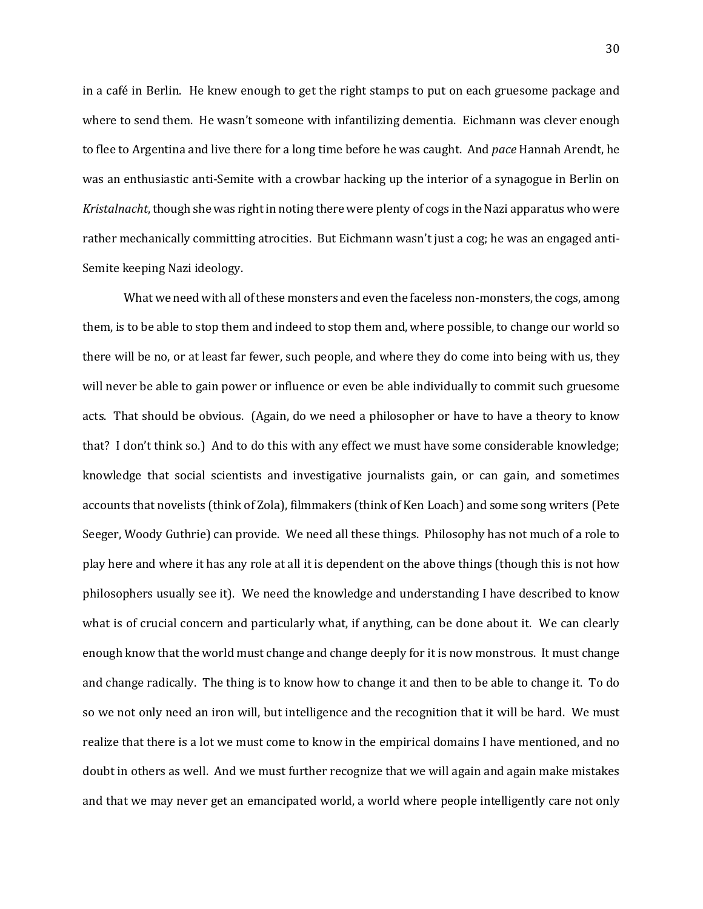in a café in Berlin. He knew enough to get the right stamps to put on each gruesome package and where to send them. He wasn't someone with infantilizing dementia. Eichmann was clever enough to flee to Argentina and live there for a long time before he was caught. And *pace* Hannah Arendt, he was an enthusiastic anti-Semite with a crowbar hacking up the interior of a synagogue in Berlin on *Kristalnacht*, though she was right in noting there were plenty of cogs in the Nazi apparatus who were rather mechanically committing atrocities. But Eichmann wasn't just a cog; he was an engaged anti-Semite keeping Nazi ideology.

What we need with all of these monsters and even the faceless non-monsters, the cogs, among them, is to be able to stop them and indeed to stop them and, where possible, to change our world so there will be no, or at least far fewer, such people, and where they do come into being with us, they will never be able to gain power or influence or even be able individually to commit such gruesome acts. That should be obvious. (Again, do we need a philosopher or have to have a theory to know that? I don't think so.) And to do this with any effect we must have some considerable knowledge; knowledge that social scientists and investigative journalists gain, or can gain, and sometimes accounts that novelists (think of Zola), filmmakers (think of Ken Loach) and some song writers (Pete Seeger, Woody Guthrie) can provide. We need all these things. Philosophy has not much of a role to play here and where it has any role at all it is dependent on the above things (though this is not how philosophers usually see it). We need the knowledge and understanding I have described to know what is of crucial concern and particularly what, if anything, can be done about it. We can clearly enough know that the world must change and change deeply for it is now monstrous. It must change and change radically. The thing is to know how to change it and then to be able to change it. To do so we not only need an iron will, but intelligence and the recognition that it will be hard. We must realize that there is a lot we must come to know in the empirical domains I have mentioned, and no doubt in others as well. And we must further recognize that we will again and again make mistakes and that we may never get an emancipated world, a world where people intelligently care not only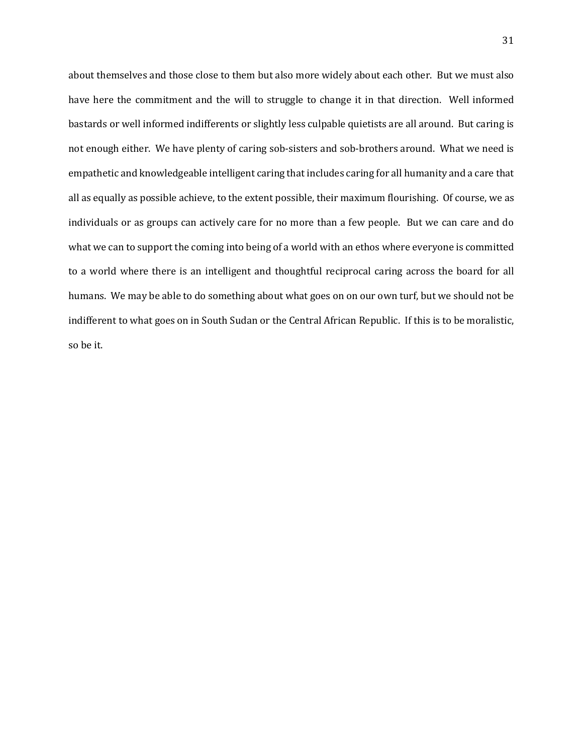about themselves and those close to them but also more widely about each other. But we must also have here the commitment and the will to struggle to change it in that direction. Well informed bastards or well informed indifferents or slightly less culpable quietists are all around. But caring is not enough either. We have plenty of caring sob-sisters and sob-brothers around. What we need is empathetic and knowledgeable intelligent caring that includes caring for all humanity and a care that all as equally as possible achieve, to the extent possible, their maximum flourishing. Of course, we as individuals or as groups can actively care for no more than a few people. But we can care and do what we can to support the coming into being of a world with an ethos where everyone is committed to a world where there is an intelligent and thoughtful reciprocal caring across the board for all humans. We may be able to do something about what goes on on our own turf, but we should not be indifferent to what goes on in South Sudan or the Central African Republic. If this is to be moralistic, so be it.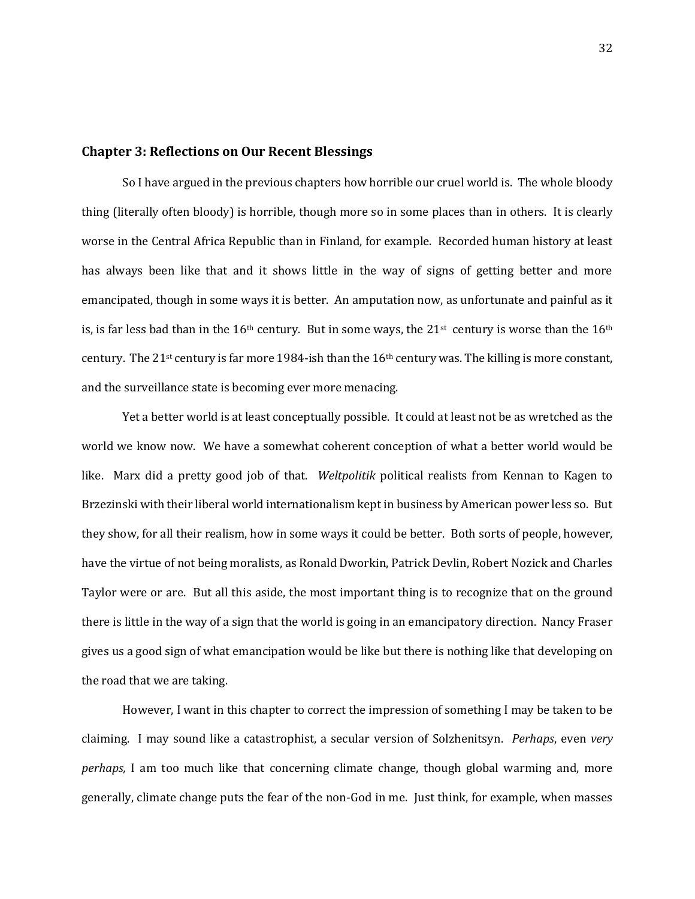### Chapter 3: Reflections on Our Recent Blessings

So I have argued in the previous chapters how horrible our cruel world is. The whole bloody thing (literally often bloody) is horrible, though more so in some places than in others. It is clearly worse in the Central Africa Republic than in Finland, for example. Recorded human history at least has always been like that and it shows little in the way of signs of getting better and more emancipated, though in some ways it is better. An amputation now, as unfortunate and painful as it is, is far less bad than in the 16th century. But in some ways, the 21st century is worse than the 16th century. The 21st century is far more 1984-ish than the 16th century was. The killing is more constant, and the surveillance state is becoming ever more menacing.

Yet a better world is at least conceptually possible. It could at least not be as wretched as the world we know now. We have a somewhat coherent conception of what a better world would be like. Marx did a pretty good job of that. *Weltpolitik* political realists from Kennan to Kagen to Brzezinski with their liberal world internationalism kept in business by American power less so. But they show, for all their realism, how in some ways it could be better. Both sorts of people, however, have the virtue of not being moralists, as Ronald Dworkin, Patrick Devlin, Robert Nozick and Charles Taylor were or are. But all this aside, the most important thing is to recognize that on the ground there is little in the way of a sign that the world is going in an emancipatory direction. Nancy Fraser gives us a good sign of what emancipation would be like but there is nothing like that developing on the road that we are taking.

However, I want in this chapter to correct the impression of something I may be taken to be claiming. I may sound like a catastrophist, a secular version of Solzhenitsyn. *Perhaps*, even *very perhaps,* I am too much like that concerning climate change, though global warming and, more generally, climate change puts the fear of the non-God in me. Just think, for example, when masses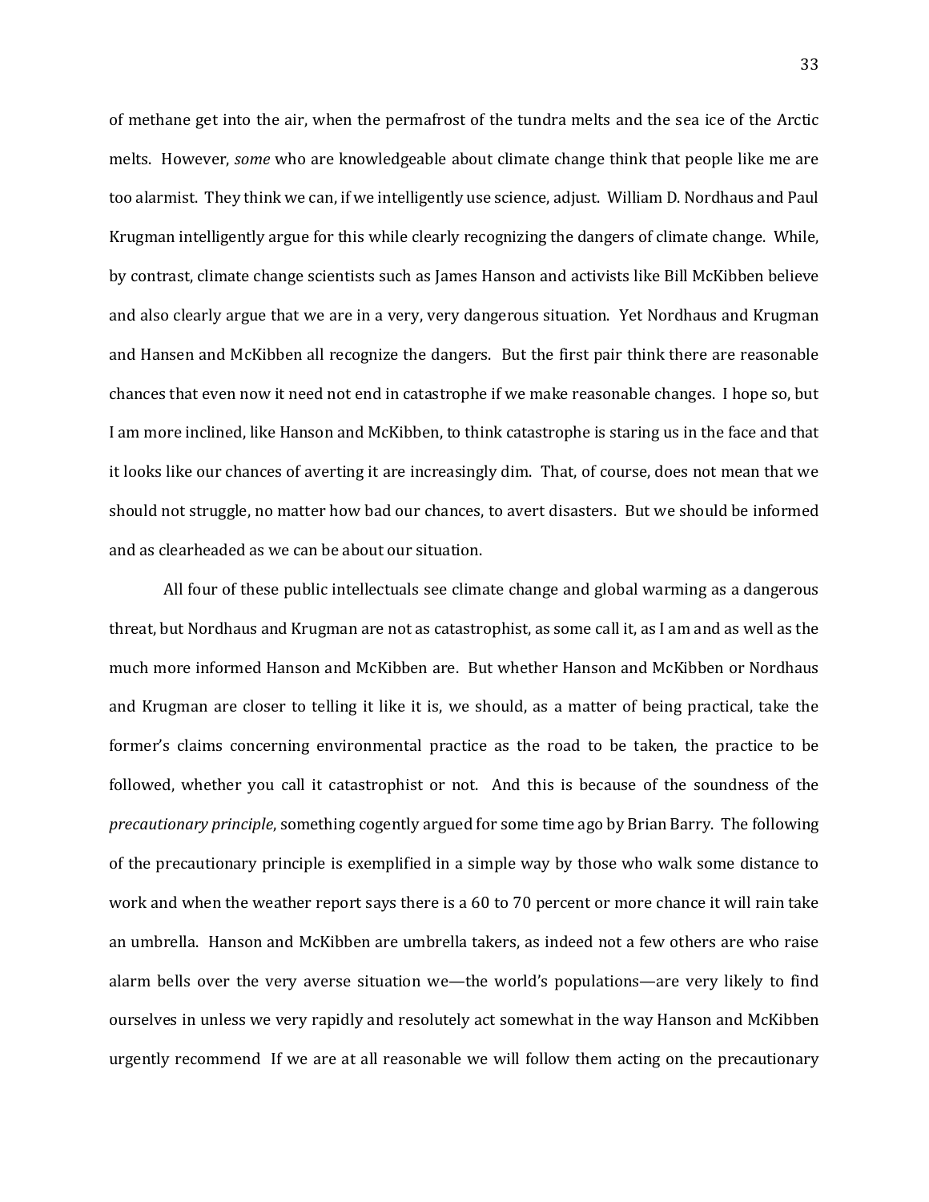of methane get into the air, when the permafrost of the tundra melts and the sea ice of the Arctic melts. However, *some* who are knowledgeable about climate change think that people like me are too alarmist. They think we can, if we intelligently use science, adjust. William D. Nordhaus and Paul Krugman intelligently argue for this while clearly recognizing the dangers of climate change. While, by contrast, climate change scientists such as James Hanson and activists like Bill McKibben believe and also clearly argue that we are in a very, very dangerous situation. Yet Nordhaus and Krugman and Hansen and McKibben all recognize the dangers. But the first pair think there are reasonable chances that even now it need not end in catastrophe if we make reasonable changes. I hope so, but I am more inclined, like Hanson and McKibben, to think catastrophe is staring us in the face and that it looks like our chances of averting it are increasingly dim. That, of course, does not mean that we should not struggle, no matter how bad our chances, to avert disasters. But we should be informed and as clearheaded as we can be about our situation.

All four of these public intellectuals see climate change and global warming as a dangerous threat, but Nordhaus and Krugman are not as catastrophist, as some call it, as I am and as well as the much more informed Hanson and McKibben are. But whether Hanson and McKibben or Nordhaus and Krugman are closer to telling it like it is, we should, as a matter of being practical, take the former's claims concerning environmental practice as the road to be taken, the practice to be followed, whether you call it catastrophist or not. And this is because of the soundness of the *precautionary principle*, something cogently argued for some time ago by Brian Barry. The following of the precautionary principle is exemplified in a simple way by those who walk some distance to work and when the weather report says there is a 60 to 70 percent or more chance it will rain take an umbrella. Hanson and McKibben are umbrella takers, as indeed not a few others are who raise alarm bells over the very averse situation we—the world's populations—are very likely to find ourselves in unless we very rapidly and resolutely act somewhat in the way Hanson and McKibben urgently recommend If we are at all reasonable we will follow them acting on the precautionary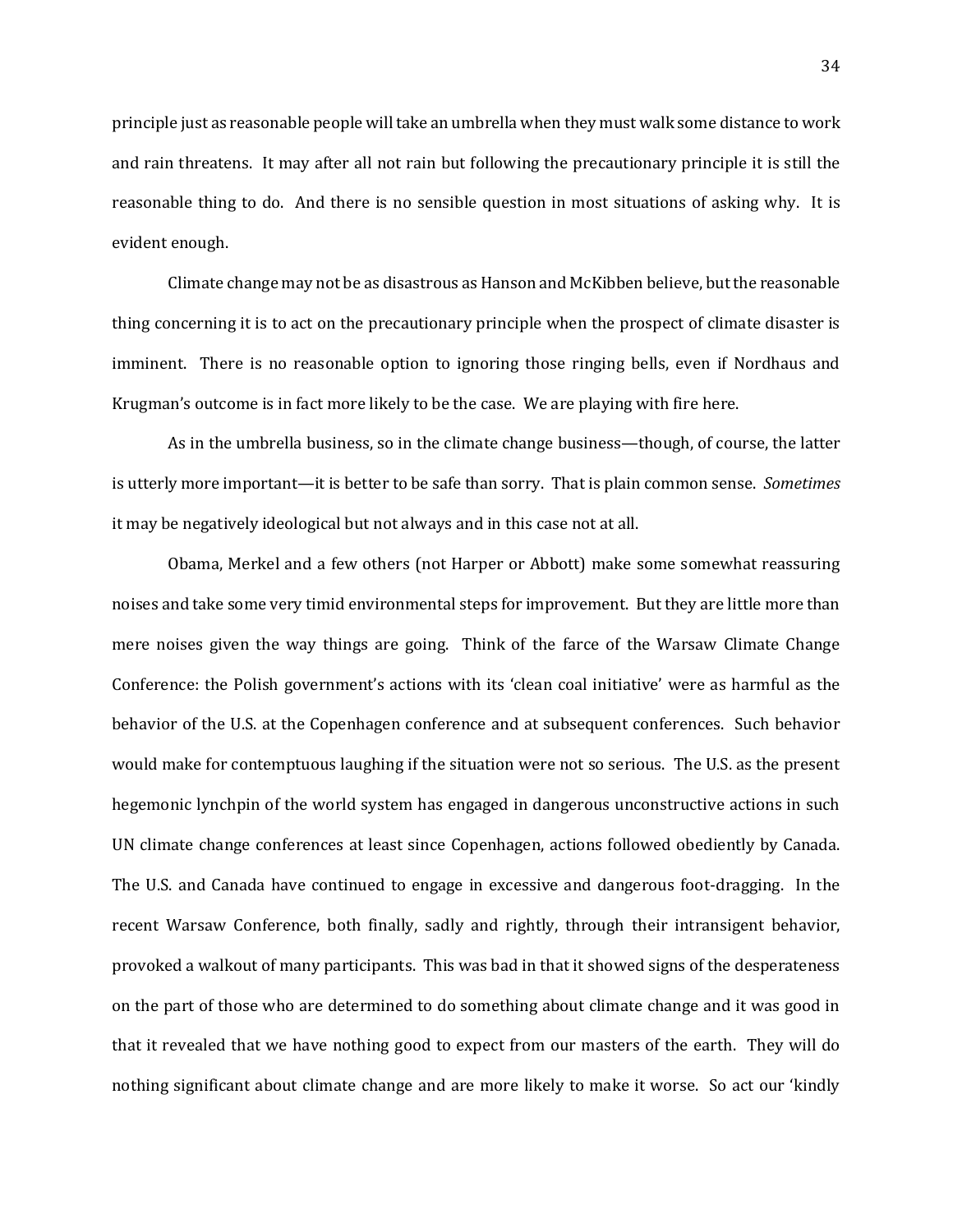principle just as reasonable people will take an umbrella when they must walk some distance to work and rain threatens. It may after all not rain but following the precautionary principle it is still the reasonable thing to do. And there is no sensible question in most situations of asking why. It is evident enough.

Climate change may not be as disastrous as Hanson and McKibben believe, but the reasonable thing concerning it is to act on the precautionary principle when the prospect of climate disaster is imminent. There is no reasonable option to ignoring those ringing bells, even if Nordhaus and Krugman's outcome is in fact more likely to be the case. We are playing with fire here.

As in the umbrella business, so in the climate change business—though, of course, the latter is utterly more important—it is better to be safe than sorry. That is plain common sense. *Sometimes* it may be negatively ideological but not always and in this case not at all.

Obama, Merkel and a few others (not Harper or Abbott) make some somewhat reassuring noises and take some very timid environmental steps for improvement. But they are little more than mere noises given the way things are going. Think of the farce of the Warsaw Climate Change Conference: the Polish government's actions with its 'clean coal initiative' were as harmful as the behavior of the U.S. at the Copenhagen conference and at subsequent conferences. Such behavior would make for contemptuous laughing if the situation were not so serious. The U.S. as the present hegemonic lynchpin of the world system has engaged in dangerous unconstructive actions in such UN climate change conferences at least since Copenhagen, actions followed obediently by Canada. The U.S. and Canada have continued to engage in excessive and dangerous foot-dragging. In the recent Warsaw Conference, both finally, sadly and rightly, through their intransigent behavior, provoked a walkout of many participants. This was bad in that it showed signs of the desperateness on the part of those who are determined to do something about climate change and it was good in that it revealed that we have nothing good to expect from our masters of the earth. They will do nothing significant about climate change and are more likely to make it worse. So act our 'kindly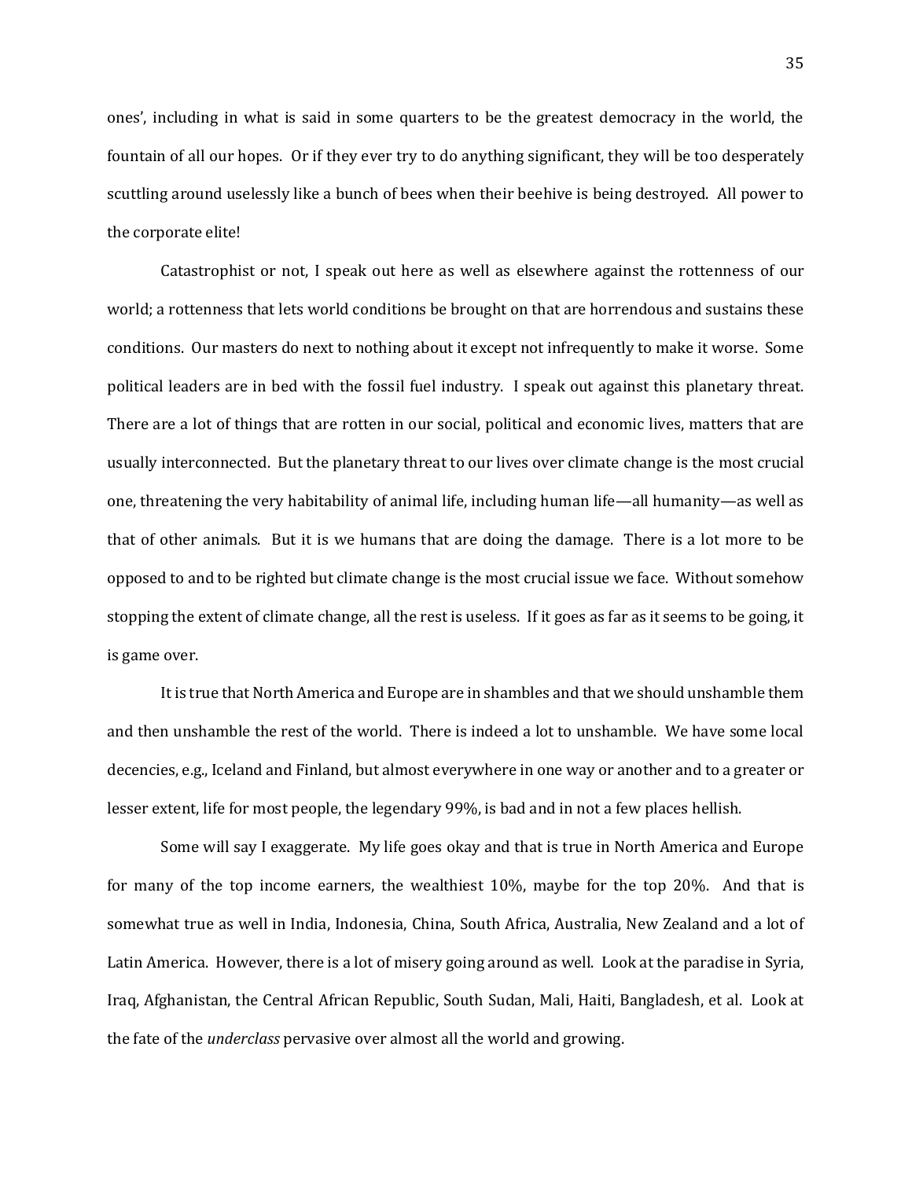ones', including in what is said in some quarters to be the greatest democracy in the world, the fountain of all our hopes. Or if they ever try to do anything significant, they will be too desperately scuttling around uselessly like a bunch of bees when their beehive is being destroyed. All power to the corporate elite!

Catastrophist or not, I speak out here as well as elsewhere against the rottenness of our world; a rottenness that lets world conditions be brought on that are horrendous and sustains these conditions. Our masters do next to nothing about it except not infrequently to make it worse. Some political leaders are in bed with the fossil fuel industry. I speak out against this planetary threat. There are a lot of things that are rotten in our social, political and economic lives, matters that are usually interconnected. But the planetary threat to our lives over climate change is the most crucial one, threatening the very habitability of animal life, including human life—all humanity—as well as that of other animals. But it is we humans that are doing the damage. There is a lot more to be opposed to and to be righted but climate change is the most crucial issue we face. Without somehow stopping the extent of climate change, all the rest is useless. If it goes as far as it seems to be going, it is game over.

It is true that North America and Europe are in shambles and that we should unshamble them and then unshamble the rest of the world. There is indeed a lot to unshamble. We have some local decencies, e.g., Iceland and Finland, but almost everywhere in one way or another and to a greater or lesser extent, life for most people, the legendary 99%, is bad and in not a few places hellish.

Some will say I exaggerate. My life goes okay and that is true in North America and Europe for many of the top income earners, the wealthiest 10%, maybe for the top 20%. And that is somewhat true as well in India, Indonesia, China, South Africa, Australia, New Zealand and a lot of Latin America. However, there is a lot of misery going around as well. Look at the paradise in Syria, Iraq, Afghanistan, the Central African Republic, South Sudan, Mali, Haiti, Bangladesh, et al. Look at the fate of the *underclass* pervasive over almost all the world and growing.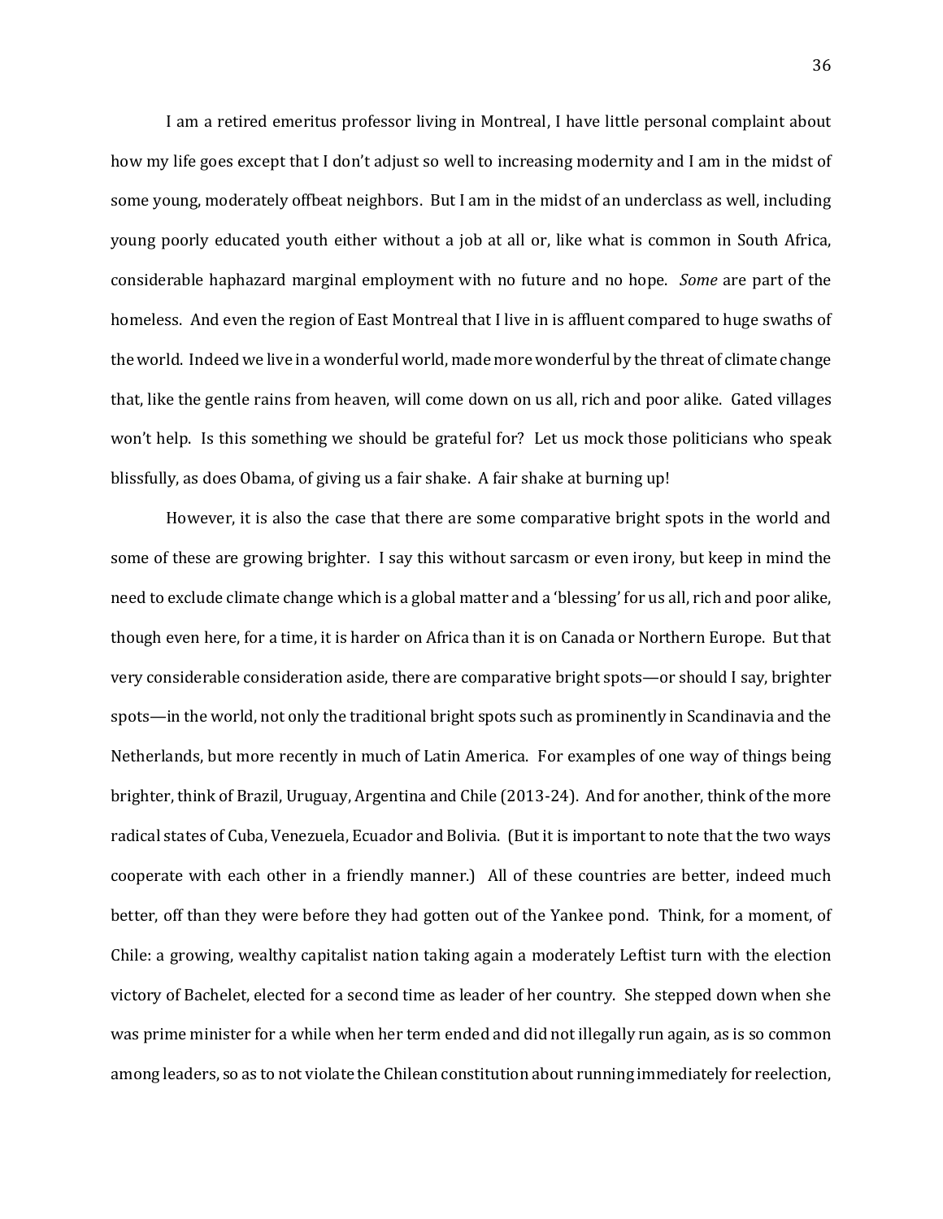I am a retired emeritus professor living in Montreal, I have little personal complaint about how my life goes except that I don't adjust so well to increasing modernity and I am in the midst of some young, moderately offbeat neighbors. But I am in the midst of an underclass as well, including young poorly educated youth either without a job at all or, like what is common in South Africa, considerable haphazard marginal employment with no future and no hope. *Some* are part of the homeless. And even the region of East Montreal that I live in is affluent compared to huge swaths of the world. Indeed we live in a wonderful world, made more wonderful by the threat of climate change that, like the gentle rains from heaven, will come down on us all, rich and poor alike. Gated villages won't help. Is this something we should be grateful for? Let us mock those politicians who speak blissfully, as does Obama, of giving us a fair shake. A fair shake at burning up!

However, it is also the case that there are some comparative bright spots in the world and some of these are growing brighter. I say this without sarcasm or even irony, but keep in mind the need to exclude climate change which is a global matter and a 'blessing' for us all, rich and poor alike, though even here, for a time, it is harder on Africa than it is on Canada or Northern Europe. But that very considerable consideration aside, there are comparative bright spots—or should I say, brighter spots—in the world, not only the traditional bright spots such as prominently in Scandinavia and the Netherlands, but more recently in much of Latin America. For examples of one way of things being brighter, think of Brazil, Uruguay, Argentina and Chile (2013-24). And for another, think of the more radical states of Cuba, Venezuela, Ecuador and Bolivia. (But it is important to note that the two ways cooperate with each other in a friendly manner.) All of these countries are better, indeed much better, off than they were before they had gotten out of the Yankee pond. Think, for a moment, of Chile: a growing, wealthy capitalist nation taking again a moderately Leftist turn with the election victory of Bachelet, elected for a second time as leader of her country. She stepped down when she was prime minister for a while when her term ended and did not illegally run again, as is so common among leaders, so as to not violate the Chilean constitution about running immediately for reelection,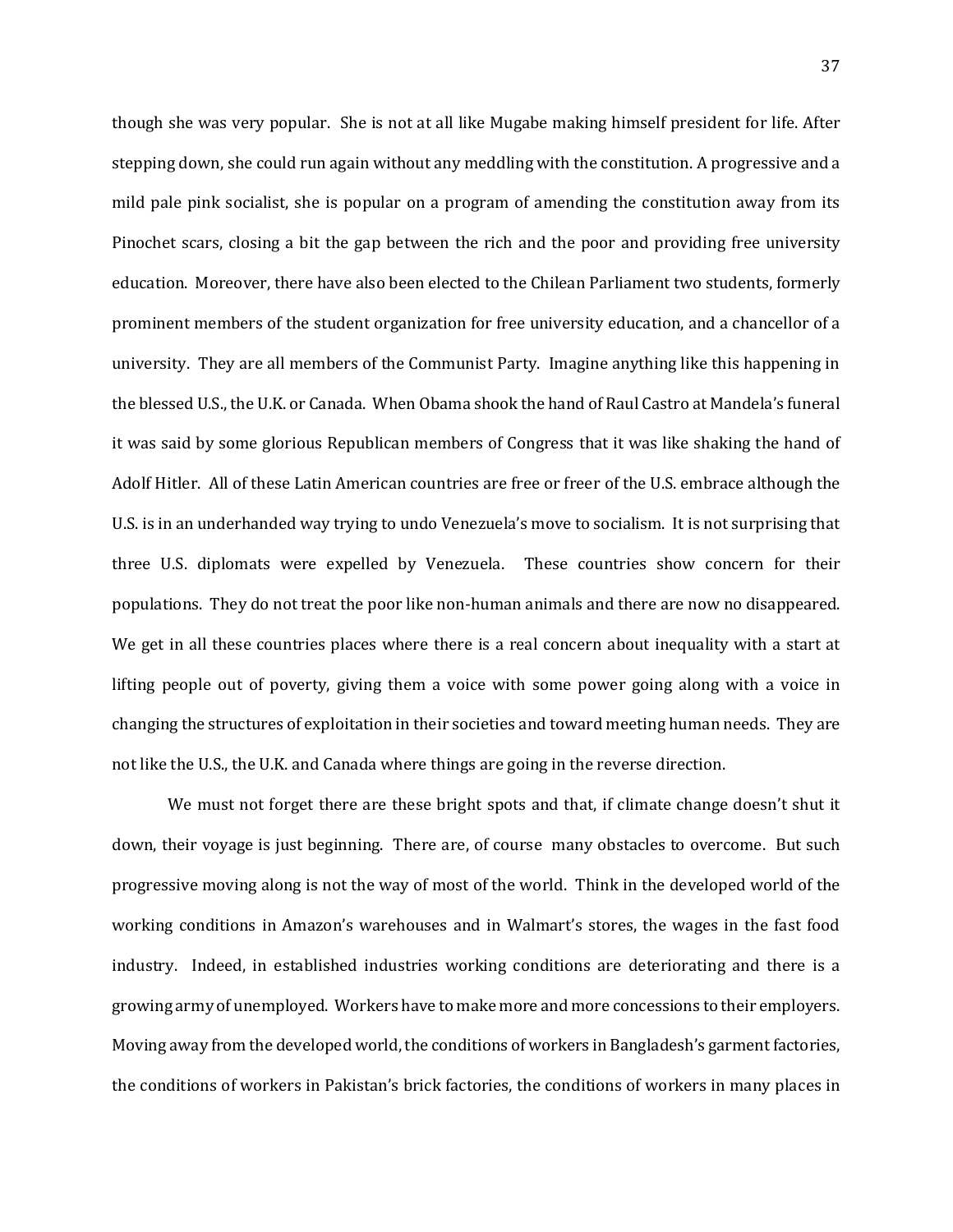though she was very popular. She is not at all like Mugabe making himself president for life. After stepping down, she could run again without any meddling with the constitution. A progressive and a mild pale pink socialist, she is popular on a program of amending the constitution away from its Pinochet scars, closing a bit the gap between the rich and the poor and providing free university education. Moreover, there have also been elected to the Chilean Parliament two students, formerly prominent members of the student organization for free university education, and a chancellor of a university. They are all members of the Communist Party. Imagine anything like this happening in the blessed U.S., the U.K. or Canada. When Obama shook the hand of Raul Castro at Mandela's funeral it was said by some glorious Republican members of Congress that it was like shaking the hand of Adolf Hitler. All of these Latin American countries are free or freer of the U.S. embrace although the U.S. is in an underhanded way trying to undo Venezuela's move to socialism. It is not surprising that three U.S. diplomats were expelled by Venezuela. These countries show concern for their populations. They do not treat the poor like non-human animals and there are now no disappeared. We get in all these countries places where there is a real concern about inequality with a start at lifting people out of poverty, giving them a voice with some power going along with a voice in changing the structures of exploitation in their societies and toward meeting human needs. They are not like the U.S., the U.K. and Canada where things are going in the reverse direction.

We must not forget there are these bright spots and that, if climate change doesn't shut it down, their voyage is just beginning. There are, of course many obstacles to overcome. But such progressive moving along is not the way of most of the world. Think in the developed world of the working conditions in Amazon's warehouses and in Walmart's stores, the wages in the fast food industry. Indeed, in established industries working conditions are deteriorating and there is a growing army of unemployed. Workers have to make more and more concessions to their employers. Moving away from the developed world, the conditions of workers in Bangladesh's garment factories, the conditions of workers in Pakistan's brick factories, the conditions of workers in many places in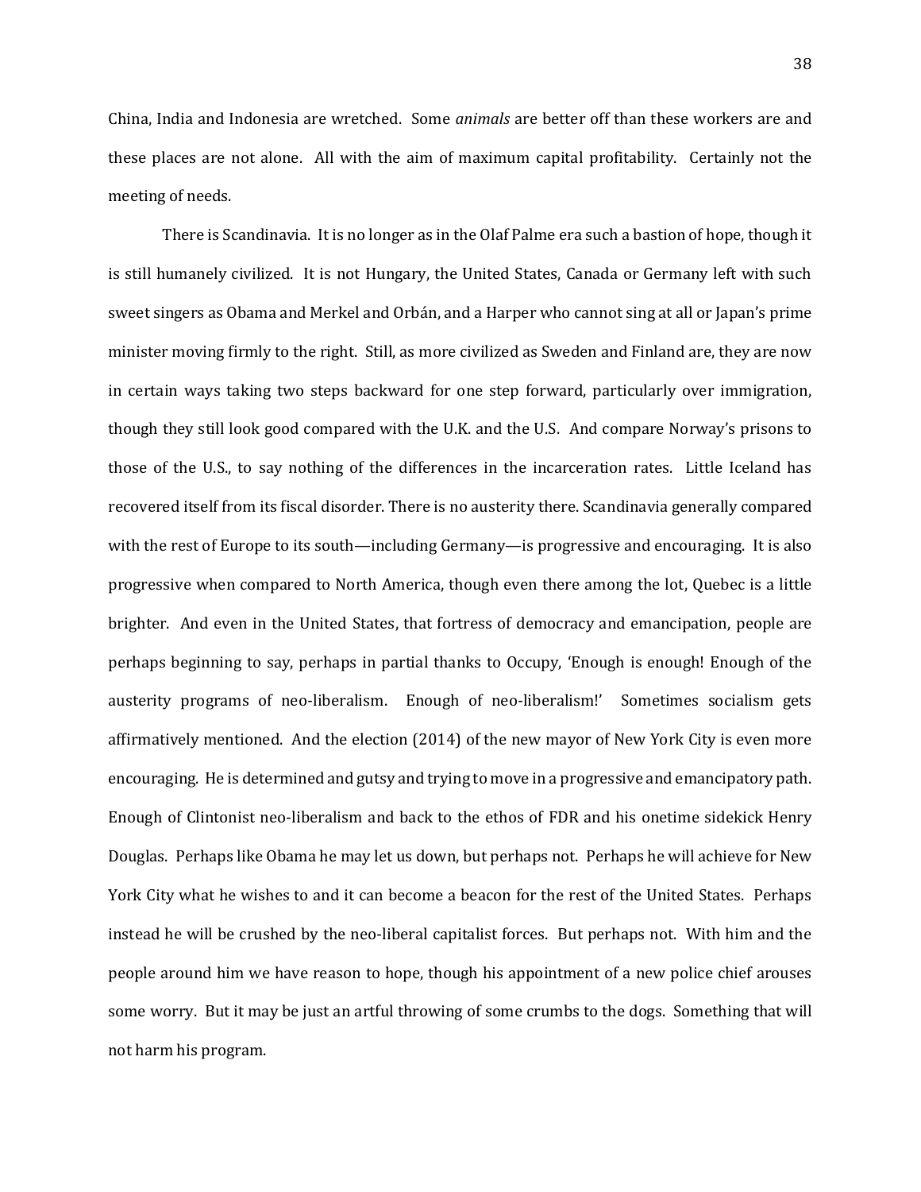China, India and Indonesia are wretched. Some *animals* are better off than these workers are and these places are not alone. All with the aim of maximum capital profitability. Certainly not the meeting of needs.

There is Scandinavia. It is no longer as in the Olaf Palme era such a bastion of hope, though it is still humanely civilized. It is not Hungary, the United States, Canada or Germany left with such sweet singers as Obama and Merkel and Orbán, and a Harper who cannot sing at all or Japan's prime minister moving firmly to the right. Still, as more civilized as Sweden and Finland are, they are now in certain ways taking two steps backward for one step forward, particularly over immigration, though they still look good compared with the U.K. and the U.S. And compare Norway's prisons to those of the U.S., to say nothing of the differences in the incarceration rates. Little Iceland has recovered itself from its fiscal disorder. There is no austerity there. Scandinavia generally compared with the rest of Europe to its south—including Germany—is progressive and encouraging. It is also progressive when compared to North America, though even there among the lot, Quebec is a little brighter. And even in the United States, that fortress of democracy and emancipation, people are perhaps beginning to say, perhaps in partial thanks to Occupy, 'Enough is enough! Enough of the austerity programs of neo-liberalism. Enough of neo-liberalism!' Sometimes socialism gets affirmatively mentioned. And the election (2014) of the new mayor of New York City is even more encouraging. He is determined and gutsy and trying to move in a progressive and emancipatory path. Enough of Clintonist neo-liberalism and back to the ethos of FDR and his onetime sidekick Henry Douglas. Perhaps like Obama he may let us down, but perhaps not. Perhaps he will achieve for New York City what he wishes to and it can become a beacon for the rest of the United States. Perhaps instead he will be crushed by the neo-liberal capitalist forces. But perhaps not. With him and the people around him we have reason to hope, though his appointment of a new police chief arouses some worry. But it may be just an artful throwing of some crumbs to the dogs. Something that will not harm his program.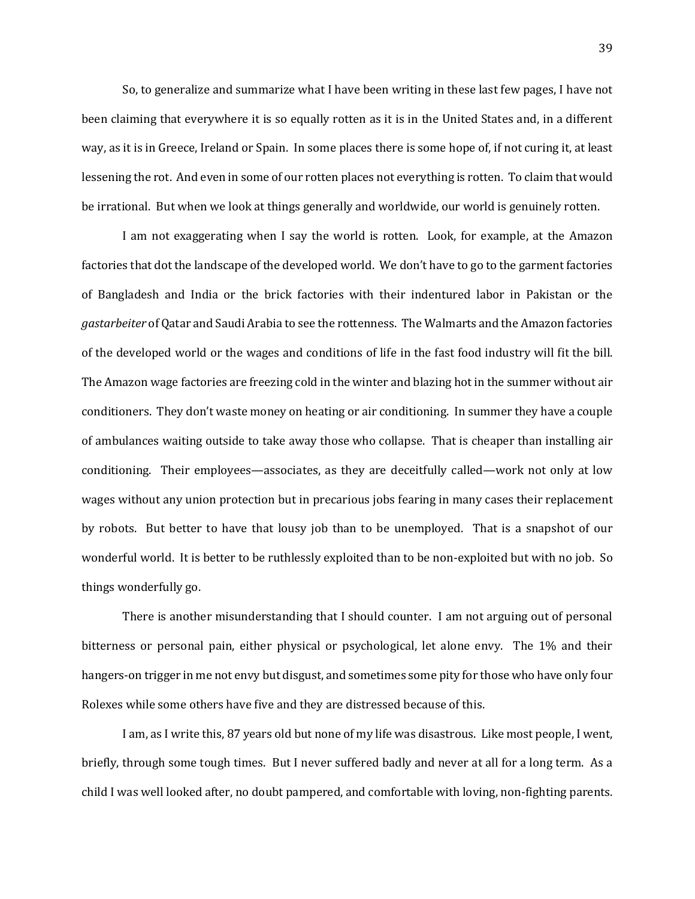So, to generalize and summarize what I have been writing in these last few pages, I have not been claiming that everywhere it is so equally rotten as it is in the United States and, in a different way, as it is in Greece, Ireland or Spain. In some places there is some hope of, if not curing it, at least lessening the rot. And even in some of our rotten places not everything is rotten. To claim that would be irrational. But when we look at things generally and worldwide, our world is genuinely rotten.

I am not exaggerating when I say the world is rotten. Look, for example, at the Amazon factories that dot the landscape of the developed world. We don't have to go to the garment factories of Bangladesh and India or the brick factories with their indentured labor in Pakistan or the *gastarbeiter* of Qatar and Saudi Arabia to see the rottenness. The Walmarts and the Amazon factories of the developed world or the wages and conditions of life in the fast food industry will fit the bill. The Amazon wage factories are freezing cold in the winter and blazing hot in the summer without air conditioners. They don't waste money on heating or air conditioning. In summer they have a couple of ambulances waiting outside to take away those who collapse. That is cheaper than installing air conditioning. Their employees—associates, as they are deceitfully called—work not only at low wages without any union protection but in precarious jobs fearing in many cases their replacement by robots. But better to have that lousy job than to be unemployed. That is a snapshot of our wonderful world. It is better to be ruthlessly exploited than to be non-exploited but with no job. So things wonderfully go.

There is another misunderstanding that I should counter. I am not arguing out of personal bitterness or personal pain, either physical or psychological, let alone envy. The 1% and their hangers-on trigger in me not envy but disgust, and sometimes some pity for those who have only four Rolexes while some others have five and they are distressed because of this.

I am, as I write this, 87 years old but none of my life was disastrous. Like most people, I went, briefly, through some tough times. But I never suffered badly and never at all for a long term. As a child I was well looked after, no doubt pampered, and comfortable with loving, non-fighting parents.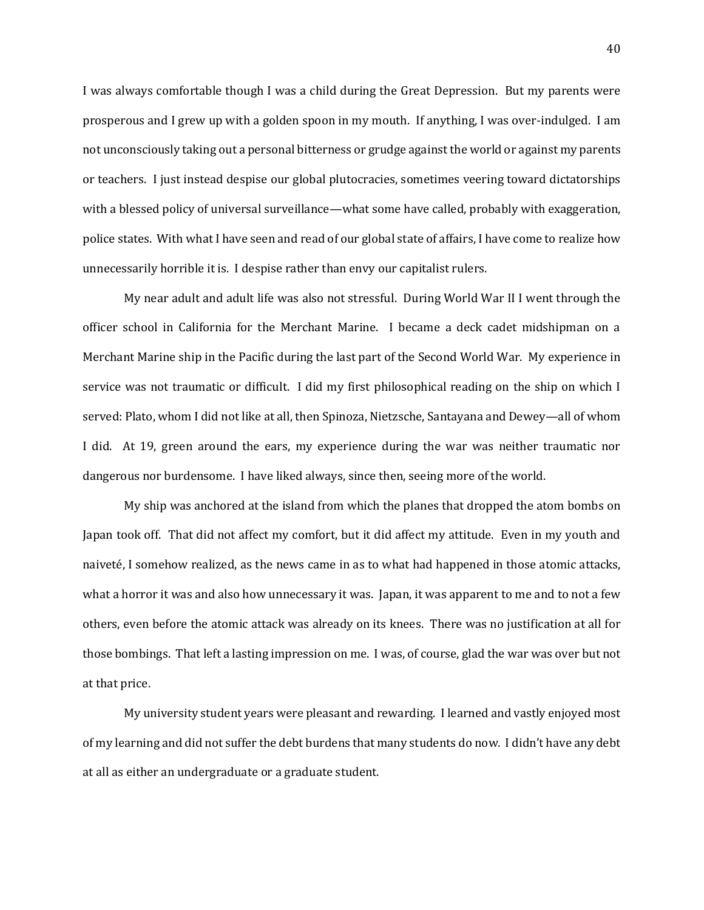I was always comfortable though I was a child during the Great Depression. But my parents were prosperous and I grew up with a golden spoon in my mouth. If anything, I was over-indulged. I am not unconsciously taking out a personal bitterness or grudge against the world or against my parents or teachers. I just instead despise our global plutocracies, sometimes veering toward dictatorships with a blessed policy of universal surveillance—what some have called, probably with exaggeration, police states. With what I have seen and read of our global state of affairs, I have come to realize how unnecessarily horrible it is. I despise rather than envy our capitalist rulers.

My near adult and adult life was also not stressful. During World War II I went through the officer school in California for the Merchant Marine. I became a deck cadet midshipman on a Merchant Marine ship in the Pacific during the last part of the Second World War. My experience in service was not traumatic or difficult. I did my first philosophical reading on the ship on which I served: Plato, whom I did not like at all, then Spinoza, Nietzsche, Santayana and Dewey—all of whom I did. At 19, green around the ears, my experience during the war was neither traumatic nor dangerous nor burdensome. I have liked always, since then, seeing more of the world.

My ship was anchored at the island from which the planes that dropped the atom bombs on Japan took off. That did not affect my comfort, but it did affect my attitude. Even in my youth and naiveté, I somehow realized, as the news came in as to what had happened in those atomic attacks, what a horror it was and also how unnecessary it was. Japan, it was apparent to me and to not a few others, even before the atomic attack was already on its knees. There was no justification at all for those bombings. That left a lasting impression on me. I was, of course, glad the war was over but not at that price.

My university student years were pleasant and rewarding. I learned and vastly enjoyed most of my learning and did not suffer the debt burdens that many students do now. I didn't have any debt at all as either an undergraduate or a graduate student.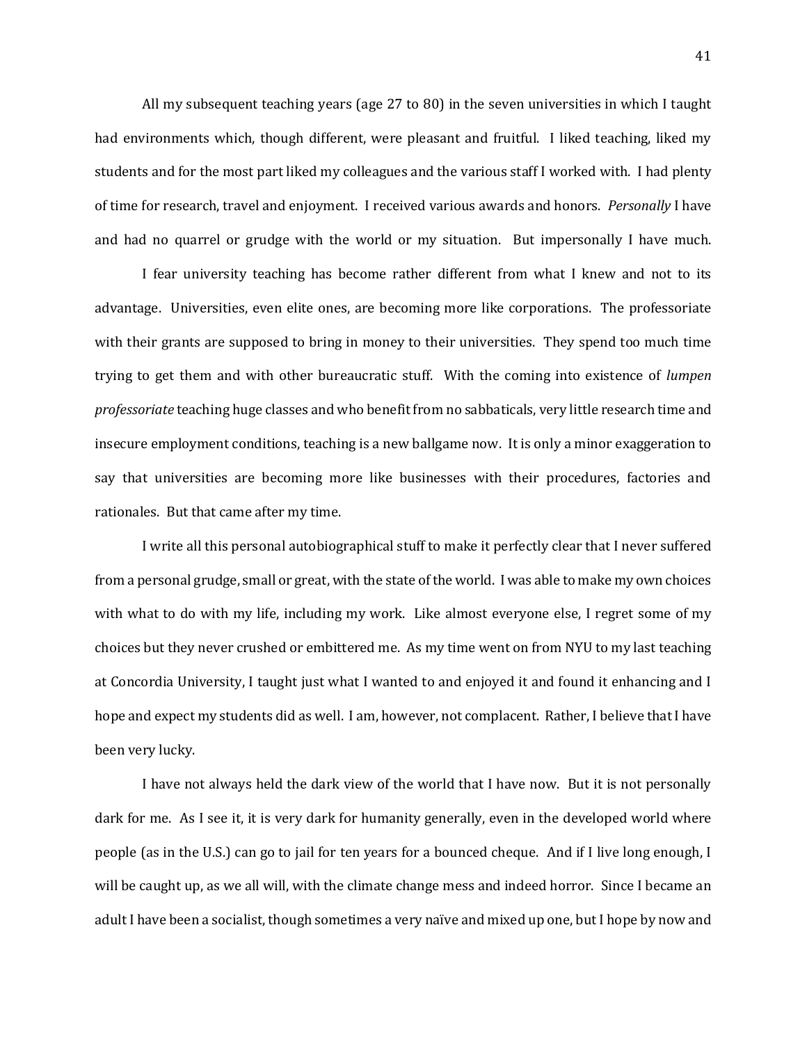All my subsequent teaching years (age 27 to 80) in the seven universities in which I taught had environments which, though different, were pleasant and fruitful. I liked teaching, liked my students and for the most part liked my colleagues and the various staff I worked with. I had plenty of time for research, travel and enjoyment. I received various awards and honors. *Personally* I have and had no quarrel or grudge with the world or my situation. But impersonally I have much.

I fear university teaching has become rather different from what I knew and not to its advantage. Universities, even elite ones, are becoming more like corporations. The professoriate with their grants are supposed to bring in money to their universities. They spend too much time trying to get them and with other bureaucratic stuff. With the coming into existence of *lumpen professoriate* teaching huge classes and who benefit from no sabbaticals, very little research time and insecure employment conditions, teaching is a new ballgame now. It is only a minor exaggeration to say that universities are becoming more like businesses with their procedures, factories and rationales. But that came after my time.

I write all this personal autobiographical stuff to make it perfectly clear that I never suffered from a personal grudge, small or great, with the state of the world. I was able to make my own choices with what to do with my life, including my work. Like almost everyone else, I regret some of my choices but they never crushed or embittered me. As my time went on from NYU to my last teaching at Concordia University, I taught just what I wanted to and enjoyed it and found it enhancing and I hope and expect my students did as well. I am, however, not complacent. Rather, I believe that I have been very lucky.

I have not always held the dark view of the world that I have now. But it is not personally dark for me. As I see it, it is very dark for humanity generally, even in the developed world where people (as in the U.S.) can go to jail for ten years for a bounced cheque. And if I live long enough, I will be caught up, as we all will, with the climate change mess and indeed horror. Since I became an adult I have been a socialist, though sometimes a very naïve and mixed up one, but I hope by now and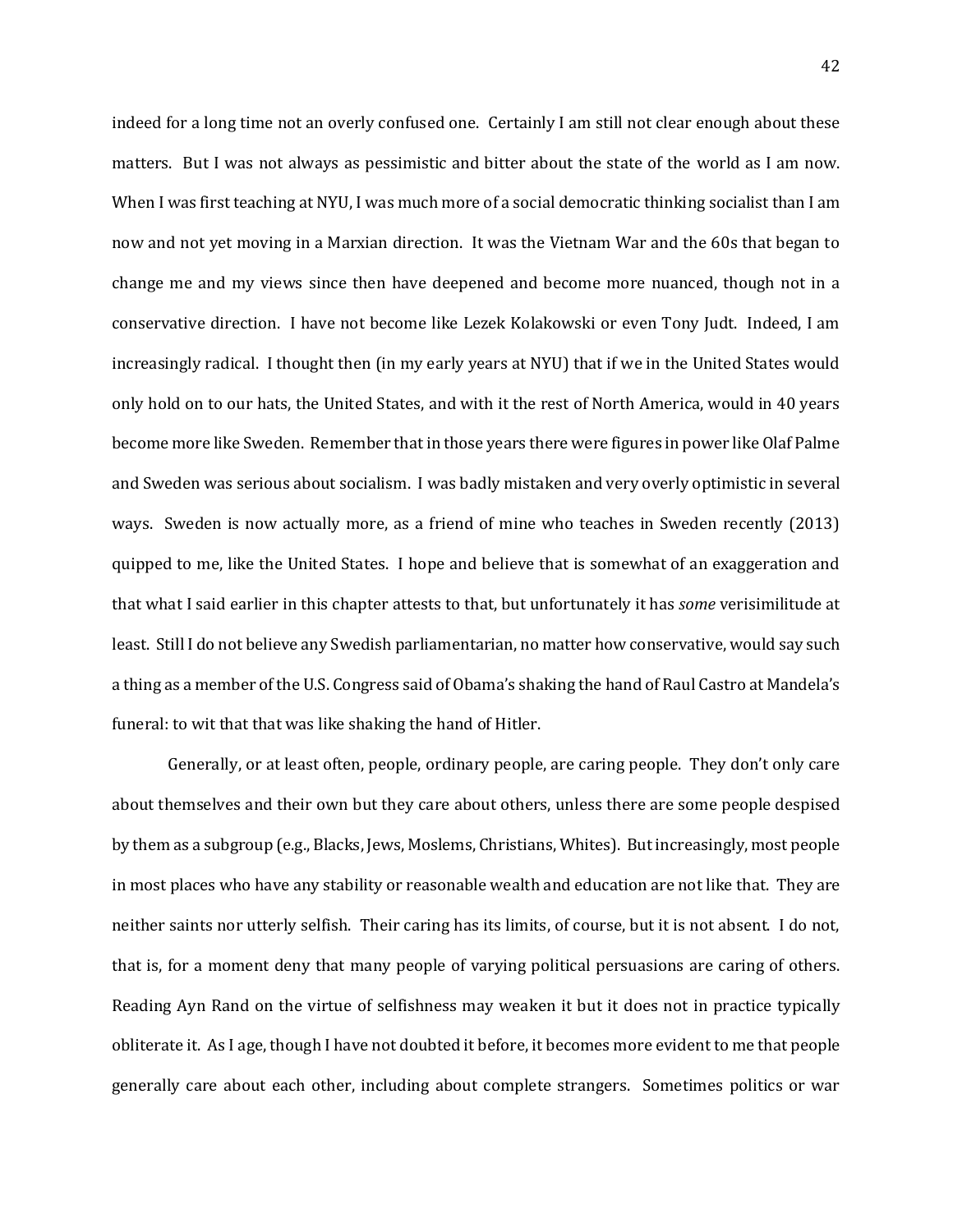indeed for a long time not an overly confused one. Certainly I am still not clear enough about these matters. But I was not always as pessimistic and bitter about the state of the world as I am now. When I was first teaching at NYU, I was much more of a social democratic thinking socialist than I am now and not yet moving in a Marxian direction. It was the Vietnam War and the 60s that began to change me and my views since then have deepened and become more nuanced, though not in a conservative direction. I have not become like Lezek Kolakowski or even Tony Judt. Indeed, I am increasingly radical. I thought then (in my early years at NYU) that if we in the United States would only hold on to our hats, the United States, and with it the rest of North America, would in 40 years become more like Sweden. Remember that in those years there were figures in power like Olaf Palme and Sweden was serious about socialism. I was badly mistaken and very overly optimistic in several ways. Sweden is now actually more, as a friend of mine who teaches in Sweden recently (2013) quipped to me, like the United States. I hope and believe that is somewhat of an exaggeration and that what I said earlier in this chapter attests to that, but unfortunately it has *some* verisimilitude at least. Still I do not believe any Swedish parliamentarian, no matter how conservative, would say such a thing as a member of the U.S. Congress said of Obama's shaking the hand of Raul Castro at Mandela's funeral: to wit that that was like shaking the hand of Hitler.

Generally, or at least often, people, ordinary people, are caring people. They don't only care about themselves and their own but they care about others, unless there are some people despised by them as a subgroup (e.g., Blacks, Jews, Moslems, Christians, Whites). But increasingly, most people in most places who have any stability or reasonable wealth and education are not like that. They are neither saints nor utterly selfish. Their caring has its limits, of course, but it is not absent. I do not, that is, for a moment deny that many people of varying political persuasions are caring of others. Reading Ayn Rand on the virtue of selfishness may weaken it but it does not in practice typically obliterate it. As I age, though I have not doubted it before, it becomes more evident to me that people generally care about each other, including about complete strangers. Sometimes politics or war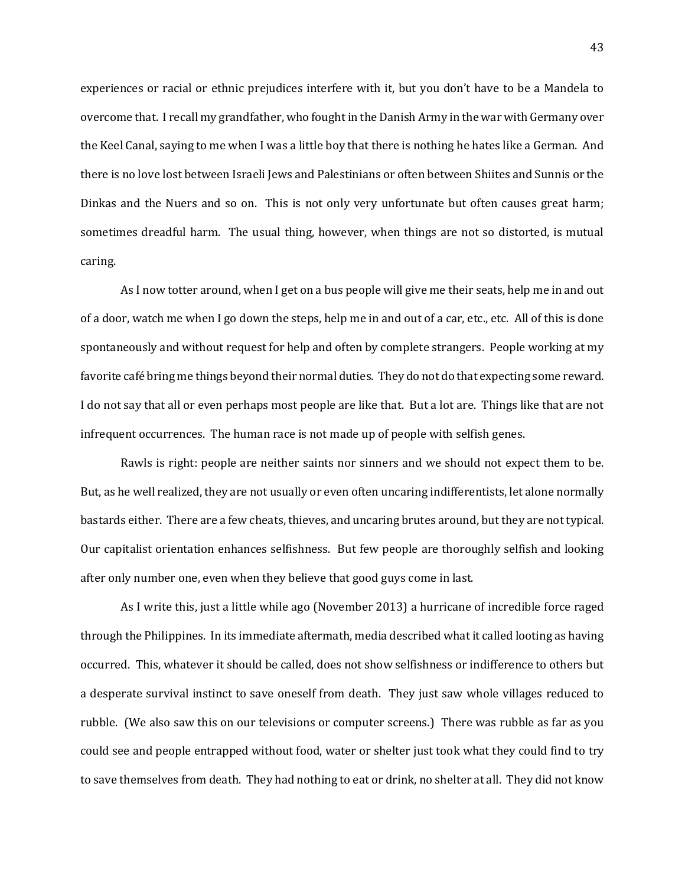experiences or racial or ethnic prejudices interfere with it, but you don't have to be a Mandela to overcome that. I recall my grandfather, who fought in the Danish Army in the war with Germany over the Keel Canal, saying to me when I was a little boy that there is nothing he hates like a German. And there is no love lost between Israeli Jews and Palestinians or often between Shiites and Sunnis or the Dinkas and the Nuers and so on. This is not only very unfortunate but often causes great harm; sometimes dreadful harm. The usual thing, however, when things are not so distorted, is mutual caring.

As I now totter around, when I get on a bus people will give me their seats, help me in and out of a door, watch me when I go down the steps, help me in and out of a car, etc., etc. All of this is done spontaneously and without request for help and often by complete strangers. People working at my favorite café bring me things beyond their normal duties. They do not do that expecting some reward. I do not say that all or even perhaps most people are like that. But a lot are. Things like that are not infrequent occurrences. The human race is not made up of people with selfish genes.

Rawls is right: people are neither saints nor sinners and we should not expect them to be. But, as he well realized, they are not usually or even often uncaring indifferentists, let alone normally bastards either. There are a few cheats, thieves, and uncaring brutes around, but they are not typical. Our capitalist orientation enhances selfishness. But few people are thoroughly selfish and looking after only number one, even when they believe that good guys come in last.

As I write this, just a little while ago (November 2013) a hurricane of incredible force raged through the Philippines. In its immediate aftermath, media described what it called looting as having occurred. This, whatever it should be called, does not show selfishness or indifference to others but a desperate survival instinct to save oneself from death. They just saw whole villages reduced to rubble. (We also saw this on our televisions or computer screens.) There was rubble as far as you could see and people entrapped without food, water or shelter just took what they could find to try to save themselves from death. They had nothing to eat or drink, no shelter at all. They did not know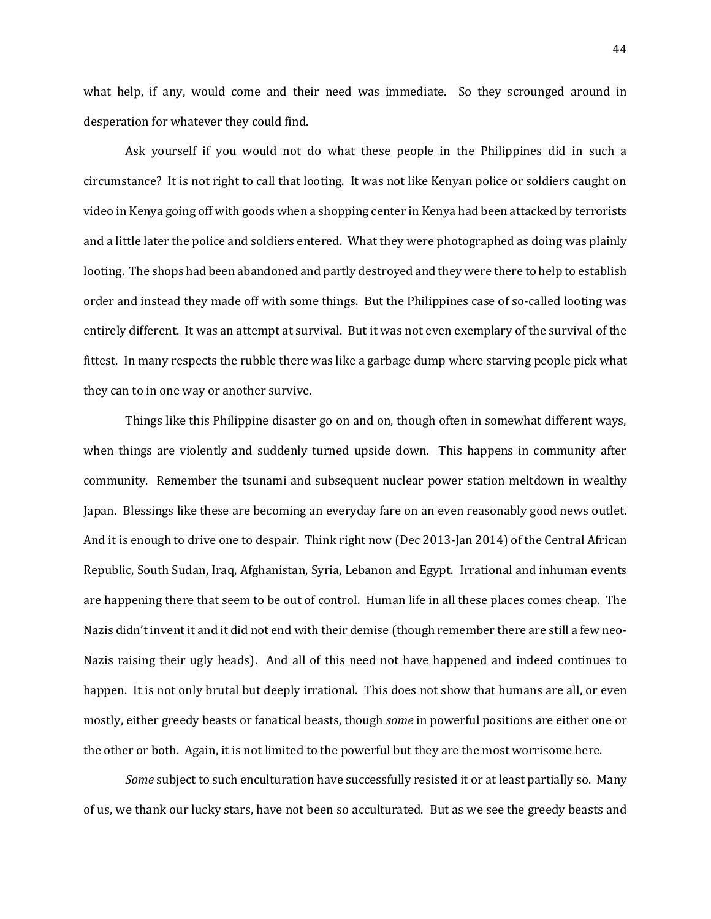what help, if any, would come and their need was immediate. So they scrounged around in desperation for whatever they could find.

Ask yourself if you would not do what these people in the Philippines did in such a circumstance? It is not right to call that looting. It was not like Kenyan police or soldiers caught on video in Kenya going off with goods when a shopping center in Kenya had been attacked by terrorists and a little later the police and soldiers entered. What they were photographed as doing was plainly looting. The shops had been abandoned and partly destroyed and they were there to help to establish order and instead they made off with some things. But the Philippines case of so-called looting was entirely different. It was an attempt at survival. But it was not even exemplary of the survival of the fittest. In many respects the rubble there was like a garbage dump where starving people pick what they can to in one way or another survive.

Things like this Philippine disaster go on and on, though often in somewhat different ways, when things are violently and suddenly turned upside down. This happens in community after community. Remember the tsunami and subsequent nuclear power station meltdown in wealthy Japan. Blessings like these are becoming an everyday fare on an even reasonably good news outlet. And it is enough to drive one to despair. Think right now (Dec 2013-Jan 2014) of the Central African Republic, South Sudan, Iraq, Afghanistan, Syria, Lebanon and Egypt. Irrational and inhuman events are happening there that seem to be out of control. Human life in all these places comes cheap. The Nazis didn't invent it and it did not end with their demise (though remember there are still a few neo-Nazis raising their ugly heads). And all of this need not have happened and indeed continues to happen. It is not only brutal but deeply irrational. This does not show that humans are all, or even mostly, either greedy beasts or fanatical beasts, though *some* in powerful positions are either one or the other or both. Again, it is not limited to the powerful but they are the most worrisome here.

*Some* subject to such enculturation have successfully resisted it or at least partially so. Many of us, we thank our lucky stars, have not been so acculturated. But as we see the greedy beasts and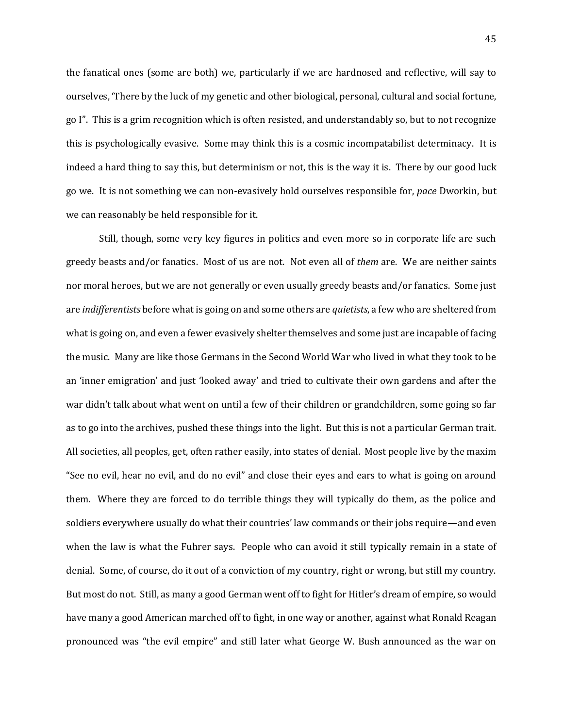the fanatical ones (some are both) we, particularly if we are hardnosed and reflective, will say to ourselves, 'There by the luck of my genetic and other biological, personal, cultural and social fortune, go I". This is a grim recognition which is often resisted, and understandably so, but to not recognize this is psychologically evasive. Some may think this is a cosmic incompatabilist determinacy. It is indeed a hard thing to say this, but determinism or not, this is the way it is. There by our good luck go we. It is not something we can non-evasively hold ourselves responsible for, *pace* Dworkin, but we can reasonably be held responsible for it.

Still, though, some very key figures in politics and even more so in corporate life are such greedy beasts and/or fanatics. Most of us are not. Not even all of *them* are. We are neither saints nor moral heroes, but we are not generally or even usually greedy beasts and/or fanatics. Some just are *indifferentists* before what is going on and some others are *quietists*, a few who are sheltered from what is going on, and even a fewer evasively shelter themselves and some just are incapable of facing the music. Many are like those Germans in the Second World War who lived in what they took to be an 'inner emigration' and just 'looked away' and tried to cultivate their own gardens and after the war didn't talk about what went on until a few of their children or grandchildren, some going so far as to go into the archives, pushed these things into the light. But this is not a particular German trait. All societies, all peoples, get, often rather easily, into states of denial. Most people live by the maxim "See no evil, hear no evil, and do no evil" and close their eyes and ears to what is going on around them. Where they are forced to do terrible things they will typically do them, as the police and soldiers everywhere usually do what their countries' law commands or their jobs require—and even when the law is what the Fuhrer says. People who can avoid it still typically remain in a state of denial. Some, of course, do it out of a conviction of my country, right or wrong, but still my country. But most do not. Still, as many a good German went off to fight for Hitler's dream of empire, so would have many a good American marched off to fight, in one way or another, against what Ronald Reagan pronounced was "the evil empire" and still later what George W. Bush announced as the war on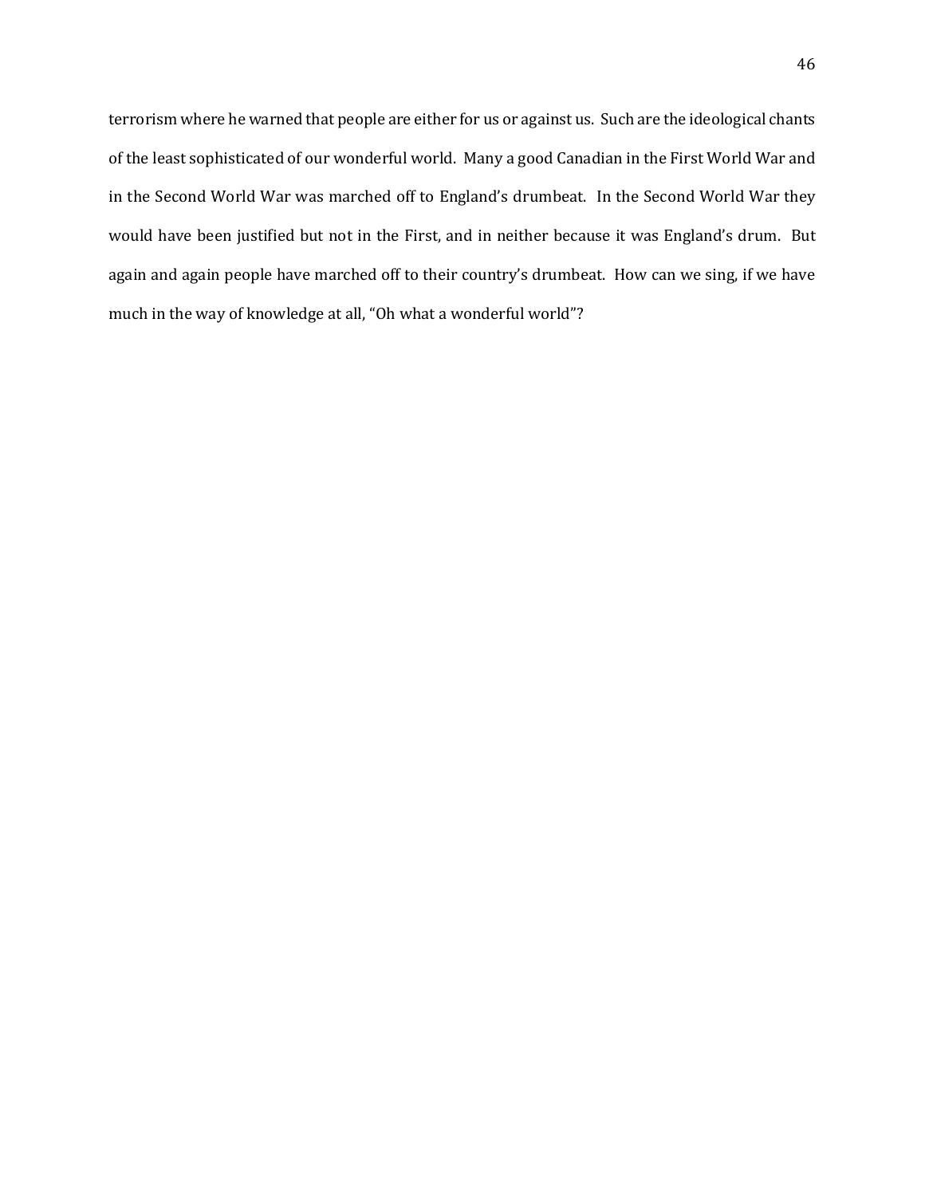terrorism where he warned that people are either for us or against us. Such are the ideological chants of the least sophisticated of our wonderful world. Many a good Canadian in the First World War and in the Second World War was marched off to England's drumbeat. In the Second World War they would have been justified but not in the First, and in neither because it was England's drum. But again and again people have marched off to their country's drumbeat. How can we sing, if we have much in the way of knowledge at all, "Oh what a wonderful world"?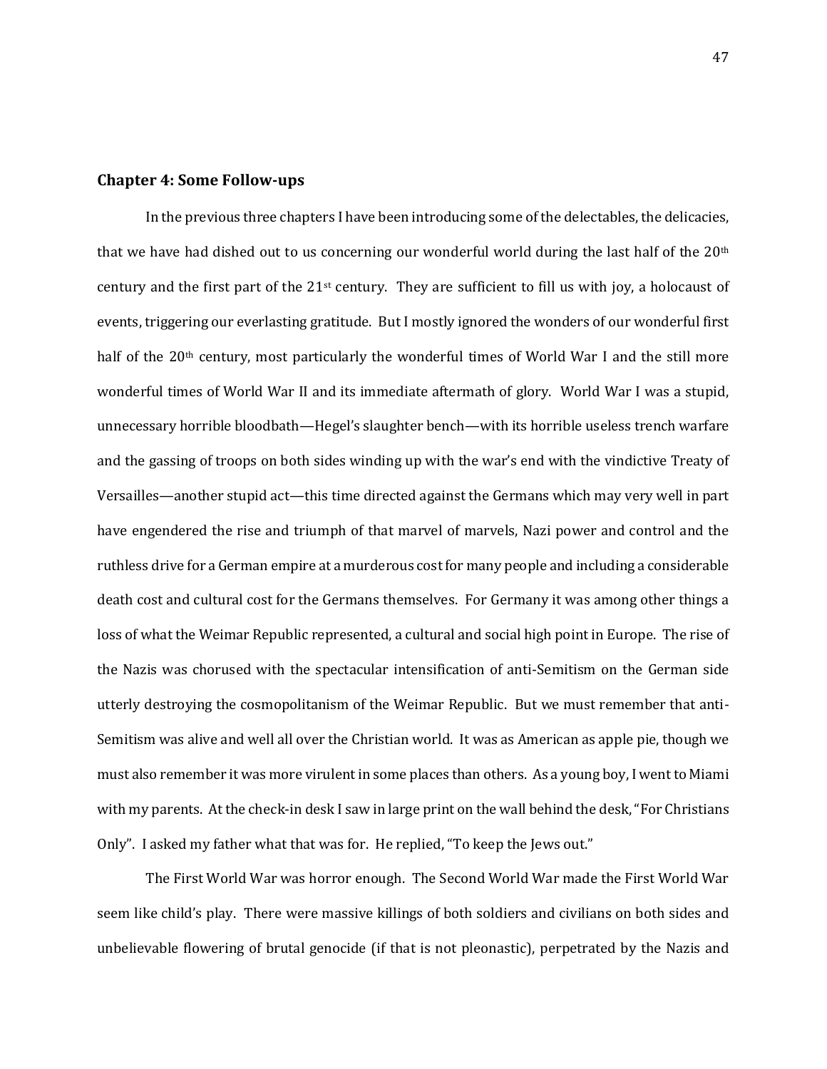## Chapter 4: Some Follow-ups

In the previous three chapters I have been introducing some of the delectables, the delicacies, that we have had dished out to us concerning our wonderful world during the last half of the 20th century and the first part of the 21st century. They are sufficient to fill us with joy, a holocaust of events, triggering our everlasting gratitude. But I mostly ignored the wonders of our wonderful first half of the 20th century, most particularly the wonderful times of World War I and the still more wonderful times of World War II and its immediate aftermath of glory. World War I was a stupid, unnecessary horrible bloodbath—Hegel's slaughter bench—with its horrible useless trench warfare and the gassing of troops on both sides winding up with the war's end with the vindictive Treaty of Versailles—another stupid act—this time directed against the Germans which may very well in part have engendered the rise and triumph of that marvel of marvels, Nazi power and control and the ruthless drive for a German empire at a murderous cost for many people and including a considerable death cost and cultural cost for the Germans themselves. For Germany it was among other things a loss of what the Weimar Republic represented, a cultural and social high point in Europe. The rise of the Nazis was chorused with the spectacular intensification of anti-Semitism on the German side utterly destroying the cosmopolitanism of the Weimar Republic. But we must remember that anti-Semitism was alive and well all over the Christian world. It was as American as apple pie, though we must also remember it was more virulent in some places than others. As a young boy, I went to Miami with my parents. At the check-in desk I saw in large print on the wall behind the desk, "For Christians Only". I asked my father what that was for. He replied, "To keep the Jews out."

The First World War was horror enough. The Second World War made the First World War seem like child's play. There were massive killings of both soldiers and civilians on both sides and unbelievable flowering of brutal genocide (if that is not pleonastic), perpetrated by the Nazis and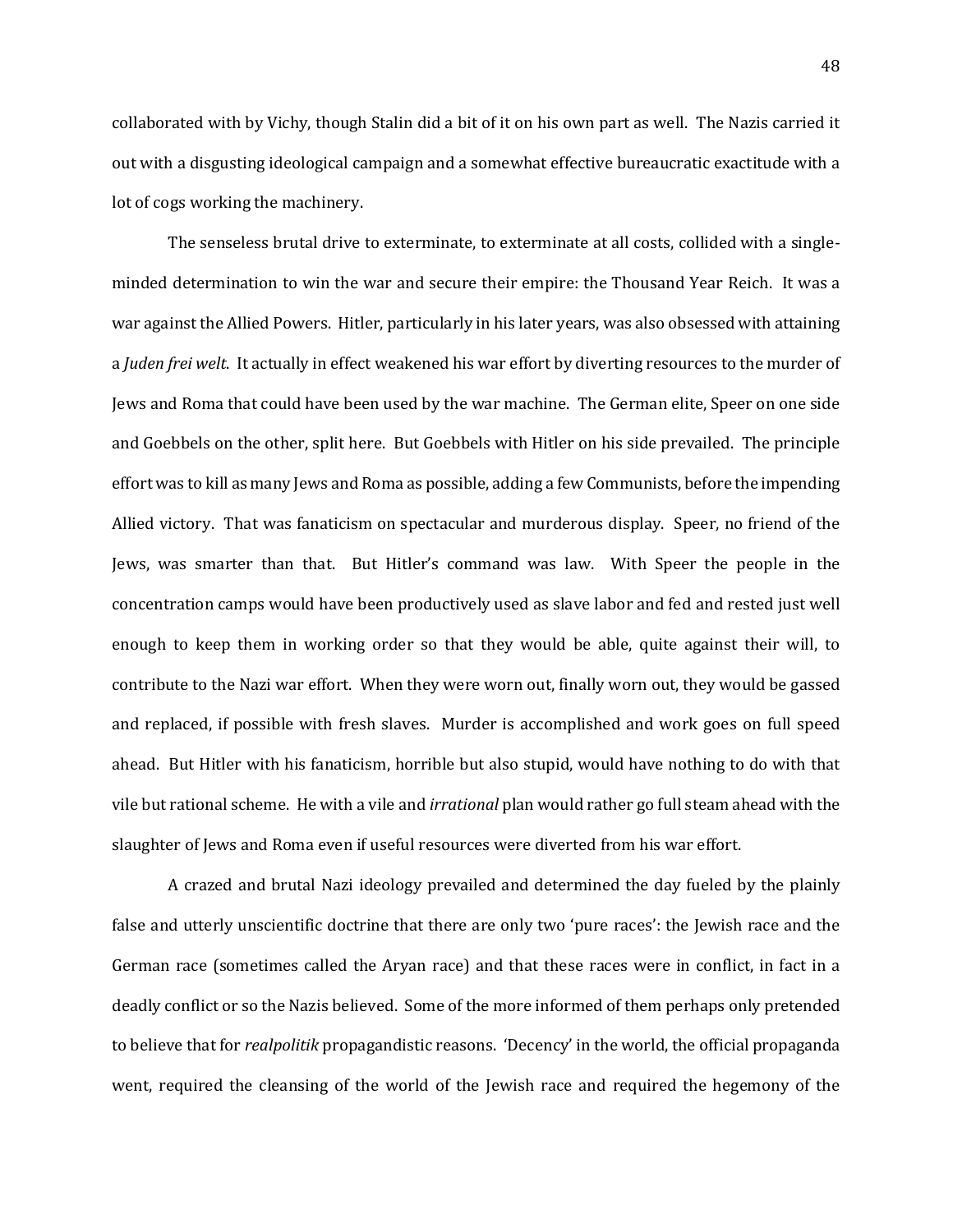collaborated with by Vichy, though Stalin did a bit of it on his own part as well. The Nazis carried it out with a disgusting ideological campaign and a somewhat effective bureaucratic exactitude with a lot of cogs working the machinery.

The senseless brutal drive to exterminate, to exterminate at all costs, collided with a single-minded determination to win the war and secure their empire: the Thousand Year Reich. It was a war against the Allied Powers. Hitler, particularly in his later years, was also obsessed with attaining a *Juden frei welt*. It actually in effect weakened his war effort by diverting resources to the murder of Jews and Roma that could have been used by the war machine. The German elite, Speer on one side and Goebbels on the other, split here. But Goebbels with Hitler on his side prevailed. The principle effort was to kill as many Jews and Roma as possible, adding a few Communists, before the impending Allied victory. That was fanaticism on spectacular and murderous display. Speer, no friend of the Jews, was smarter than that. But Hitler's command was law. With Speer the people in the concentration camps would have been productively used as slave labor and fed and rested just well enough to keep them in working order so that they would be able, quite against their will, to contribute to the Nazi war effort. When they were worn out, finally worn out, they would be gassed and replaced, if possible with fresh slaves. Murder is accomplished and work goes on full speed ahead. But Hitler with his fanaticism, horrible but also stupid, would have nothing to do with that vile but rational scheme. He with a vile and *irrational* plan would rather go full steam ahead with the slaughter of Jews and Roma even if useful resources were diverted from his war effort.

A crazed and brutal Nazi ideology prevailed and determined the day fueled by the plainly false and utterly unscientific doctrine that there are only two 'pure races': the Jewish race and the German race (sometimes called the Aryan race) and that these races were in conflict, in fact in a deadly conflict or so the Nazis believed. Some of the more informed of them perhaps only pretended to believe that for *realpolitik* propagandistic reasons. 'Decency' in the world, the official propaganda went, required the cleansing of the world of the Jewish race and required the hegemony of the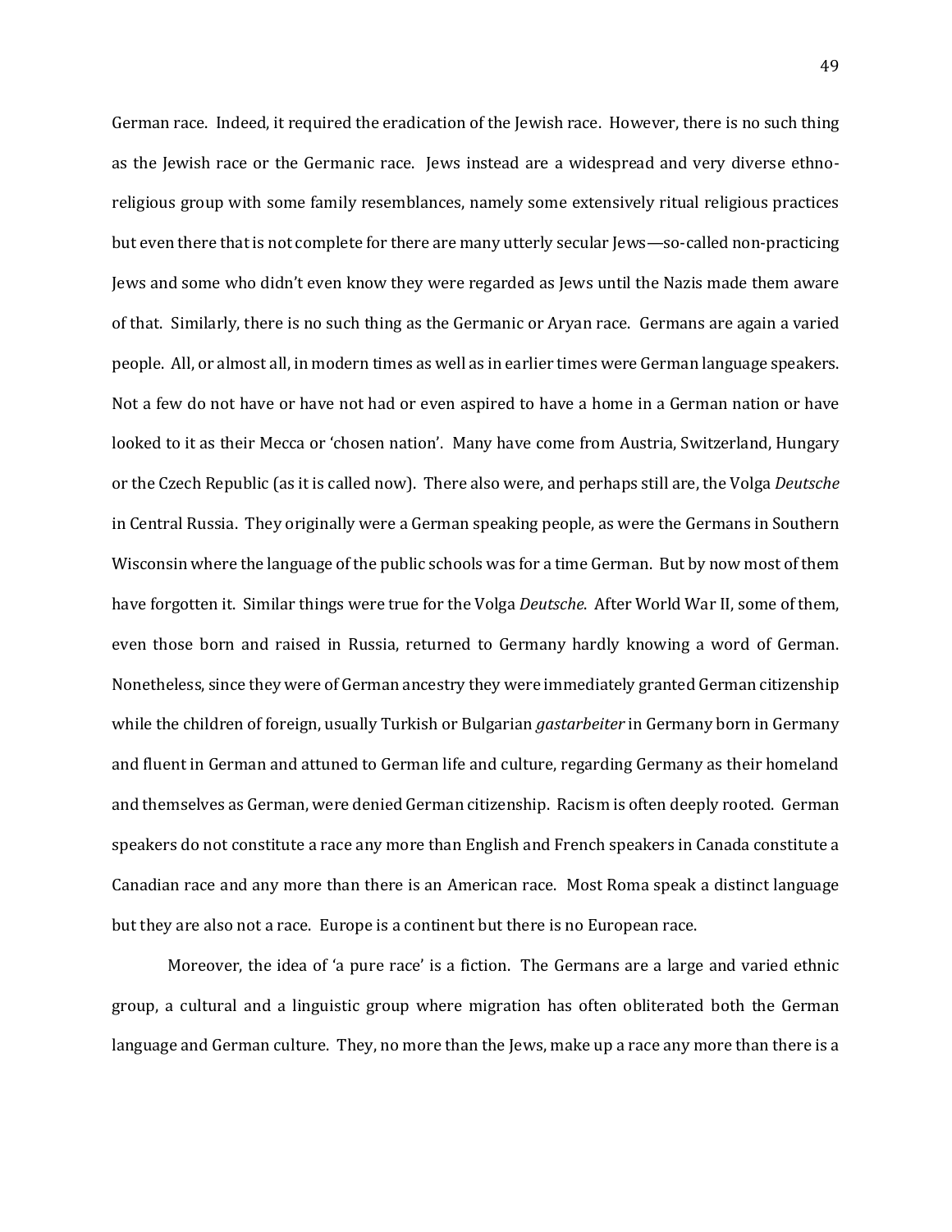German race. Indeed, it required the eradication of the Jewish race. However, there is no such thing as the Jewish race or the Germanic race. Jews instead are a widespread and very diverse ethno-religious group with some family resemblances, namely some extensively ritual religious practices but even there that is not complete for there are many utterly secular Jews—so-called non-practicing Jews and some who didn't even know they were regarded as Jews until the Nazis made them aware of that. Similarly, there is no such thing as the Germanic or Aryan race. Germans are again a varied people. All, or almost all, in modern times as well as in earlier times were German language speakers. Not a few do not have or have not had or even aspired to have a home in a German nation or have looked to it as their Mecca or 'chosen nation'. Many have come from Austria, Switzerland, Hungary or the Czech Republic (as it is called now). There also were, and perhaps still are, the Volga *Deutsche* in Central Russia. They originally were a German speaking people, as were the Germans in Southern Wisconsin where the language of the public schools was for a time German. But by now most of them have forgotten it. Similar things were true for the Volga *Deutsche*. After World War II, some of them, even those born and raised in Russia, returned to Germany hardly knowing a word of German. Nonetheless, since they were of German ancestry they were immediately granted German citizenship while the children of foreign, usually Turkish or Bulgarian *gastarbeiter* in Germany born in Germany and fluent in German and attuned to German life and culture, regarding Germany as their homeland and themselves as German, were denied German citizenship. Racism is often deeply rooted. German speakers do not constitute a race any more than English and French speakers in Canada constitute a Canadian race and any more than there is an American race. Most Roma speak a distinct language but they are also not a race. Europe is a continent but there is no European race.

Moreover, the idea of 'a pure race' is a fiction. The Germans are a large and varied ethnic group, a cultural and a linguistic group where migration has often obliterated both the German language and German culture. They, no more than the Jews, make up a race any more than there is a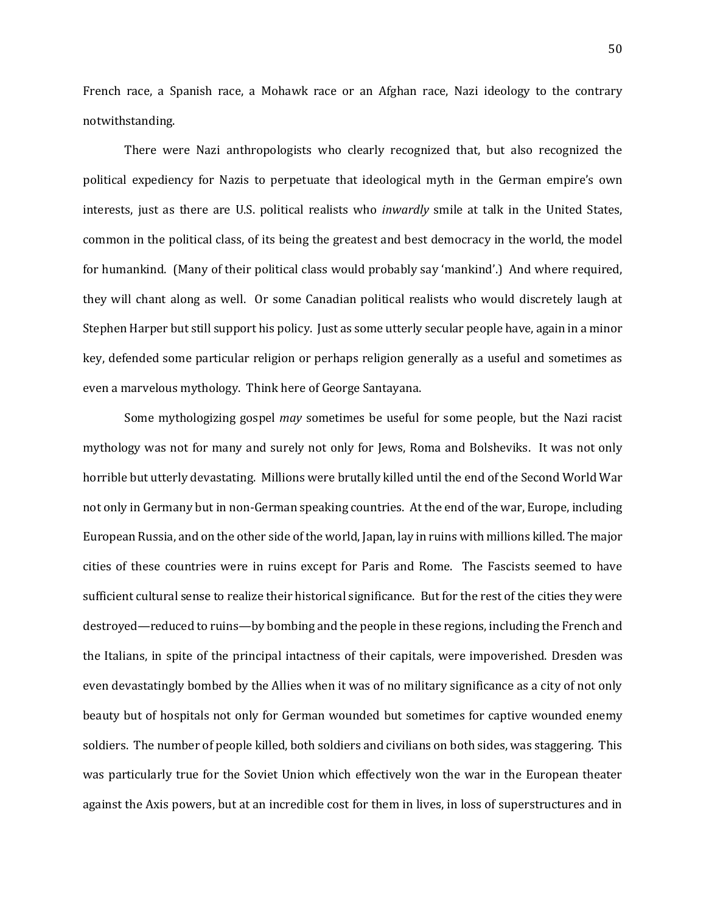French race, a Spanish race, a Mohawk race or an Afghan race, Nazi ideology to the contrary notwithstanding.

There were Nazi anthropologists who clearly recognized that, but also recognized the political expediency for Nazis to perpetuate that ideological myth in the German empire's own interests, just as there are U.S. political realists who *inwardly* smile at talk in the United States, common in the political class, of its being the greatest and best democracy in the world, the model for humankind. (Many of their political class would probably say 'mankind'.) And where required, they will chant along as well. Or some Canadian political realists who would discretely laugh at Stephen Harper but still support his policy. Just as some utterly secular people have, again in a minor key, defended some particular religion or perhaps religion generally as a useful and sometimes as even a marvelous mythology. Think here of George Santayana.

Some mythologizing gospel *may* sometimes be useful for some people, but the Nazi racist mythology was not for many and surely not only for Jews, Roma and Bolsheviks. It was not only horrible but utterly devastating. Millions were brutally killed until the end of the Second World War not only in Germany but in non-German speaking countries. At the end of the war, Europe, including European Russia, and on the other side of the world, Japan, lay in ruins with millions killed. The major cities of these countries were in ruins except for Paris and Rome. The Fascists seemed to have sufficient cultural sense to realize their historical significance. But for the rest of the cities they were destroyed—reduced to ruins—by bombing and the people in these regions, including the French and the Italians, in spite of the principal intactness of their capitals, were impoverished. Dresden was even devastatingly bombed by the Allies when it was of no military significance as a city of not only beauty but of hospitals not only for German wounded but sometimes for captive wounded enemy soldiers. The number of people killed, both soldiers and civilians on both sides, was staggering. This was particularly true for the Soviet Union which effectively won the war in the European theater against the Axis powers, but at an incredible cost for them in lives, in loss of superstructures and in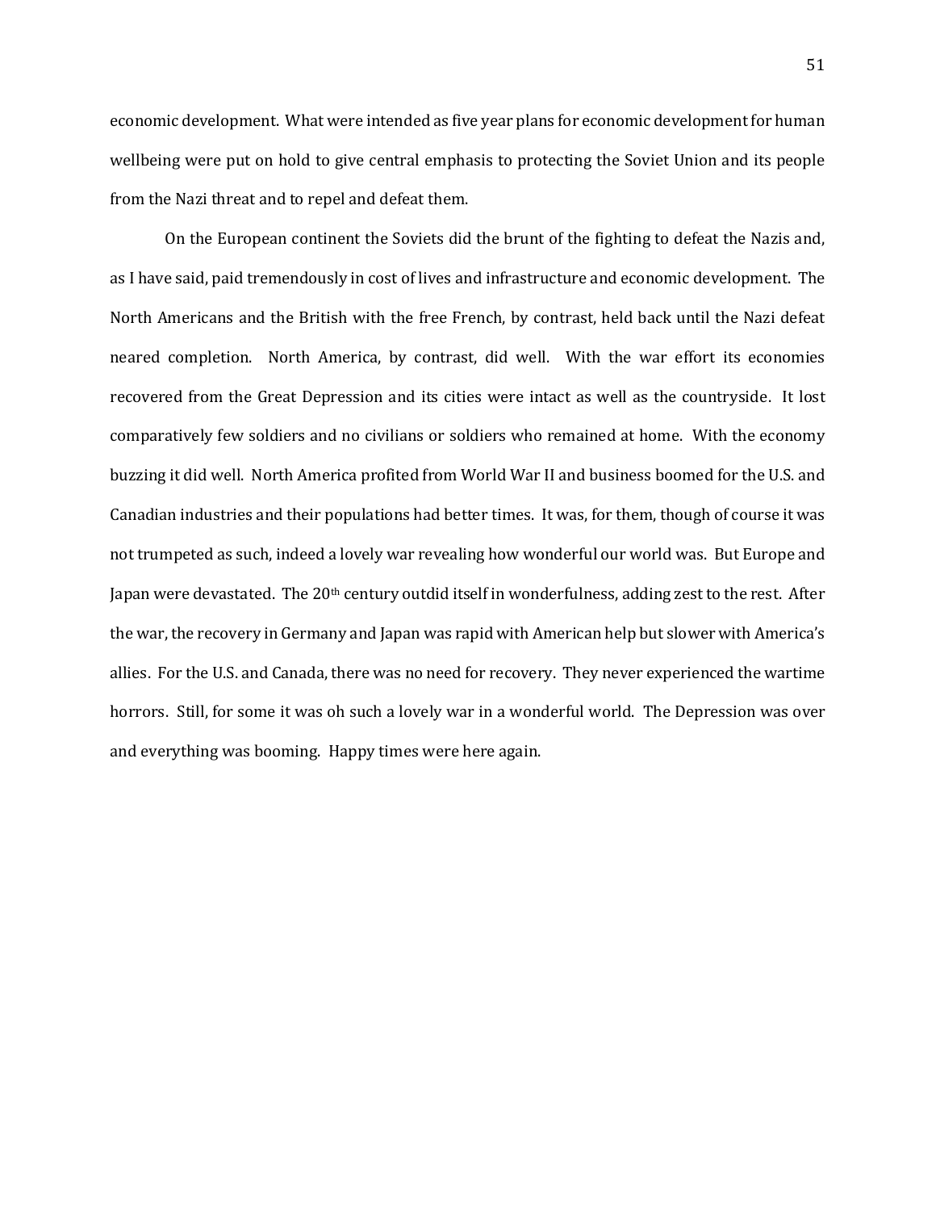economic development. What were intended as five year plans for economic development for human wellbeing were put on hold to give central emphasis to protecting the Soviet Union and its people from the Nazi threat and to repel and defeat them.

On the European continent the Soviets did the brunt of the fighting to defeat the Nazis and, as I have said, paid tremendously in cost of lives and infrastructure and economic development. The North Americans and the British with the free French, by contrast, held back until the Nazi defeat neared completion. North America, by contrast, did well. With the war effort its economies recovered from the Great Depression and its cities were intact as well as the countryside. It lost comparatively few soldiers and no civilians or soldiers who remained at home. With the economy buzzing it did well. North America profited from World War II and business boomed for the U.S. and Canadian industries and their populations had better times. It was, for them, though of course it was not trumpeted as such, indeed a lovely war revealing how wonderful our world was. But Europe and Japan were devastated. The 20th century outdid itself in wonderfulness, adding zest to the rest. After the war, the recovery in Germany and Japan was rapid with American help but slower with America's allies. For the U.S. and Canada, there was no need for recovery. They never experienced the wartime horrors. Still, for some it was oh such a lovely war in a wonderful world. The Depression was over and everything was booming. Happy times were here again.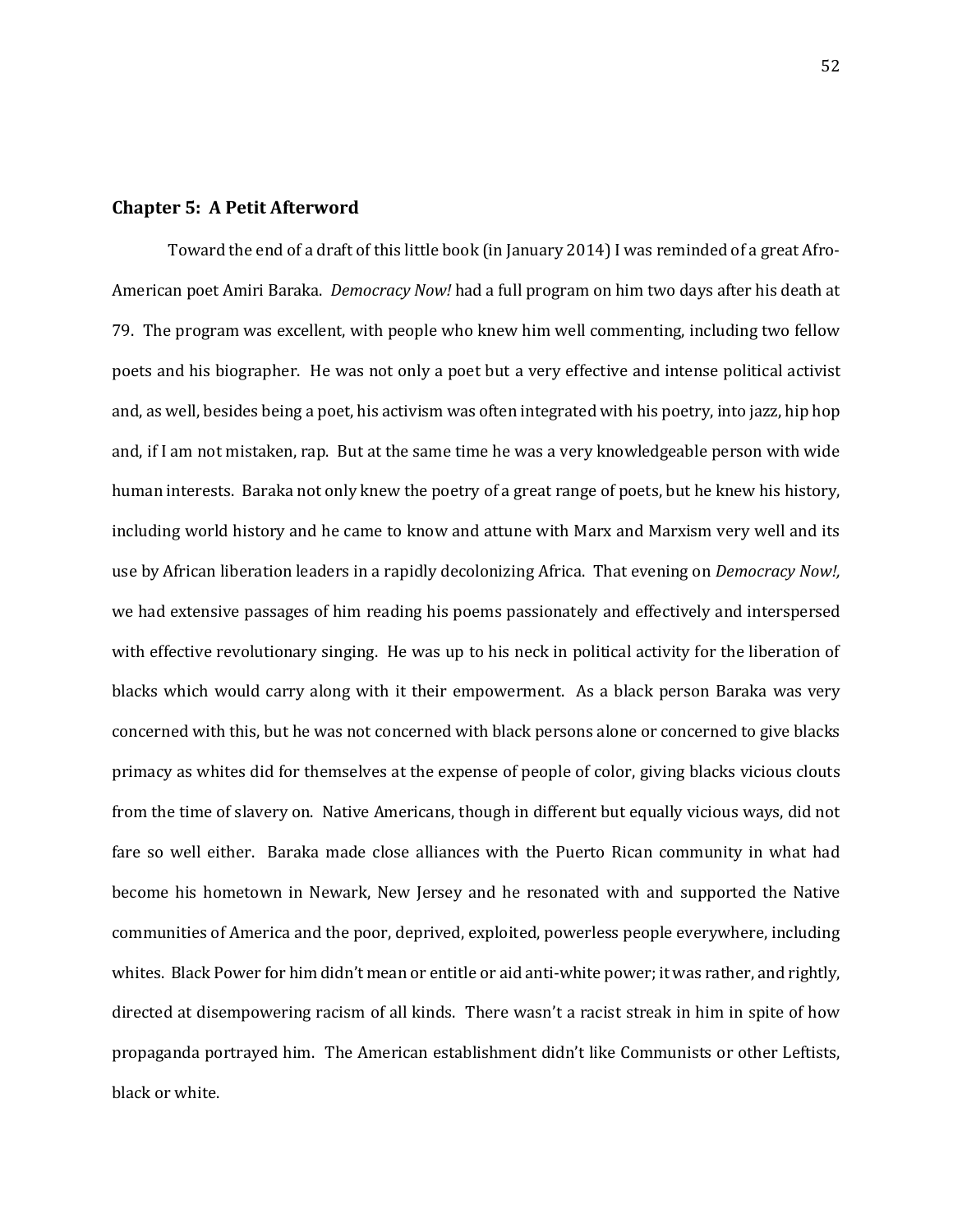## Chapter 5: A Petit Afterword

Toward the end of a draft of this little book (in January 2014) I was reminded of a great Afro-American poet Amiri Baraka. *Democracy Now!* had a full program on him two days after his death at 79. The program was excellent, with people who knew him well commenting, including two fellow poets and his biographer. He was not only a poet but a very effective and intense political activist and, as well, besides being a poet, his activism was often integrated with his poetry, into jazz, hip hop and, if I am not mistaken, rap. But at the same time he was a very knowledgeable person with wide human interests. Baraka not only knew the poetry of a great range of poets, but he knew his history, including world history and he came to know and attune with Marx and Marxism very well and its use by African liberation leaders in a rapidly decolonizing Africa. That evening on *Democracy Now!,* we had extensive passages of him reading his poems passionately and effectively and interspersed with effective revolutionary singing. He was up to his neck in political activity for the liberation of blacks which would carry along with it their empowerment. As a black person Baraka was very concerned with this, but he was not concerned with black persons alone or concerned to give blacks primacy as whites did for themselves at the expense of people of color, giving blacks vicious clouts from the time of slavery on. Native Americans, though in different but equally vicious ways, did not fare so well either. Baraka made close alliances with the Puerto Rican community in what had become his hometown in Newark, New Jersey and he resonated with and supported the Native communities of America and the poor, deprived, exploited, powerless people everywhere, including whites. Black Power for him didn't mean or entitle or aid anti-white power; it was rather, and rightly, directed at disempowering racism of all kinds. There wasn't a racist streak in him in spite of how propaganda portrayed him. The American establishment didn't like Communists or other Leftists, black or white.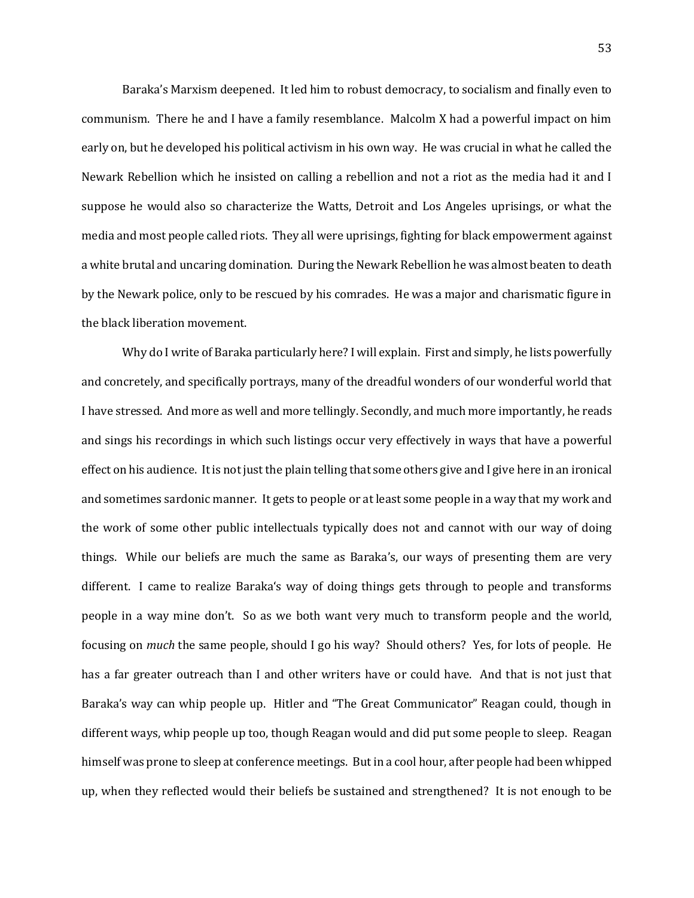Baraka's Marxism deepened. It led him to robust democracy, to socialism and finally even to communism. There he and I have a family resemblance. Malcolm X had a powerful impact on him early on, but he developed his political activism in his own way. He was crucial in what he called the Newark Rebellion which he insisted on calling a rebellion and not a riot as the media had it and I suppose he would also so characterize the Watts, Detroit and Los Angeles uprisings, or what the media and most people called riots. They all were uprisings, fighting for black empowerment against a white brutal and uncaring domination. During the Newark Rebellion he was almost beaten to death by the Newark police, only to be rescued by his comrades. He was a major and charismatic figure in the black liberation movement.

Why do I write of Baraka particularly here? I will explain. First and simply, he lists powerfully and concretely, and specifically portrays, many of the dreadful wonders of our wonderful world that I have stressed. And more as well and more tellingly. Secondly, and much more importantly, he reads and sings his recordings in which such listings occur very effectively in ways that have a powerful effect on his audience. It is not just the plain telling that some others give and I give here in an ironical and sometimes sardonic manner. It gets to people or at least some people in a way that my work and the work of some other public intellectuals typically does not and cannot with our way of doing things. While our beliefs are much the same as Baraka's, our ways of presenting them are very different. I came to realize Baraka's way of doing things gets through to people and transforms people in a way mine don't. So as we both want very much to transform people and the world, focusing on *much* the same people, should I go his way? Should others? Yes, for lots of people. He has a far greater outreach than I and other writers have or could have. And that is not just that Baraka's way can whip people up. Hitler and "The Great Communicator" Reagan could, though in different ways, whip people up too, though Reagan would and did put some people to sleep. Reagan himself was prone to sleep at conference meetings. But in a cool hour, after people had been whipped up, when they reflected would their beliefs be sustained and strengthened? It is not enough to be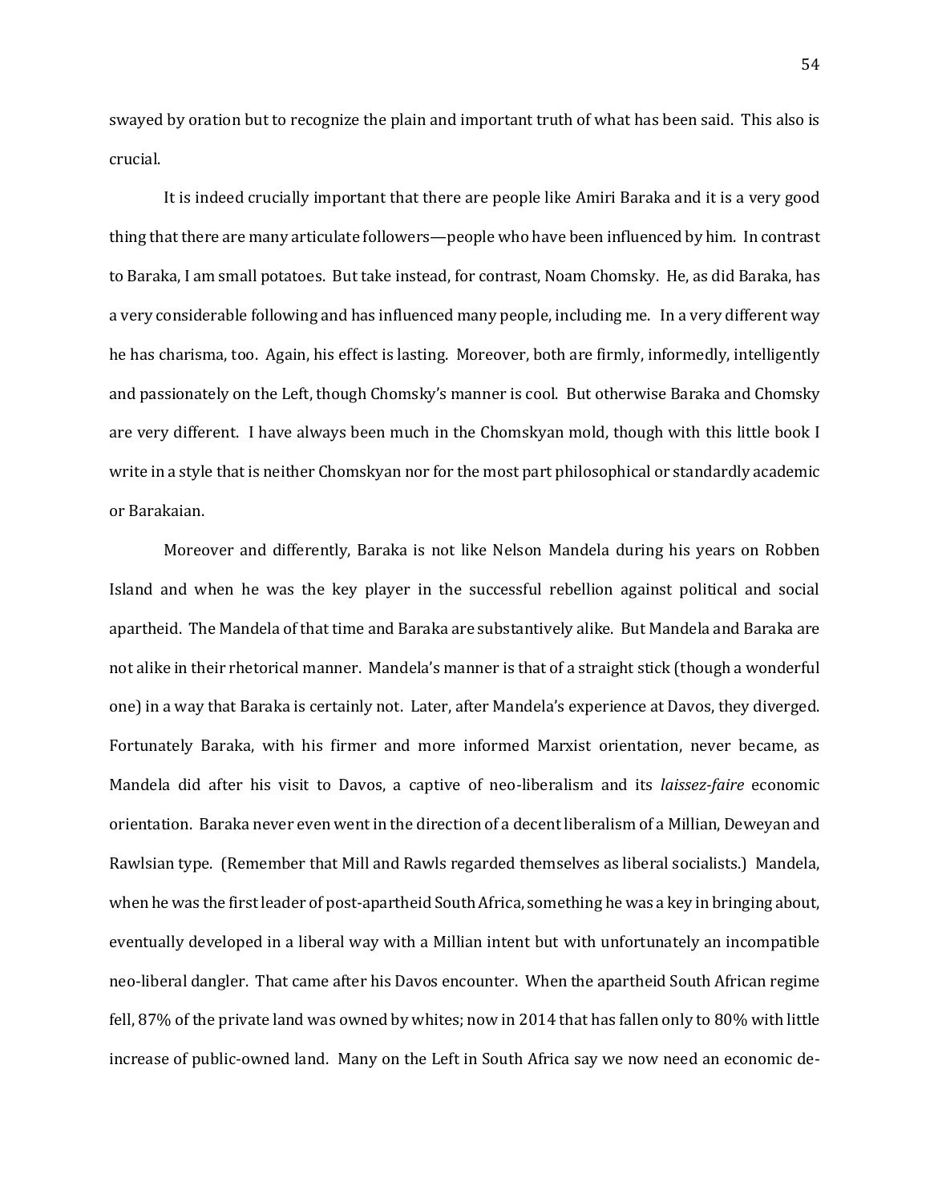swayed by oration but to recognize the plain and important truth of what has been said. This also is crucial.

It is indeed crucially important that there are people like Amiri Baraka and it is a very good thing that there are many articulate followers—people who have been influenced by him. In contrast to Baraka, I am small potatoes. But take instead, for contrast, Noam Chomsky. He, as did Baraka, has a very considerable following and has influenced many people, including me. In a very different way he has charisma, too. Again, his effect is lasting. Moreover, both are firmly, informedly, intelligently and passionately on the Left, though Chomsky's manner is cool. But otherwise Baraka and Chomsky are very different. I have always been much in the Chomskyan mold, though with this little book I write in a style that is neither Chomskyan nor for the most part philosophical or standardly academic or Barakaian.

Moreover and differently, Baraka is not like Nelson Mandela during his years on Robben Island and when he was the key player in the successful rebellion against political and social apartheid. The Mandela of that time and Baraka are substantively alike. But Mandela and Baraka are not alike in their rhetorical manner. Mandela's manner is that of a straight stick (though a wonderful one) in a way that Baraka is certainly not. Later, after Mandela's experience at Davos, they diverged. Fortunately Baraka, with his firmer and more informed Marxist orientation, never became, as Mandela did after his visit to Davos, a captive of neo-liberalism and its *laissez-faire* economic orientation. Baraka never even went in the direction of a decent liberalism of a Millian, Deweyan and Rawlsian type. (Remember that Mill and Rawls regarded themselves as liberal socialists.) Mandela, when he was the first leader of post-apartheid South Africa, something he was a key in bringing about, eventually developed in a liberal way with a Millian intent but with unfortunately an incompatible neo-liberal dangler. That came after his Davos encounter. When the apartheid South African regime fell, 87% of the private land was owned by whites; now in 2014 that has fallen only to 80% with little increase of public-owned land. Many on the Left in South Africa say we now need an economic de-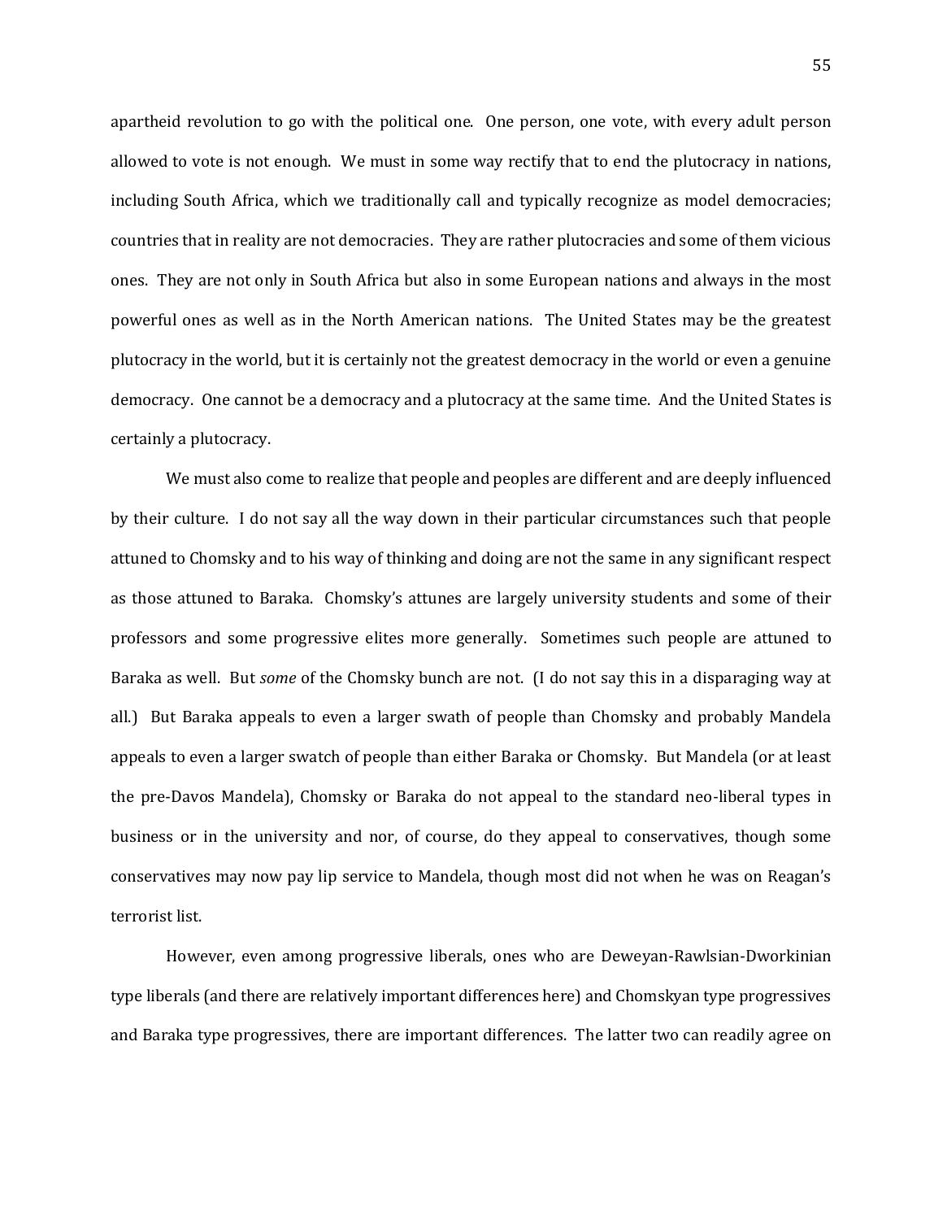apartheid revolution to go with the political one. One person, one vote, with every adult person allowed to vote is not enough. We must in some way rectify that to end the plutocracy in nations, including South Africa, which we traditionally call and typically recognize as model democracies; countries that in reality are not democracies. They are rather plutocracies and some of them vicious ones. They are not only in South Africa but also in some European nations and always in the most powerful ones as well as in the North American nations. The United States may be the greatest plutocracy in the world, but it is certainly not the greatest democracy in the world or even a genuine democracy. One cannot be a democracy and a plutocracy at the same time. And the United States is certainly a plutocracy.

We must also come to realize that people and peoples are different and are deeply influenced by their culture. I do not say all the way down in their particular circumstances such that people attuned to Chomsky and to his way of thinking and doing are not the same in any significant respect as those attuned to Baraka. Chomsky's attunes are largely university students and some of their professors and some progressive elites more generally. Sometimes such people are attuned to Baraka as well. But *some* of the Chomsky bunch are not. (I do not say this in a disparaging way at all.) But Baraka appeals to even a larger swath of people than Chomsky and probably Mandela appeals to even a larger swatch of people than either Baraka or Chomsky. But Mandela (or at least the pre-Davos Mandela), Chomsky or Baraka do not appeal to the standard neo-liberal types in business or in the university and nor, of course, do they appeal to conservatives, though some conservatives may now pay lip service to Mandela, though most did not when he was on Reagan's terrorist list.

However, even among progressive liberals, ones who are Deweyan-Rawlsian-Dworkinian type liberals (and there are relatively important differences here) and Chomskyan type progressives and Baraka type progressives, there are important differences. The latter two can readily agree on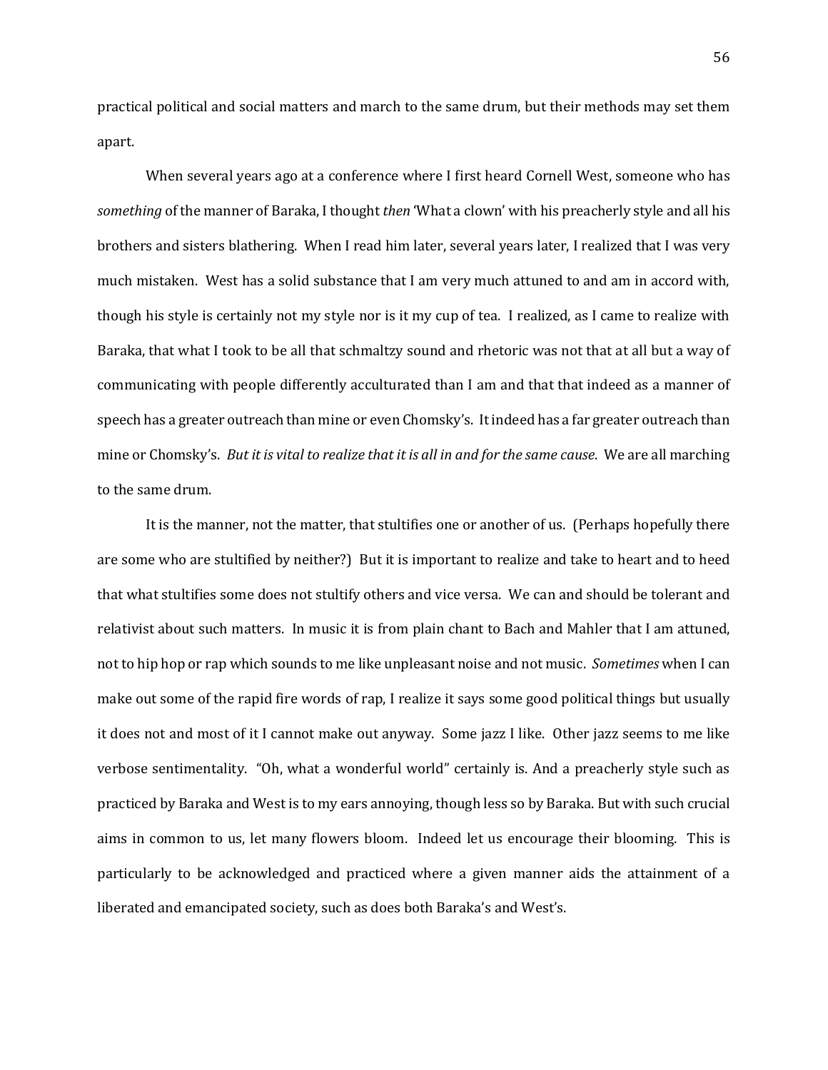practical political and social matters and march to the same drum, but their methods may set them apart.

When several years ago at a conference where I first heard Cornell West, someone who has *something* of the manner of Baraka, I thought *then* 'What a clown' with his preacherly style and all his brothers and sisters blathering. When I read him later, several years later, I realized that I was very much mistaken. West has a solid substance that I am very much attuned to and am in accord with, though his style is certainly not my style nor is it my cup of tea. I realized, as I came to realize with Baraka, that what I took to be all that schmaltzy sound and rhetoric was not that at all but a way of communicating with people differently acculturated than I am and that that indeed as a manner of speech has a greater outreach than mine or even Chomsky's. It indeed has a far greater outreach than mine or Chomsky's. *But it is vital to realize that it is all in and for the same cause*. We are all marching to the same drum.

It is the manner, not the matter, that stultifies one or another of us. (Perhaps hopefully there are some who are stultified by neither?) But it is important to realize and take to heart and to heed that what stultifies some does not stultify others and vice versa. We can and should be tolerant and relativist about such matters. In music it is from plain chant to Bach and Mahler that I am attuned, not to hip hop or rap which sounds to me like unpleasant noise and not music. *Sometimes* when I can make out some of the rapid fire words of rap, I realize it says some good political things but usually it does not and most of it I cannot make out anyway. Some jazz I like. Other jazz seems to me like verbose sentimentality. "Oh, what a wonderful world" certainly is. And a preacherly style such as practiced by Baraka and West is to my ears annoying, though less so by Baraka. But with such crucial aims in common to us, let many flowers bloom. Indeed let us encourage their blooming. This is particularly to be acknowledged and practiced where a given manner aids the attainment of a liberated and emancipated society, such as does both Baraka's and West's.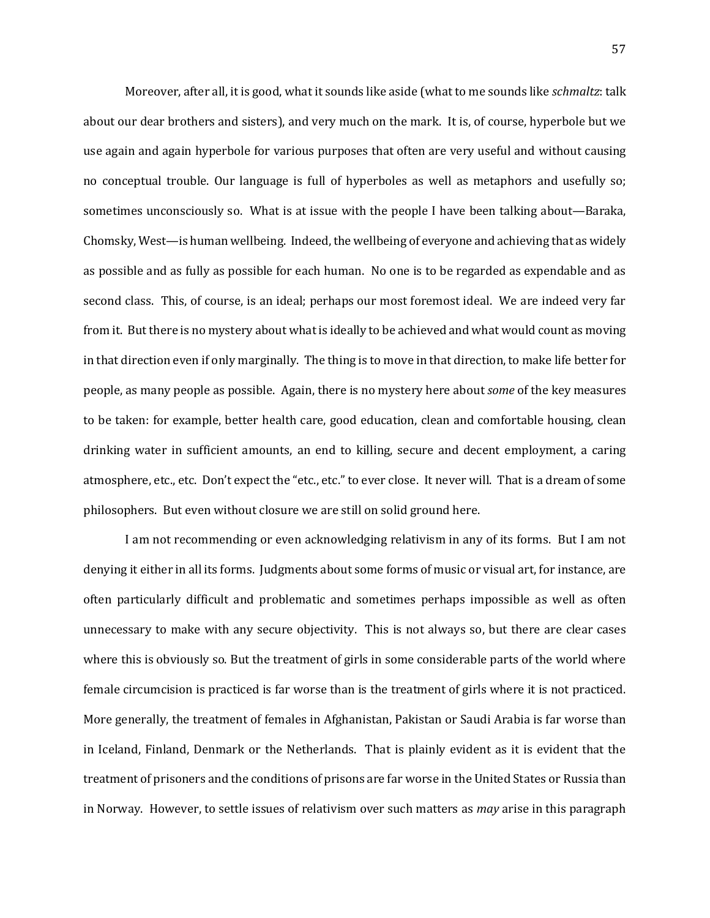Moreover, after all, it is good, what it sounds like aside (what to me sounds like *schmaltz*: talk about our dear brothers and sisters), and very much on the mark. It is, of course, hyperbole but we use again and again hyperbole for various purposes that often are very useful and without causing no conceptual trouble. Our language is full of hyperboles as well as metaphors and usefully so; sometimes unconsciously so. What is at issue with the people I have been talking about—Baraka, Chomsky, West—is human wellbeing. Indeed, the wellbeing of everyone and achieving that as widely as possible and as fully as possible for each human. No one is to be regarded as expendable and as second class. This, of course, is an ideal; perhaps our most foremost ideal. We are indeed very far from it. But there is no mystery about what is ideally to be achieved and what would count as moving in that direction even if only marginally. The thing is to move in that direction, to make life better for people, as many people as possible. Again, there is no mystery here about *some* of the key measures to be taken: for example, better health care, good education, clean and comfortable housing, clean drinking water in sufficient amounts, an end to killing, secure and decent employment, a caring atmosphere, etc., etc. Don't expect the "etc., etc." to ever close. It never will. That is a dream of some philosophers. But even without closure we are still on solid ground here.

I am not recommending or even acknowledging relativism in any of its forms. But I am not denying it either in all its forms. Judgments about some forms of music or visual art, for instance, are often particularly difficult and problematic and sometimes perhaps impossible as well as often unnecessary to make with any secure objectivity. This is not always so, but there are clear cases where this is obviously so. But the treatment of girls in some considerable parts of the world where female circumcision is practiced is far worse than is the treatment of girls where it is not practiced. More generally, the treatment of females in Afghanistan, Pakistan or Saudi Arabia is far worse than in Iceland, Finland, Denmark or the Netherlands. That is plainly evident as it is evident that the treatment of prisoners and the conditions of prisons are far worse in the United States or Russia than in Norway. However, to settle issues of relativism over such matters as *may* arise in this paragraph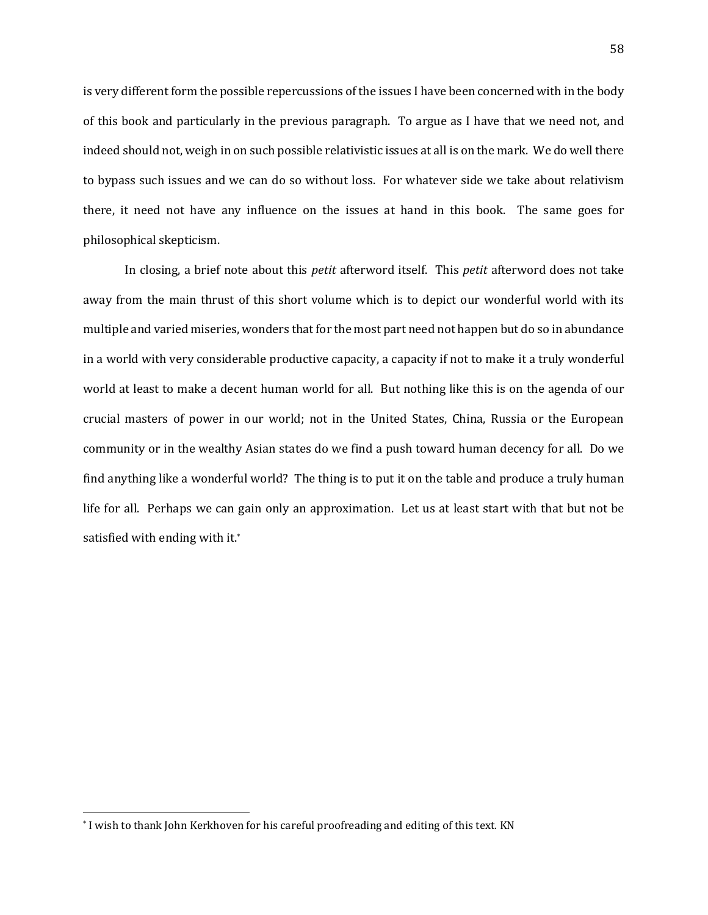is very different form the possible repercussions of the issues I have been concerned with in the body of this book and particularly in the previous paragraph. To argue as I have that we need not, and indeed should not, weigh in on such possible relativistic issues at all is on the mark. We do well there to bypass such issues and we can do so without loss. For whatever side we take about relativism there, it need not have any influence on the issues at hand in this book. The same goes for philosophical skepticism.

In closing, a brief note about this *petit* afterword itself. This *petit* afterword does not take away from the main thrust of this short volume which is to depict our wonderful world with its multiple and varied miseries, wonders that for the most part need not happen but do so in abundance in a world with very considerable productive capacity, a capacity if not to make it a truly wonderful world at least to make a decent human world for all. But nothing like this is on the agenda of our crucial masters of power in our world; not in the United States, China, Russia or the European community or in the wealthy Asian states do we find a push toward human decency for all. Do we find anything like a wonderful world? The thing is to put it on the table and produce a truly human life for all. Perhaps we can gain only an approximation. Let us at least start with that but not be satisfied with ending with it.[*]

---

[*] I wish to thank John Kerkhoven for his careful proofreading and editing of this text. KN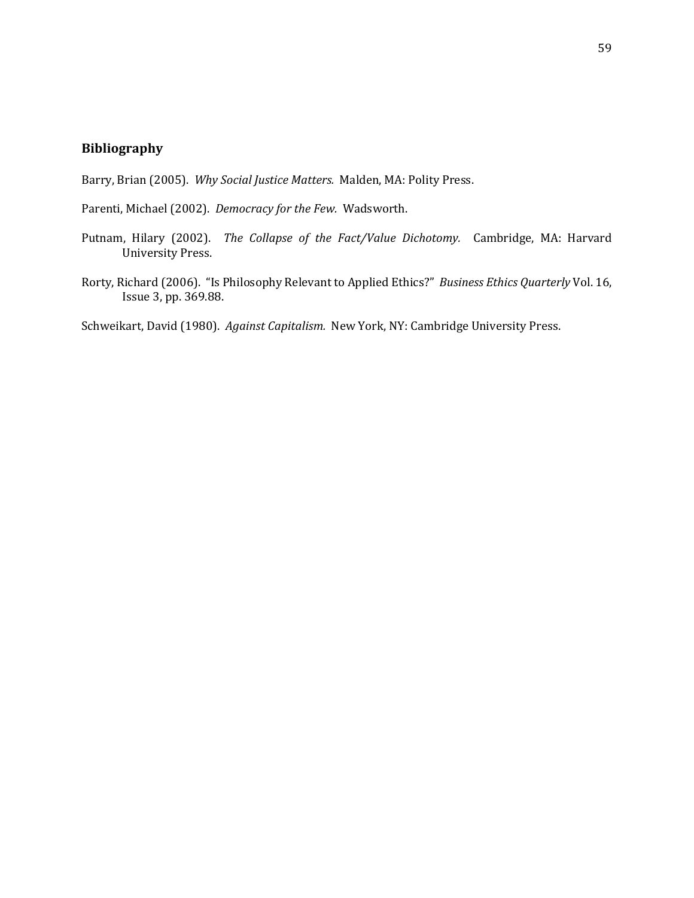## Bibliography

Barry, Brian (2005). *Why Social Justice Matters.* Malden, MA: Polity Press.

Parenti, Michael (2002). *Democracy for the Few.* Wadsworth.

Putnam, Hilary (2002). *The Collapse of the Fact/Value Dichotomy.* Cambridge, MA: Harvard University Press.

Rorty, Richard (2006). "Is Philosophy Relevant to Applied Ethics?" *Business Ethics Quarterly* Vol. 16, Issue 3, pp. 369.88.

Schweikart, David (1980). *Against Capitalism.* New York, NY: Cambridge University Press.